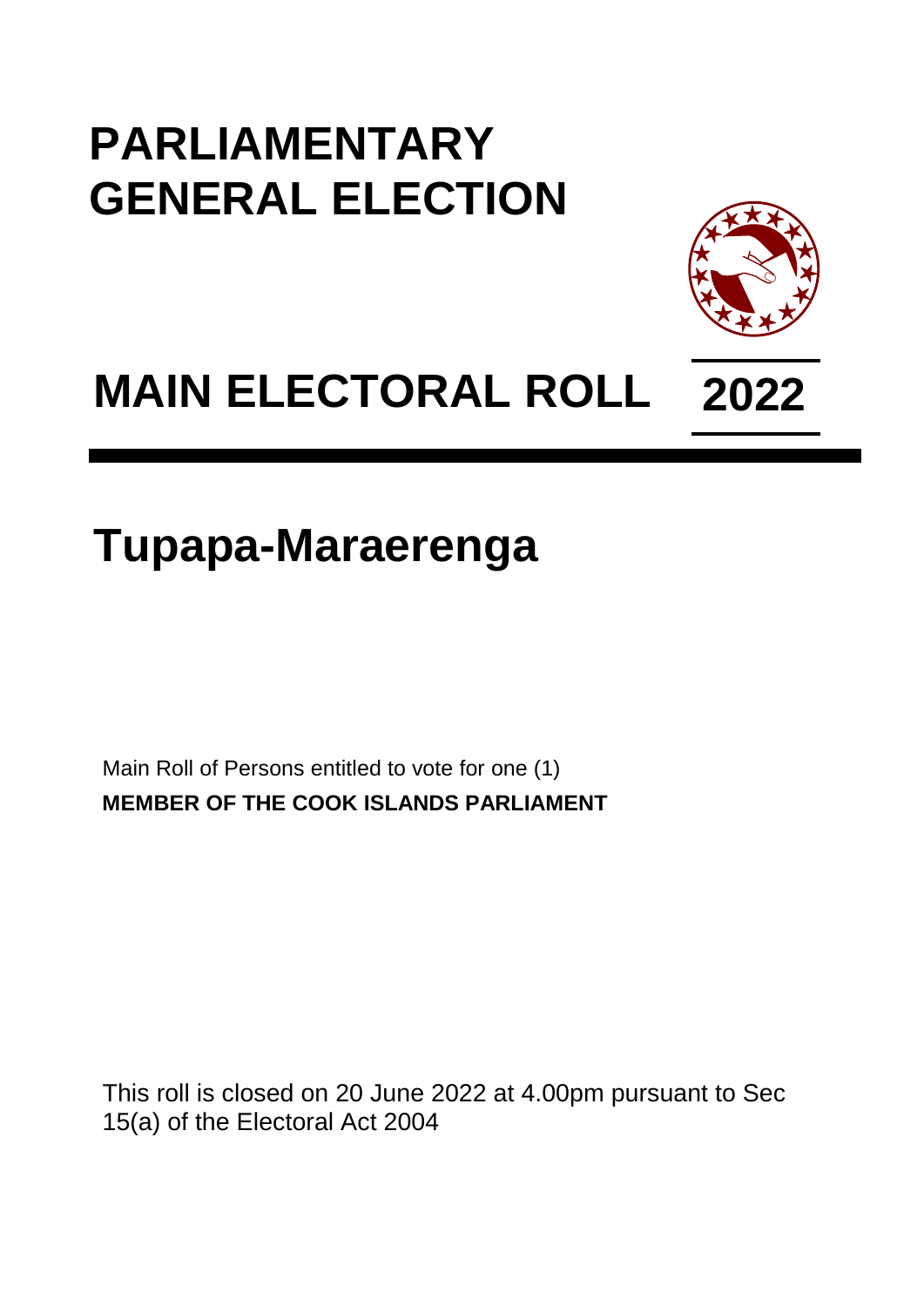# PARLIAMENTARY GENERAL ELECTION

# MAIN ELECTORAL ROLL 2022

## Tupapa-Maraerenga

Main Roll of Persons entitled to vote for one (1)

**MEMBER OF THE COOK ISLANDS PARLIAMENT**

This roll is closed on 20 June 2022 at 4.00pm pursuant to Sec 15(a) of the Electoral Act 2004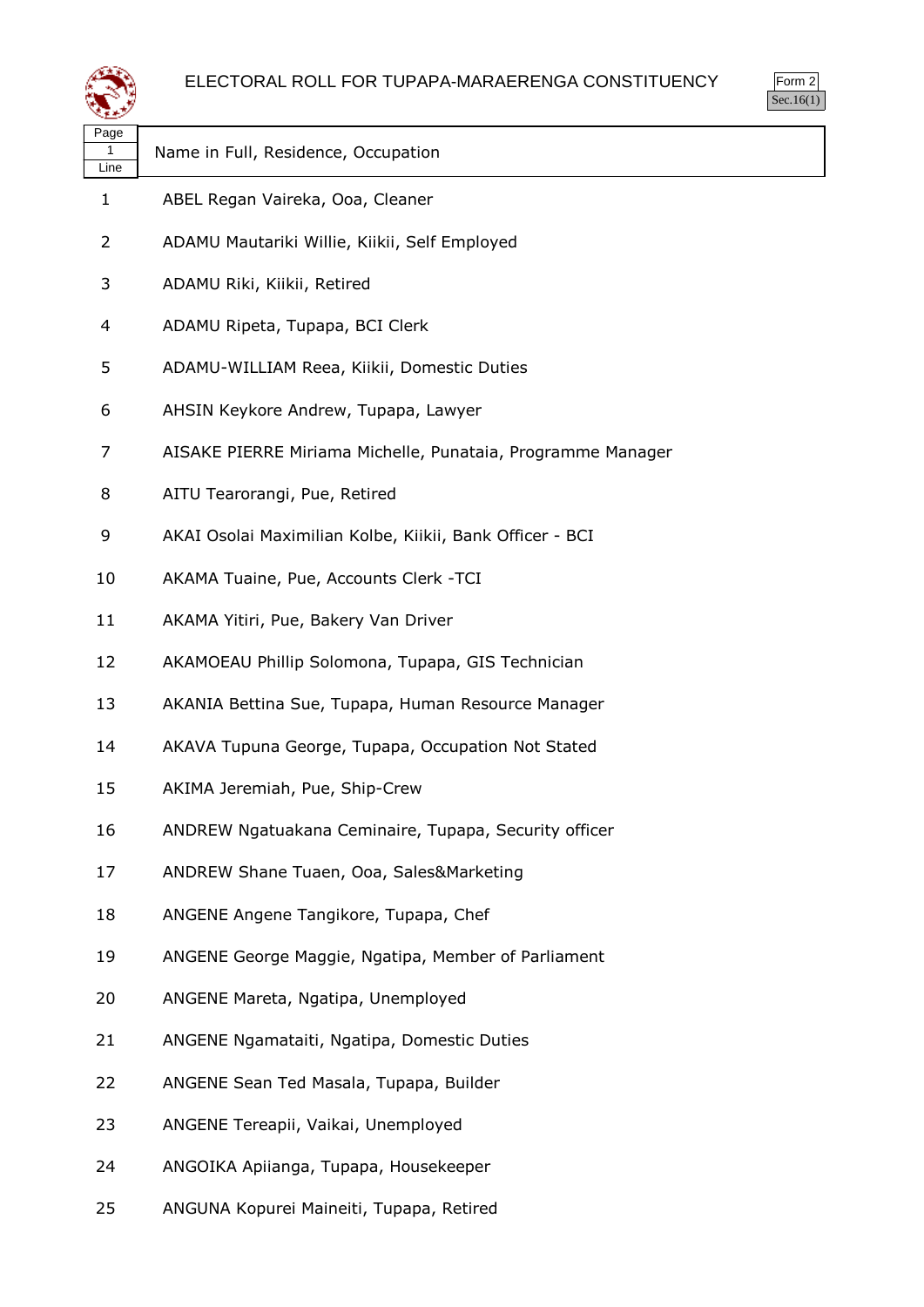# ELECTORAL ROLL FOR TUPAPA-MARAERENGA CONSTITUENCY

Form 2
Sec.16(1)

| Page 1 Line | Name in Full, Residence, Occupation |
|---|---|
| 1 | ABEL Regan Vaireka, Ooa, Cleaner |
| 2 | ADAMU Mautariki Willie, Kiikii, Self Employed |
| 3 | ADAMU Riki, Kiikii, Retired |
| 4 | ADAMU Ripeta, Tupapa, BCI Clerk |
| 5 | ADAMU-WILLIAM Reea, Kiikii, Domestic Duties |
| 6 | AHSIN Keykore Andrew, Tupapa, Lawyer |
| 7 | AISAKE PIERRE Miriama Michelle, Punataia, Programme Manager |
| 8 | AITU Tearorangi, Pue, Retired |
| 9 | AKAI Osolai Maximilian Kolbe, Kiikii, Bank Officer - BCI |
| 10 | AKAMA Tuaine, Pue, Accounts Clerk -TCI |
| 11 | AKAMA Yitiri, Pue, Bakery Van Driver |
| 12 | AKAMOEAU Phillip Solomona, Tupapa, GIS Technician |
| 13 | AKANIA Bettina Sue, Tupapa, Human Resource Manager |
| 14 | AKAVA Tupuna George, Tupapa, Occupation Not Stated |
| 15 | AKIMA Jeremiah, Pue, Ship-Crew |
| 16 | ANDREW Ngatuakana Ceminaire, Tupapa, Security officer |
| 17 | ANDREW Shane Tuaen, Ooa, Sales&Marketing |
| 18 | ANGENE Angene Tangikore, Tupapa, Chef |
| 19 | ANGENE George Maggie, Ngatipa, Member of Parliament |
| 20 | ANGENE Mareta, Ngatipa, Unemployed |
| 21 | ANGENE Ngamataiti, Ngatipa, Domestic Duties |
| 22 | ANGENE Sean Ted Masala, Tupapa, Builder |
| 23 | ANGENE Tereapii, Vaikai, Unemployed |
| 24 | ANGOIKA Apiianga, Tupapa, Housekeeper |
| 25 | ANGUNA Kopurei Maineiti, Tupapa, Retired |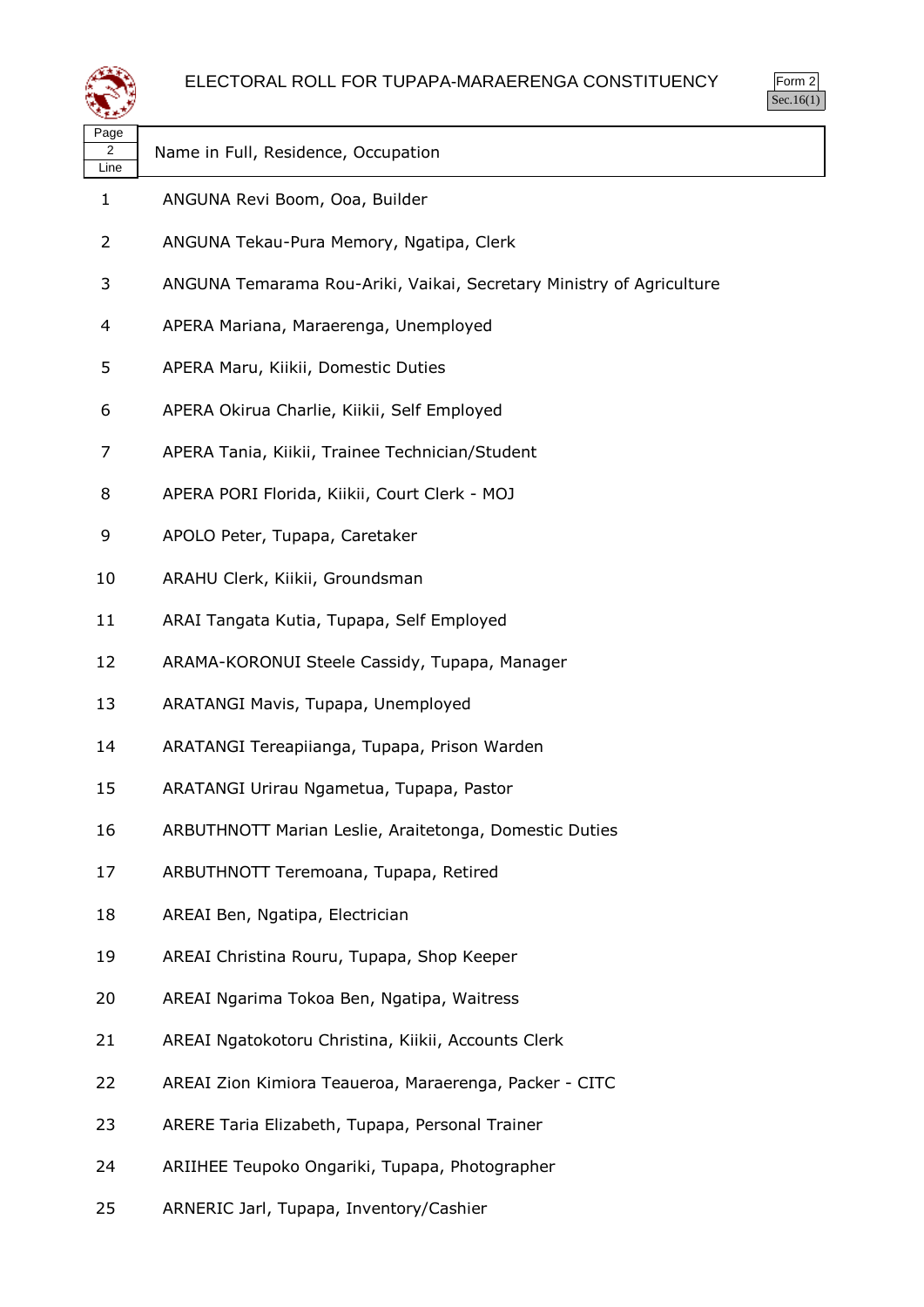# ELECTORAL ROLL FOR TUPAPA-MARAERENGA CONSTITUENCY

Form 2
Sec.16(1)

| Page 2 Line | Name in Full, Residence, Occupation |
|---|---|
| 1 | ANGUNA Revi Boom, Ooa, Builder |
| 2 | ANGUNA Tekau-Pura Memory, Ngatipa, Clerk |
| 3 | ANGUNA Temarama Rou-Ariki, Vaikai, Secretary Ministry of Agriculture |
| 4 | APERA Mariana, Maraerenga, Unemployed |
| 5 | APERA Maru, Kiikii, Domestic Duties |
| 6 | APERA Okirua Charlie, Kiikii, Self Employed |
| 7 | APERA Tania, Kiikii, Trainee Technician/Student |
| 8 | APERA PORI Florida, Kiikii, Court Clerk - MOJ |
| 9 | APOLO Peter, Tupapa, Caretaker |
| 10 | ARAHU Clerk, Kiikii, Groundsman |
| 11 | ARAI Tangata Kutia, Tupapa, Self Employed |
| 12 | ARAMA-KORONUI Steele Cassidy, Tupapa, Manager |
| 13 | ARATANGI Mavis, Tupapa, Unemployed |
| 14 | ARATANGI Tereapiianga, Tupapa, Prison Warden |
| 15 | ARATANGI Urirau Ngametua, Tupapa, Pastor |
| 16 | ARBUTHNOTT Marian Leslie, Araitetonga, Domestic Duties |
| 17 | ARBUTHNOTT Teremoana, Tupapa, Retired |
| 18 | AREAI Ben, Ngatipa, Electrician |
| 19 | AREAI Christina Rouru, Tupapa, Shop Keeper |
| 20 | AREAI Ngarima Tokoa Ben, Ngatipa, Waitress |
| 21 | AREAI Ngatokotoru Christina, Kiikii, Accounts Clerk |
| 22 | AREAI Zion Kimiora Teaueroa, Maraerenga, Packer - CITC |
| 23 | ARERE Taria Elizabeth, Tupapa, Personal Trainer |
| 24 | ARIIHEE Teupoko Ongariki, Tupapa, Photographer |
| 25 | ARNERIC Jarl, Tupapa, Inventory/Cashier |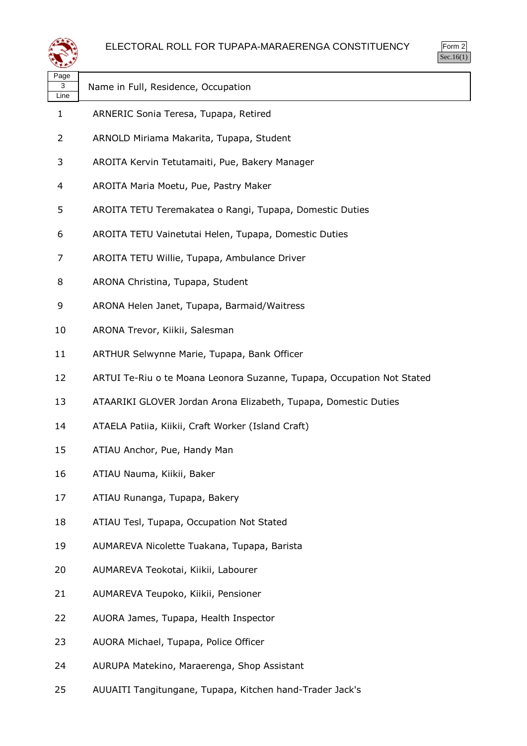| Page 3 Line | Name in Full, Residence, Occupation |
|---|---|
| 1 | ARNERIC Sonia Teresa, Tupapa, Retired |
| 2 | ARNOLD Miriama Makarita, Tupapa, Student |
| 3 | AROITA Kervin Tetutamaiti, Pue, Bakery Manager |
| 4 | AROITA Maria Moetu, Pue, Pastry Maker |
| 5 | AROITA TETU Teremakatea o Rangi, Tupapa, Domestic Duties |
| 6 | AROITA TETU Vainetutai Helen, Tupapa, Domestic Duties |
| 7 | AROITA TETU Willie, Tupapa, Ambulance Driver |
| 8 | ARONA Christina, Tupapa, Student |
| 9 | ARONA Helen Janet, Tupapa, Barmaid/Waitress |
| 10 | ARONA Trevor, Kiikii, Salesman |
| 11 | ARTHUR Selwynne Marie, Tupapa, Bank Officer |
| 12 | ARTUI Te-Riu o te Moana Leonora Suzanne, Tupapa, Occupation Not Stated |
| 13 | ATAARIKI GLOVER Jordan Arona Elizabeth, Tupapa, Domestic Duties |
| 14 | ATAELA Patiia, Kiikii, Craft Worker (Island Craft) |
| 15 | ATIAU Anchor, Pue, Handy Man |
| 16 | ATIAU Nauma, Kiikii, Baker |
| 17 | ATIAU Runanga, Tupapa, Bakery |
| 18 | ATIAU Tesl, Tupapa, Occupation Not Stated |
| 19 | AUMAREVA Nicolette Tuakana, Tupapa, Barista |
| 20 | AUMAREVA Teokotai, Kiikii, Labourer |
| 21 | AUMAREVA Teupoko, Kiikii, Pensioner |
| 22 | AUORA James, Tupapa, Health Inspector |
| 23 | AUORA Michael, Tupapa, Police Officer |
| 24 | AURUPA Matekino, Maraerenga, Shop Assistant |
| 25 | AUUAITI Tangitungane, Tupapa, Kitchen hand-Trader Jack's |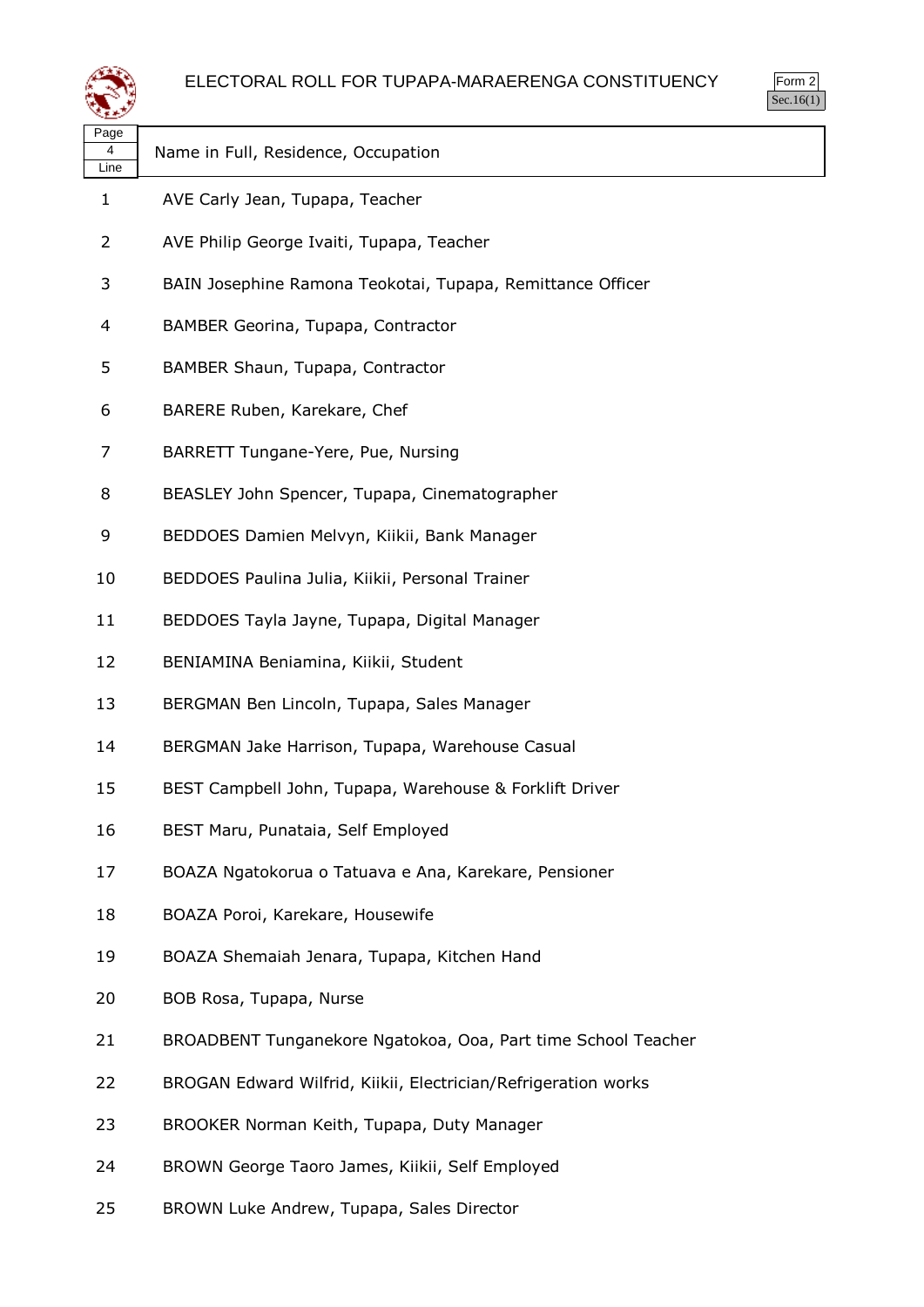# ELECTORAL ROLL FOR TUPAPA-MARAERENGA CONSTITUENCY

Form 2
Sec.16(1)

| Page 4 Line | Name in Full, Residence, Occupation |
|---|---|
| 1 | AVE Carly Jean, Tupapa, Teacher |
| 2 | AVE Philip George Ivaiti, Tupapa, Teacher |
| 3 | BAIN Josephine Ramona Teokotai, Tupapa, Remittance Officer |
| 4 | BAMBER Georina, Tupapa, Contractor |
| 5 | BAMBER Shaun, Tupapa, Contractor |
| 6 | BARERE Ruben, Karekare, Chef |
| 7 | BARRETT Tungane-Yere, Pue, Nursing |
| 8 | BEASLEY John Spencer, Tupapa, Cinematographer |
| 9 | BEDDOES Damien Melvyn, Kiikii, Bank Manager |
| 10 | BEDDOES Paulina Julia, Kiikii, Personal Trainer |
| 11 | BEDDOES Tayla Jayne, Tupapa, Digital Manager |
| 12 | BENIAMINA Beniamina, Kiikii, Student |
| 13 | BERGMAN Ben Lincoln, Tupapa, Sales Manager |
| 14 | BERGMAN Jake Harrison, Tupapa, Warehouse Casual |
| 15 | BEST Campbell John, Tupapa, Warehouse & Forklift Driver |
| 16 | BEST Maru, Punataia, Self Employed |
| 17 | BOAZA Ngatokorua o Tatuava e Ana, Karekare, Pensioner |
| 18 | BOAZA Poroi, Karekare, Housewife |
| 19 | BOAZA Shemaiah Jenara, Tupapa, Kitchen Hand |
| 20 | BOB Rosa, Tupapa, Nurse |
| 21 | BROADBENT Tunganekore Ngatokoa, Ooa, Part time School Teacher |
| 22 | BROGAN Edward Wilfrid, Kiikii, Electrician/Refrigeration works |
| 23 | BROOKER Norman Keith, Tupapa, Duty Manager |
| 24 | BROWN George Taoro James, Kiikii, Self Employed |
| 25 | BROWN Luke Andrew, Tupapa, Sales Director |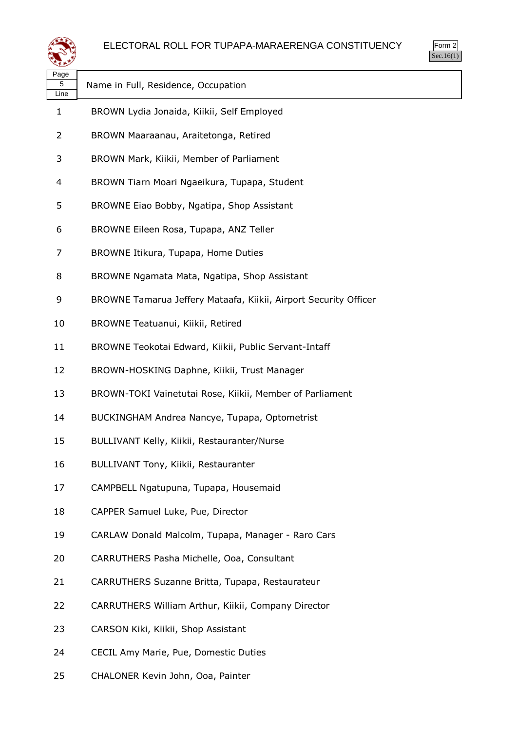| Page 5 Line | Name in Full, Residence, Occupation |
|---|---|
| 1 | BROWN Lydia Jonaida, Kiikii, Self Employed |
| 2 | BROWN Maaraanau, Araitetonga, Retired |
| 3 | BROWN Mark, Kiikii, Member of Parliament |
| 4 | BROWN Tiarn Moari Ngaeikura, Tupapa, Student |
| 5 | BROWNE Eiao Bobby, Ngatipa, Shop Assistant |
| 6 | BROWNE Eileen Rosa, Tupapa, ANZ Teller |
| 7 | BROWNE Itikura, Tupapa, Home Duties |
| 8 | BROWNE Ngamata Mata, Ngatipa, Shop Assistant |
| 9 | BROWNE Tamarua Jeffery Mataafa, Kiikii, Airport Security Officer |
| 10 | BROWNE Teatuanui, Kiikii, Retired |
| 11 | BROWNE Teokotai Edward, Kiikii, Public Servant-Intaff |
| 12 | BROWN-HOSKING Daphne, Kiikii, Trust Manager |
| 13 | BROWN-TOKI Vainetutai Rose, Kiikii, Member of Parliament |
| 14 | BUCKINGHAM Andrea Nancye, Tupapa, Optometrist |
| 15 | BULLIVANT Kelly, Kiikii, Restauranter/Nurse |
| 16 | BULLIVANT Tony, Kiikii, Restauranter |
| 17 | CAMPBELL Ngatupuna, Tupapa, Housemaid |
| 18 | CAPPER Samuel Luke, Pue, Director |
| 19 | CARLAW Donald Malcolm, Tupapa, Manager - Raro Cars |
| 20 | CARRUTHERS Pasha Michelle, Ooa, Consultant |
| 21 | CARRUTHERS Suzanne Britta, Tupapa, Restaurateur |
| 22 | CARRUTHERS William Arthur, Kiikii, Company Director |
| 23 | CARSON Kiki, Kiikii, Shop Assistant |
| 24 | CECIL Amy Marie, Pue, Domestic Duties |
| 25 | CHALONER Kevin John, Ooa, Painter |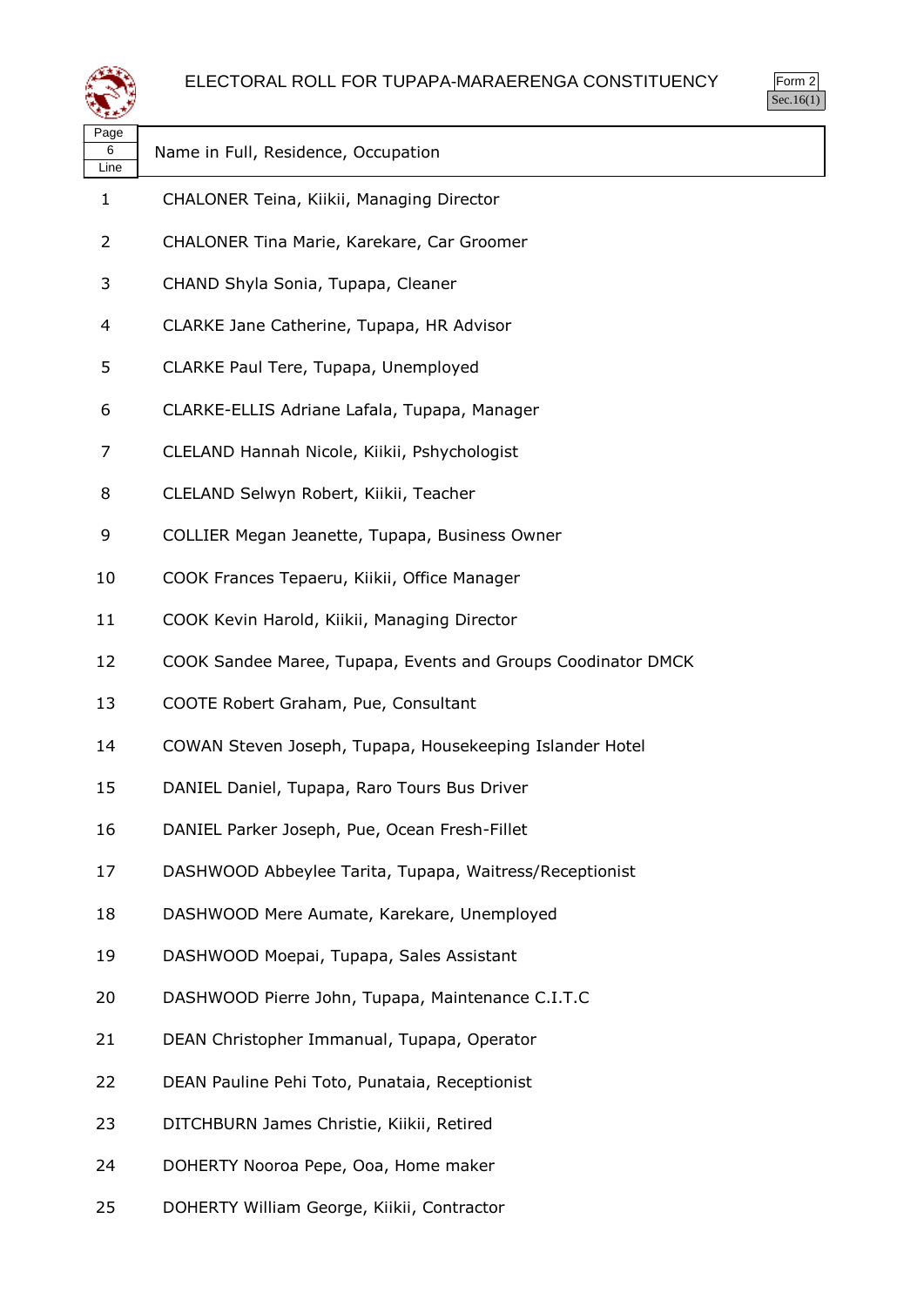# ELECTORAL ROLL FOR TUPAPA-MARAERENGA CONSTITUENCY

Form 2
Sec.16(1)

| Page 6 Line | Name in Full, Residence, Occupation |
|---|---|
| 1 | CHALONER Teina, Kiikii, Managing Director |
| 2 | CHALONER Tina Marie, Karekare, Car Groomer |
| 3 | CHAND Shyla Sonia, Tupapa, Cleaner |
| 4 | CLARKE Jane Catherine, Tupapa, HR Advisor |
| 5 | CLARKE Paul Tere, Tupapa, Unemployed |
| 6 | CLARKE-ELLIS Adriane Lafala, Tupapa, Manager |
| 7 | CLELAND Hannah Nicole, Kiikii, Pshychologist |
| 8 | CLELAND Selwyn Robert, Kiikii, Teacher |
| 9 | COLLIER Megan Jeanette, Tupapa, Business Owner |
| 10 | COOK Frances Tepaeru, Kiikii, Office Manager |
| 11 | COOK Kevin Harold, Kiikii, Managing Director |
| 12 | COOK Sandee Maree, Tupapa, Events and Groups Coodinator DMCK |
| 13 | COOTE Robert Graham, Pue, Consultant |
| 14 | COWAN Steven Joseph, Tupapa, Housekeeping Islander Hotel |
| 15 | DANIEL Daniel, Tupapa, Raro Tours Bus Driver |
| 16 | DANIEL Parker Joseph, Pue, Ocean Fresh-Fillet |
| 17 | DASHWOOD Abbeylee Tarita, Tupapa, Waitress/Receptionist |
| 18 | DASHWOOD Mere Aumate, Karekare, Unemployed |
| 19 | DASHWOOD Moepai, Tupapa, Sales Assistant |
| 20 | DASHWOOD Pierre John, Tupapa, Maintenance C.I.T.C |
| 21 | DEAN Christopher Immanual, Tupapa, Operator |
| 22 | DEAN Pauline Pehi Toto, Punataia, Receptionist |
| 23 | DITCHBURN James Christie, Kiikii, Retired |
| 24 | DOHERTY Nooroa Pepe, Ooa, Home maker |
| 25 | DOHERTY William George, Kiikii, Contractor |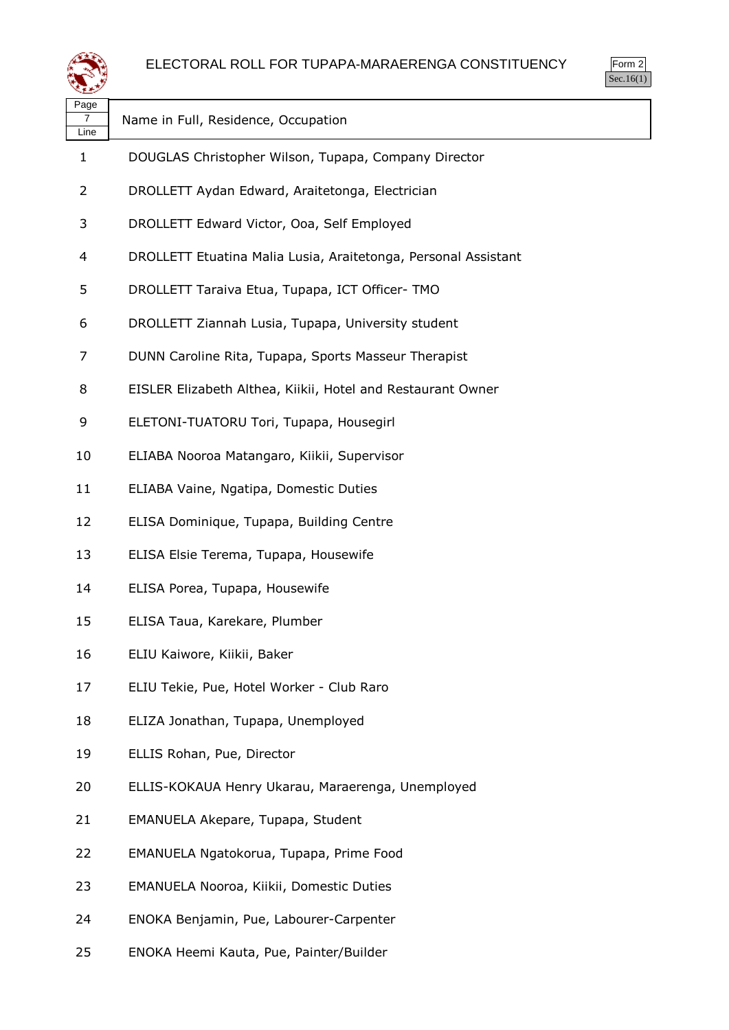# ELECTORAL ROLL FOR TUPAPA-MARAERENGA CONSTITUENCY

Form 2
Sec.16(1)

| Page 7 Line | Name in Full, Residence, Occupation |
|---|---|
| 1 | DOUGLAS Christopher Wilson, Tupapa, Company Director |
| 2 | DROLLETT Aydan Edward, Araitetonga, Electrician |
| 3 | DROLLETT Edward Victor, Ooa, Self Employed |
| 4 | DROLLETT Etuatina Malia Lusia, Araitetonga, Personal Assistant |
| 5 | DROLLETT Taraiva Etua, Tupapa, ICT Officer- TMO |
| 6 | DROLLETT Ziannah Lusia, Tupapa, University student |
| 7 | DUNN Caroline Rita, Tupapa, Sports Masseur Therapist |
| 8 | EISLER Elizabeth Althea, Kiikii, Hotel and Restaurant Owner |
| 9 | ELETONI-TUATORU Tori, Tupapa, Housegirl |
| 10 | ELIABA Nooroa Matangaro, Kiikii, Supervisor |
| 11 | ELIABA Vaine, Ngatipa, Domestic Duties |
| 12 | ELISA Dominique, Tupapa, Building Centre |
| 13 | ELISA Elsie Terema, Tupapa, Housewife |
| 14 | ELISA Porea, Tupapa, Housewife |
| 15 | ELISA Taua, Karekare, Plumber |
| 16 | ELIU Kaiwore, Kiikii, Baker |
| 17 | ELIU Tekie, Pue, Hotel Worker - Club Raro |
| 18 | ELIZA Jonathan, Tupapa, Unemployed |
| 19 | ELLIS Rohan, Pue, Director |
| 20 | ELLIS-KOKAUA Henry Ukarau, Maraerenga, Unemployed |
| 21 | EMANUELA Akepare, Tupapa, Student |
| 22 | EMANUELA Ngatokorua, Tupapa, Prime Food |
| 23 | EMANUELA Nooroa, Kiikii, Domestic Duties |
| 24 | ENOKA Benjamin, Pue, Labourer-Carpenter |
| 25 | ENOKA Heemi Kauta, Pue, Painter/Builder |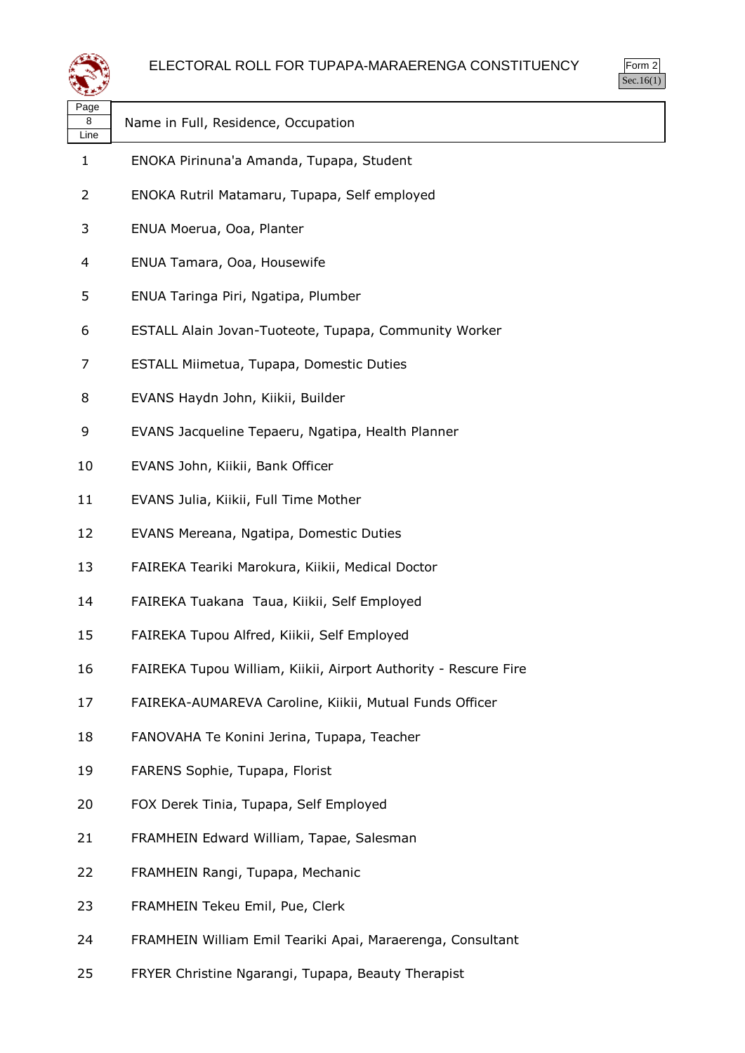# ELECTORAL ROLL FOR TUPAPA-MARAERENGA CONSTITUENCY

Form 2
Sec.16(1)

| Page 8 Line | Name in Full, Residence, Occupation |
|---|---|
| 1 | ENOKA Pirinuna'a Amanda, Tupapa, Student |
| 2 | ENOKA Rutril Matamaru, Tupapa, Self employed |
| 3 | ENUA Moerua, Ooa, Planter |
| 4 | ENUA Tamara, Ooa, Housewife |
| 5 | ENUA Taringa Piri, Ngatipa, Plumber |
| 6 | ESTALL Alain Jovan-Tuoteote, Tupapa, Community Worker |
| 7 | ESTALL Miimetua, Tupapa, Domestic Duties |
| 8 | EVANS Haydn John, Kiikii, Builder |
| 9 | EVANS Jacqueline Tepaeru, Ngatipa, Health Planner |
| 10 | EVANS John, Kiikii, Bank Officer |
| 11 | EVANS Julia, Kiikii, Full Time Mother |
| 12 | EVANS Mereana, Ngatipa, Domestic Duties |
| 13 | FAIREKA Teariki Marokura, Kiikii, Medical Doctor |
| 14 | FAIREKA Tuakana  Taua, Kiikii, Self Employed |
| 15 | FAIREKA Tupou Alfred, Kiikii, Self Employed |
| 16 | FAIREKA Tupou William, Kiikii, Airport Authority - Rescure Fire |
| 17 | FAIREKA-AUMAREVA Caroline, Kiikii, Mutual Funds Officer |
| 18 | FANOVAHA Te Konini Jerina, Tupapa, Teacher |
| 19 | FARENS Sophie, Tupapa, Florist |
| 20 | FOX Derek Tinia, Tupapa, Self Employed |
| 21 | FRAMHEIN Edward William, Tapae, Salesman |
| 22 | FRAMHEIN Rangi, Tupapa, Mechanic |
| 23 | FRAMHEIN Tekeu Emil, Pue, Clerk |
| 24 | FRAMHEIN William Emil Teariki Apai, Maraerenga, Consultant |
| 25 | FRYER Christine Ngarangi, Tupapa, Beauty Therapist |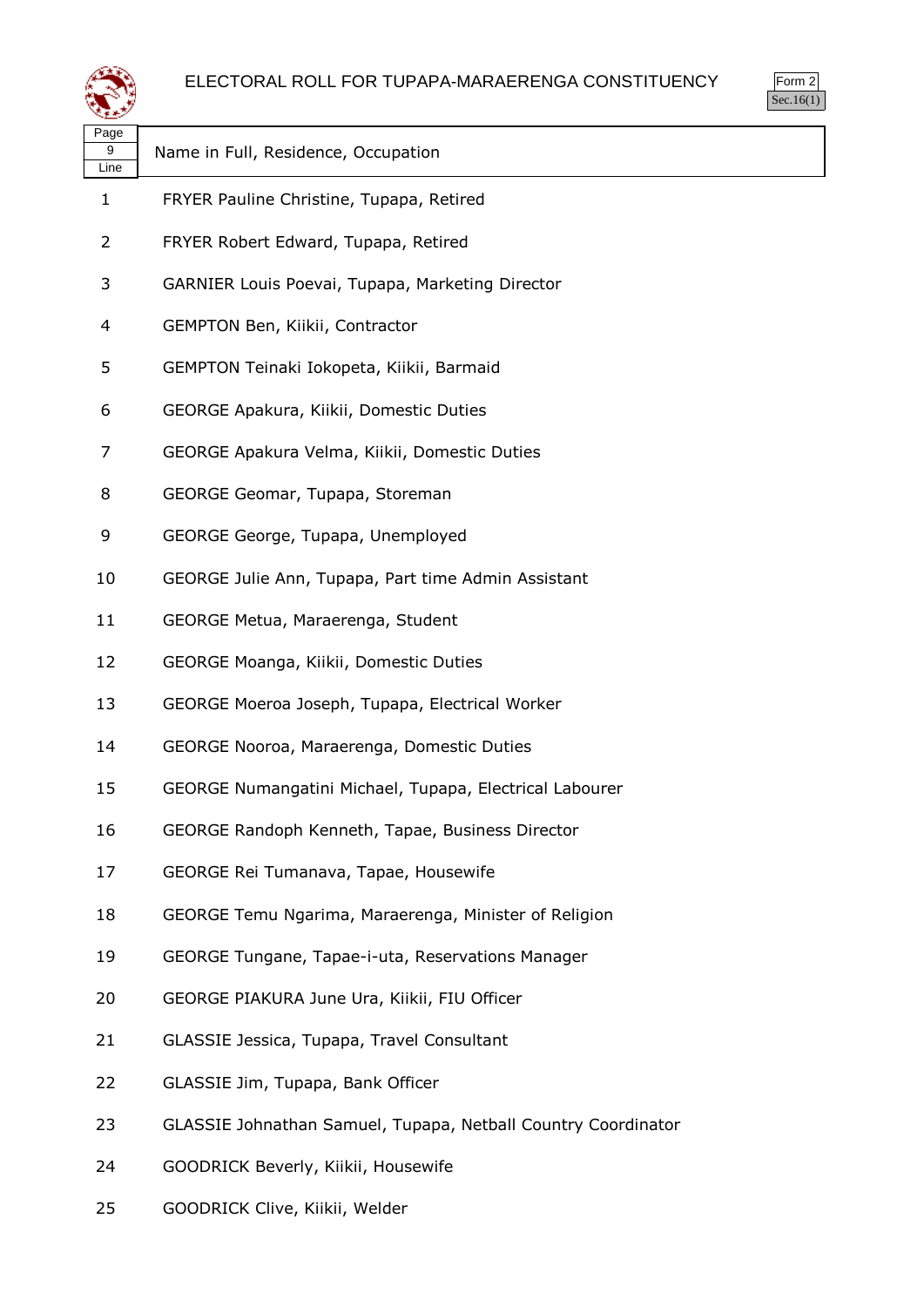# ELECTORAL ROLL FOR TUPAPA-MARAERENGA CONSTITUENCY

Form 2
Sec.16(1)

| Page 9 Line | Name in Full, Residence, Occupation |
|---|---|
| 1 | FRYER Pauline Christine, Tupapa, Retired |
| 2 | FRYER Robert Edward, Tupapa, Retired |
| 3 | GARNIER Louis Poevai, Tupapa, Marketing Director |
| 4 | GEMPTON Ben, Kiikii, Contractor |
| 5 | GEMPTON Teinaki Iokopeta, Kiikii, Barmaid |
| 6 | GEORGE Apakura, Kiikii, Domestic Duties |
| 7 | GEORGE Apakura Velma, Kiikii, Domestic Duties |
| 8 | GEORGE Geomar, Tupapa, Storeman |
| 9 | GEORGE George, Tupapa, Unemployed |
| 10 | GEORGE Julie Ann, Tupapa, Part time Admin Assistant |
| 11 | GEORGE Metua, Maraerenga, Student |
| 12 | GEORGE Moanga, Kiikii, Domestic Duties |
| 13 | GEORGE Moeroa Joseph, Tupapa, Electrical Worker |
| 14 | GEORGE Nooroa, Maraerenga, Domestic Duties |
| 15 | GEORGE Numangatini Michael, Tupapa, Electrical Labourer |
| 16 | GEORGE Randoph Kenneth, Tapae, Business Director |
| 17 | GEORGE Rei Tumanava, Tapae, Housewife |
| 18 | GEORGE Temu Ngarima, Maraerenga, Minister of Religion |
| 19 | GEORGE Tungane, Tapae-i-uta, Reservations Manager |
| 20 | GEORGE PIAKURA June Ura, Kiikii, FIU Officer |
| 21 | GLASSIE Jessica, Tupapa, Travel Consultant |
| 22 | GLASSIE Jim, Tupapa, Bank Officer |
| 23 | GLASSIE Johnathan Samuel, Tupapa, Netball Country Coordinator |
| 24 | GOODRICK Beverly, Kiikii, Housewife |
| 25 | GOODRICK Clive, Kiikii, Welder |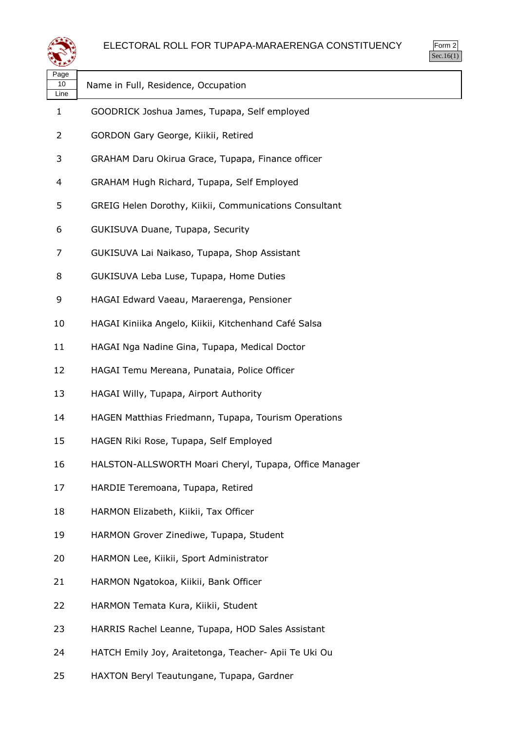# ELECTORAL ROLL FOR TUPAPA-MARAERENGA CONSTITUENCY

Form 2
Sec.16(1)

| Page 10 Line | Name in Full, Residence, Occupation |
|---|---|
| 1 | GOODRICK Joshua James, Tupapa, Self employed |
| 2 | GORDON Gary George, Kiikii, Retired |
| 3 | GRAHAM Daru Okirua Grace, Tupapa, Finance officer |
| 4 | GRAHAM Hugh Richard, Tupapa, Self Employed |
| 5 | GREIG Helen Dorothy, Kiikii, Communications Consultant |
| 6 | GUKISUVA Duane, Tupapa, Security |
| 7 | GUKISUVA Lai Naikaso, Tupapa, Shop Assistant |
| 8 | GUKISUVA Leba Luse, Tupapa, Home Duties |
| 9 | HAGAI Edward Vaeau, Maraerenga, Pensioner |
| 10 | HAGAI Kiniika Angelo, Kiikii, Kitchenhand Café Salsa |
| 11 | HAGAI Nga Nadine Gina, Tupapa, Medical Doctor |
| 12 | HAGAI Temu Mereana, Punataia, Police Officer |
| 13 | HAGAI Willy, Tupapa, Airport Authority |
| 14 | HAGEN Matthias Friedmann, Tupapa, Tourism Operations |
| 15 | HAGEN Riki Rose, Tupapa, Self Employed |
| 16 | HALSTON-ALLSWORTH Moari Cheryl, Tupapa, Office Manager |
| 17 | HARDIE Teremoana, Tupapa, Retired |
| 18 | HARMON Elizabeth, Kiikii, Tax Officer |
| 19 | HARMON Grover Zinediwe, Tupapa, Student |
| 20 | HARMON Lee, Kiikii, Sport Administrator |
| 21 | HARMON Ngatokoa, Kiikii, Bank Officer |
| 22 | HARMON Temata Kura, Kiikii, Student |
| 23 | HARRIS Rachel Leanne, Tupapa, HOD Sales Assistant |
| 24 | HATCH Emily Joy, Araitetonga, Teacher- Apii Te Uki Ou |
| 25 | HAXTON Beryl Teautungane, Tupapa, Gardner |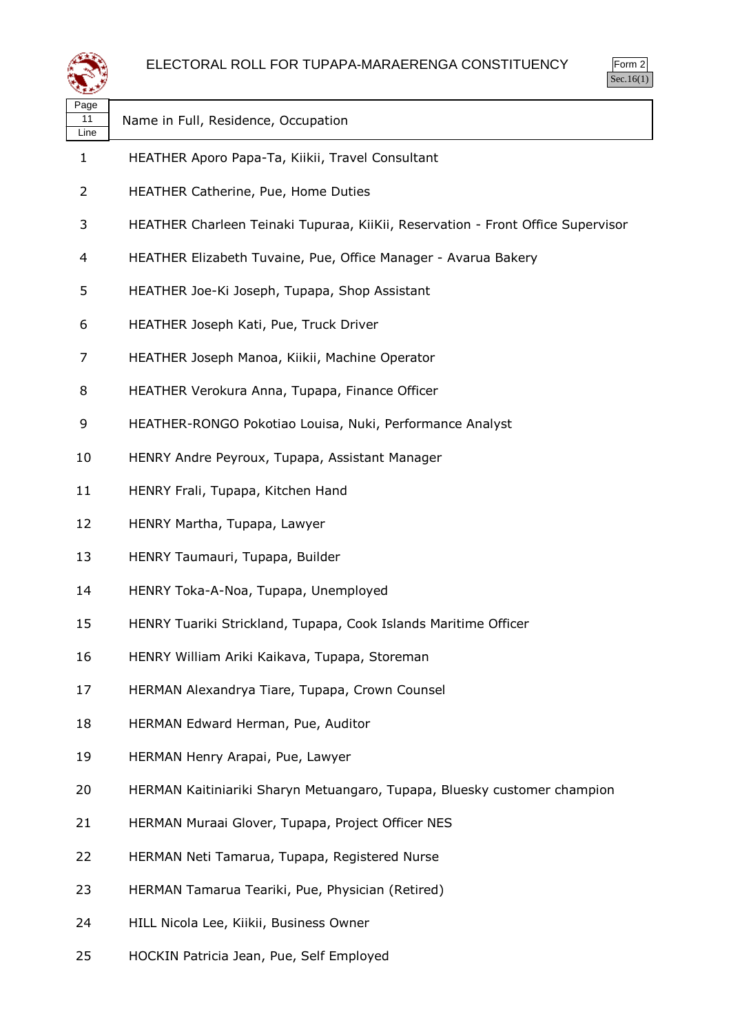# ELECTORAL ROLL FOR TUPAPA-MARAERENGA CONSTITUENCY

Form 2
Sec.16(1)

| Page 11 Line | Name in Full, Residence, Occupation |
|---|---|
| 1 | HEATHER Aporo Papa-Ta, Kiikii, Travel Consultant |
| 2 | HEATHER Catherine, Pue, Home Duties |
| 3 | HEATHER Charleen Teinaki Tupuraa, KiiKii, Reservation - Front Office Supervisor |
| 4 | HEATHER Elizabeth Tuvaine, Pue, Office Manager - Avarua Bakery |
| 5 | HEATHER Joe-Ki Joseph, Tupapa, Shop Assistant |
| 6 | HEATHER Joseph Kati, Pue, Truck Driver |
| 7 | HEATHER Joseph Manoa, Kiikii, Machine Operator |
| 8 | HEATHER Verokura Anna, Tupapa, Finance Officer |
| 9 | HEATHER-RONGO Pokotiao Louisa, Nuki, Performance Analyst |
| 10 | HENRY Andre Peyroux, Tupapa, Assistant Manager |
| 11 | HENRY Frali, Tupapa, Kitchen Hand |
| 12 | HENRY Martha, Tupapa, Lawyer |
| 13 | HENRY Taumauri, Tupapa, Builder |
| 14 | HENRY Toka-A-Noa, Tupapa, Unemployed |
| 15 | HENRY Tuariki Strickland, Tupapa, Cook Islands Maritime Officer |
| 16 | HENRY William Ariki Kaikava, Tupapa, Storeman |
| 17 | HERMAN Alexandrya Tiare, Tupapa, Crown Counsel |
| 18 | HERMAN Edward Herman, Pue, Auditor |
| 19 | HERMAN Henry Arapai, Pue, Lawyer |
| 20 | HERMAN Kaitiniariki Sharyn Metuangaro, Tupapa, Bluesky customer champion |
| 21 | HERMAN Muraai Glover, Tupapa, Project Officer NES |
| 22 | HERMAN Neti Tamarua, Tupapa, Registered Nurse |
| 23 | HERMAN Tamarua Teariki, Pue, Physician (Retired) |
| 24 | HILL Nicola Lee, Kiikii, Business Owner |
| 25 | HOCKIN Patricia Jean, Pue, Self Employed |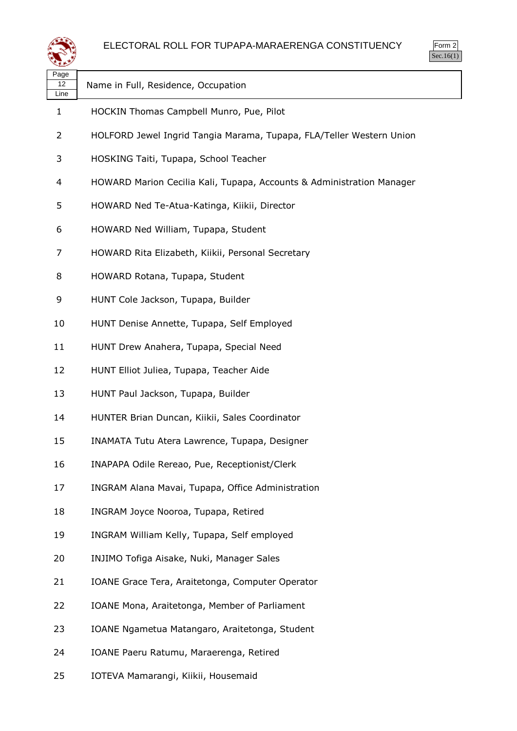# ELECTORAL ROLL FOR TUPAPA-MARAERENGA CONSTITUENCY

Form 2
Sec.16(1)

| Page 12 Line | Name in Full, Residence, Occupation |
|---|---|
| 1 | HOCKIN Thomas Campbell Munro, Pue, Pilot |
| 2 | HOLFORD Jewel Ingrid Tangia Marama, Tupapa, FLA/Teller Western Union |
| 3 | HOSKING Taiti, Tupapa, School Teacher |
| 4 | HOWARD Marion Cecilia Kali, Tupapa, Accounts & Administration Manager |
| 5 | HOWARD Ned Te-Atua-Katinga, Kiikii, Director |
| 6 | HOWARD Ned William, Tupapa, Student |
| 7 | HOWARD Rita Elizabeth, Kiikii, Personal Secretary |
| 8 | HOWARD Rotana, Tupapa, Student |
| 9 | HUNT Cole Jackson, Tupapa, Builder |
| 10 | HUNT Denise Annette, Tupapa, Self Employed |
| 11 | HUNT Drew Anahera, Tupapa, Special Need |
| 12 | HUNT Elliot Juliea, Tupapa, Teacher Aide |
| 13 | HUNT Paul Jackson, Tupapa, Builder |
| 14 | HUNTER Brian Duncan, Kiikii, Sales Coordinator |
| 15 | INAMATA Tutu Atera Lawrence, Tupapa, Designer |
| 16 | INAPAPA Odile Rereao, Pue, Receptionist/Clerk |
| 17 | INGRAM Alana Mavai, Tupapa, Office Administration |
| 18 | INGRAM Joyce Nooroa, Tupapa, Retired |
| 19 | INGRAM William Kelly, Tupapa, Self employed |
| 20 | INJIMO Tofiga Aisake, Nuki, Manager Sales |
| 21 | IOANE Grace Tera, Araitetonga, Computer Operator |
| 22 | IOANE Mona, Araitetonga, Member of Parliament |
| 23 | IOANE Ngametua Matangaro, Araitetonga, Student |
| 24 | IOANE Paeru Ratumu, Maraerenga, Retired |
| 25 | IOTEVA Mamarangi, Kiikii, Housemaid |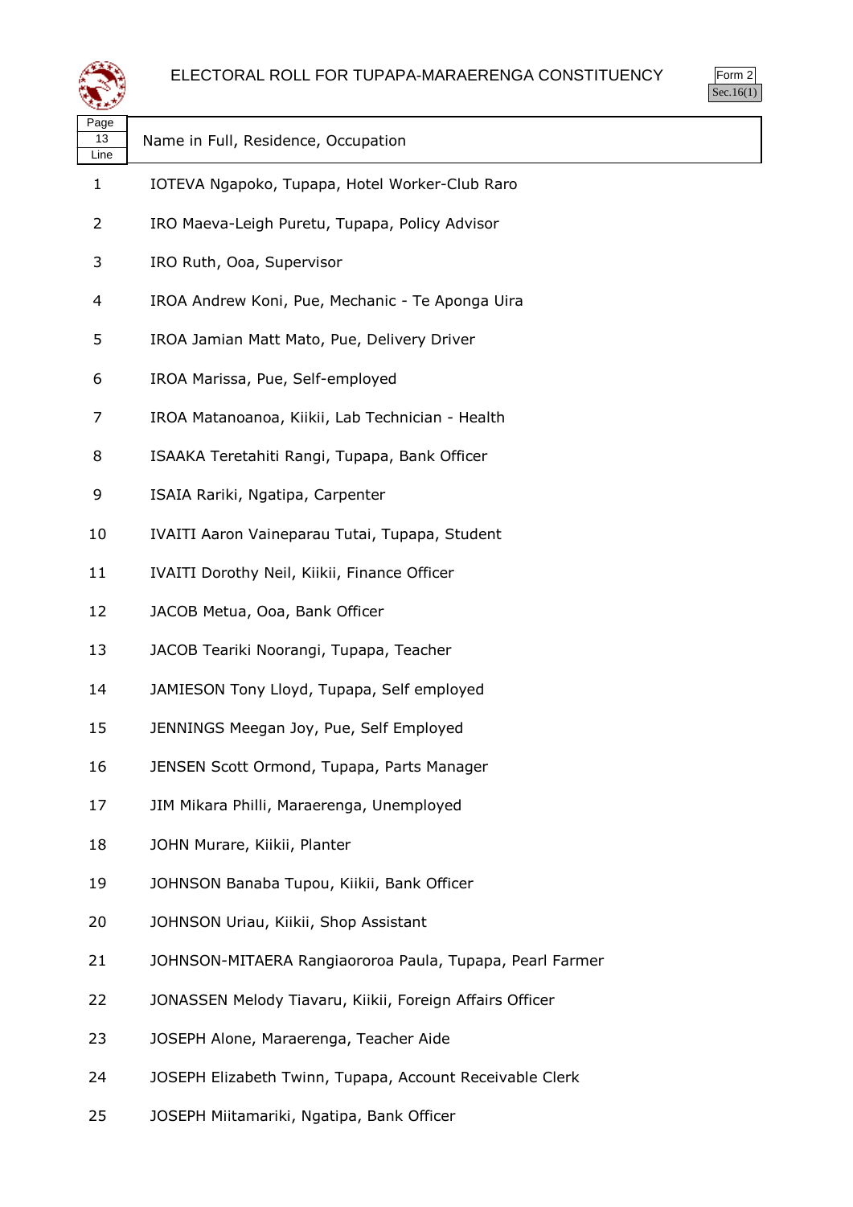# ELECTORAL ROLL FOR TUPAPA-MARAERENGA CONSTITUENCY

Form 2
Sec.16(1)

| Page 13 Line | Name in Full, Residence, Occupation |
| --- | --- |
| 1 | IOTEVA Ngapoko, Tupapa, Hotel Worker-Club Raro |
| 2 | IRO Maeva-Leigh Puretu, Tupapa, Policy Advisor |
| 3 | IRO Ruth, Ooa, Supervisor |
| 4 | IROA Andrew Koni, Pue, Mechanic - Te Aponga Uira |
| 5 | IROA Jamian Matt Mato, Pue, Delivery Driver |
| 6 | IROA Marissa, Pue, Self-employed |
| 7 | IROA Matanoanoa, Kiikii, Lab Technician - Health |
| 8 | ISAAKA Teretahiti Rangi, Tupapa, Bank Officer |
| 9 | ISAIA Rariki, Ngatipa, Carpenter |
| 10 | IVAITI Aaron Vaineparau Tutai, Tupapa, Student |
| 11 | IVAITI Dorothy Neil, Kiikii, Finance Officer |
| 12 | JACOB Metua, Ooa, Bank Officer |
| 13 | JACOB Teariki Noorangi, Tupapa, Teacher |
| 14 | JAMIESON Tony Lloyd, Tupapa, Self employed |
| 15 | JENNINGS Meegan Joy, Pue, Self Employed |
| 16 | JENSEN Scott Ormond, Tupapa, Parts Manager |
| 17 | JIM Mikara Philli, Maraerenga, Unemployed |
| 18 | JOHN Murare, Kiikii, Planter |
| 19 | JOHNSON Banaba Tupou, Kiikii, Bank Officer |
| 20 | JOHNSON Uriau, Kiikii, Shop Assistant |
| 21 | JOHNSON-MITAERA Rangiaororoa Paula, Tupapa, Pearl Farmer |
| 22 | JONASSEN Melody Tiavaru, Kiikii, Foreign Affairs Officer |
| 23 | JOSEPH Alone, Maraerenga, Teacher Aide |
| 24 | JOSEPH Elizabeth Twinn, Tupapa, Account Receivable Clerk |
| 25 | JOSEPH Miitamariki, Ngatipa, Bank Officer |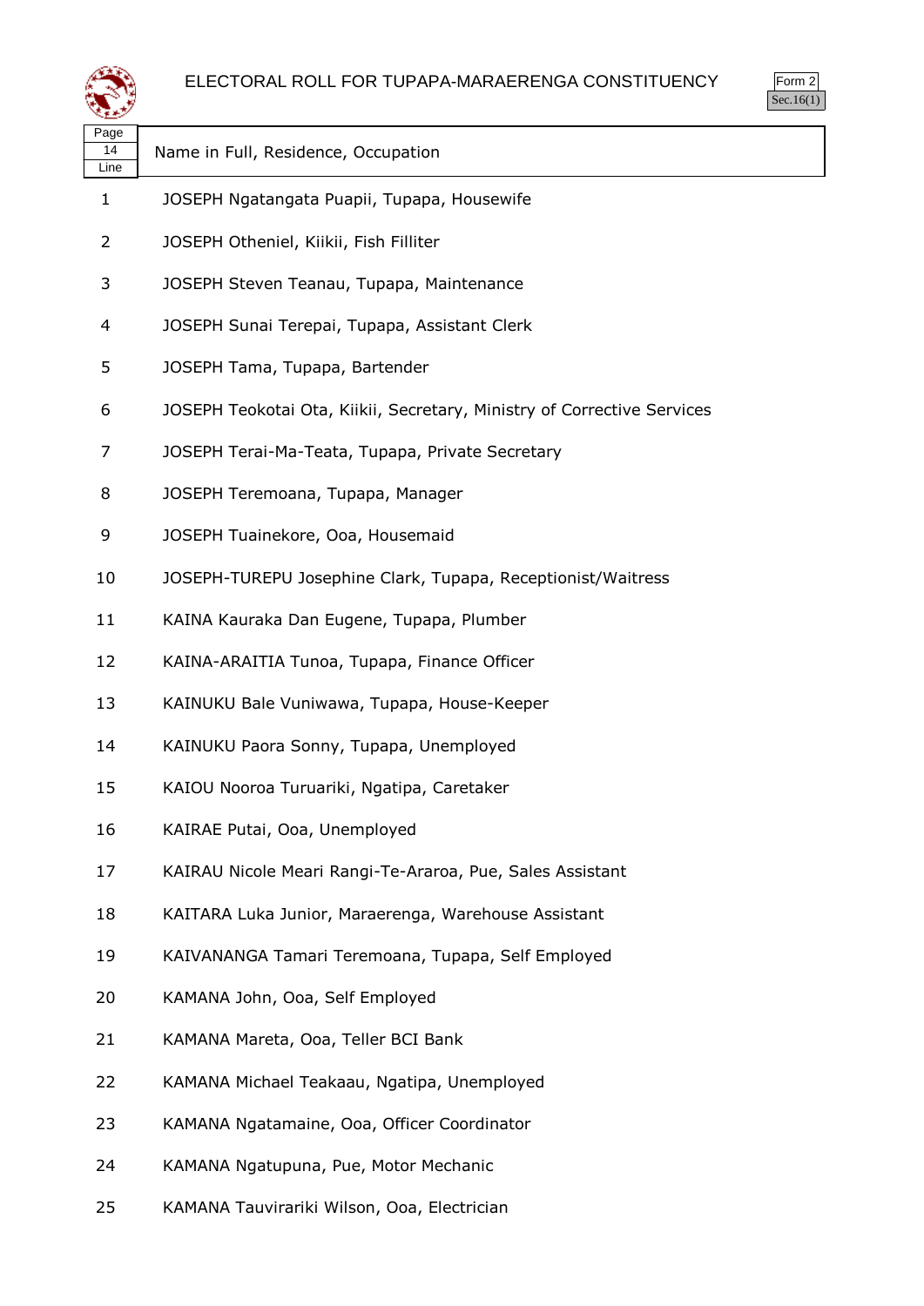# ELECTORAL ROLL FOR TUPAPA-MARAERENGA CONSTITUENCY

Form 2
Sec.16(1)

| Page 14 Line | Name in Full, Residence, Occupation |
|---|---|
| 1 | JOSEPH Ngatangata Puapii, Tupapa, Housewife |
| 2 | JOSEPH Otheniel, Kiikii, Fish Filliter |
| 3 | JOSEPH Steven Teanau, Tupapa, Maintenance |
| 4 | JOSEPH Sunai Terepai, Tupapa, Assistant Clerk |
| 5 | JOSEPH Tama, Tupapa, Bartender |
| 6 | JOSEPH Teokotai Ota, Kiikii, Secretary, Ministry of Corrective Services |
| 7 | JOSEPH Terai-Ma-Teata, Tupapa, Private Secretary |
| 8 | JOSEPH Teremoana, Tupapa, Manager |
| 9 | JOSEPH Tuainekore, Ooa, Housemaid |
| 10 | JOSEPH-TUREPU Josephine Clark, Tupapa, Receptionist/Waitress |
| 11 | KAINA Kauraka Dan Eugene, Tupapa, Plumber |
| 12 | KAINA-ARAITIA Tunoa, Tupapa, Finance Officer |
| 13 | KAINUKU Bale Vuniwawa, Tupapa, House-Keeper |
| 14 | KAINUKU Paora Sonny, Tupapa, Unemployed |
| 15 | KAIOU Nooroa Turuariki, Ngatipa, Caretaker |
| 16 | KAIRAE Putai, Ooa, Unemployed |
| 17 | KAIRAU Nicole Meari Rangi-Te-Araroa, Pue, Sales Assistant |
| 18 | KAITARA Luka Junior, Maraerenga, Warehouse Assistant |
| 19 | KAIVANANGA Tamari Teremoana, Tupapa, Self Employed |
| 20 | KAMANA John, Ooa, Self Employed |
| 21 | KAMANA Mareta, Ooa, Teller BCI Bank |
| 22 | KAMANA Michael Teakaau, Ngatipa, Unemployed |
| 23 | KAMANA Ngatamaine, Ooa, Officer Coordinator |
| 24 | KAMANA Ngatupuna, Pue, Motor Mechanic |
| 25 | KAMANA Tauvirariki Wilson, Ooa, Electrician |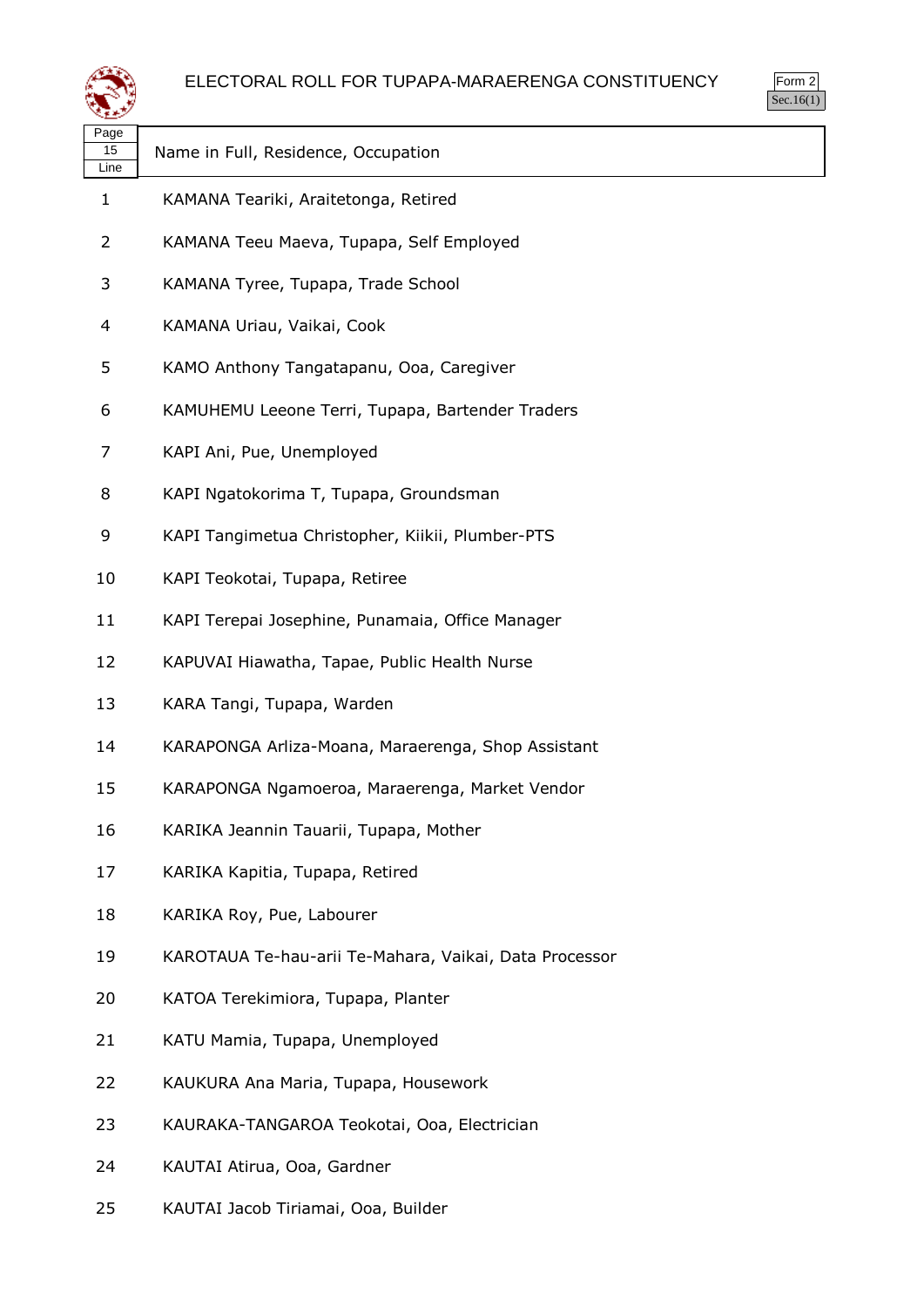# ELECTORAL ROLL FOR TUPAPA-MARAERENGA CONSTITUENCY

Form 2
Sec.16(1)

| Page 15 Line | Name in Full, Residence, Occupation |
|---|---|
| 1 | KAMANA Teariki, Araitetonga, Retired |
| 2 | KAMANA Teeu Maeva, Tupapa, Self Employed |
| 3 | KAMANA Tyree, Tupapa, Trade School |
| 4 | KAMANA Uriau, Vaikai, Cook |
| 5 | KAMO Anthony Tangatapanu, Ooa, Caregiver |
| 6 | KAMUHEMU Leeone Terri, Tupapa, Bartender Traders |
| 7 | KAPI Ani, Pue, Unemployed |
| 8 | KAPI Ngatokorima T, Tupapa, Groundsman |
| 9 | KAPI Tangimetua Christopher, Kiikii, Plumber-PTS |
| 10 | KAPI Teokotai, Tupapa, Retiree |
| 11 | KAPI Terepai Josephine, Punamaia, Office Manager |
| 12 | KAPUVAI Hiawatha, Tapae, Public Health Nurse |
| 13 | KARA Tangi, Tupapa, Warden |
| 14 | KARAPONGA Arliza-Moana, Maraerenga, Shop Assistant |
| 15 | KARAPONGA Ngamoeroa, Maraerenga, Market Vendor |
| 16 | KARIKA Jeannin Tauarii, Tupapa, Mother |
| 17 | KARIKA Kapitia, Tupapa, Retired |
| 18 | KARIKA Roy, Pue, Labourer |
| 19 | KAROTAUA Te-hau-arii Te-Mahara, Vaikai, Data Processor |
| 20 | KATOA Terekimiora, Tupapa, Planter |
| 21 | KATU Mamia, Tupapa, Unemployed |
| 22 | KAUKURA Ana Maria, Tupapa, Housework |
| 23 | KAURAKA-TANGAROA Teokotai, Ooa, Electrician |
| 24 | KAUTAI Atirua, Ooa, Gardner |
| 25 | KAUTAI Jacob Tiriamai, Ooa, Builder |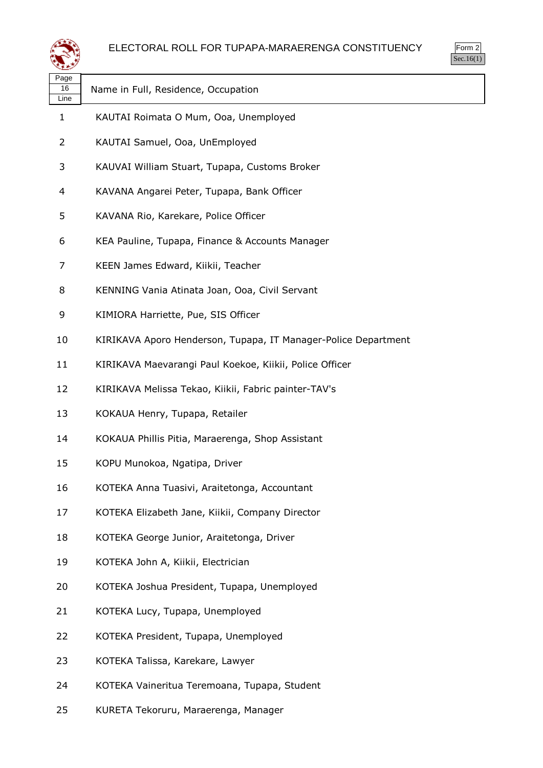# ELECTORAL ROLL FOR TUPAPA-MARAERENGA CONSTITUENCY

Form 2
Sec.16(1)

| Page 16 Line | Name in Full, Residence, Occupation |
| --- | --- |
| 1 | KAUTAI Roimata O Mum, Ooa, Unemployed |
| 2 | KAUTAI Samuel, Ooa, UnEmployed |
| 3 | KAUVAI William Stuart, Tupapa, Customs Broker |
| 4 | KAVANA Angarei Peter, Tupapa, Bank Officer |
| 5 | KAVANA Rio, Karekare, Police Officer |
| 6 | KEA Pauline, Tupapa, Finance & Accounts Manager |
| 7 | KEEN James Edward, Kiikii, Teacher |
| 8 | KENNING Vania Atinata Joan, Ooa, Civil Servant |
| 9 | KIMIORA Harriette, Pue, SIS Officer |
| 10 | KIRIKAVA Aporo Henderson, Tupapa, IT Manager-Police Department |
| 11 | KIRIKAVA Maevarangi Paul Koekoe, Kiikii, Police Officer |
| 12 | KIRIKAVA Melissa Tekao, Kiikii, Fabric painter-TAV's |
| 13 | KOKAUA Henry, Tupapa, Retailer |
| 14 | KOKAUA Phillis Pitia, Maraerenga, Shop Assistant |
| 15 | KOPU Munokoa, Ngatipa, Driver |
| 16 | KOTEKA Anna Tuasivi, Araitetonga, Accountant |
| 17 | KOTEKA Elizabeth Jane, Kiikii, Company Director |
| 18 | KOTEKA George Junior, Araitetonga, Driver |
| 19 | KOTEKA John A, Kiikii, Electrician |
| 20 | KOTEKA Joshua President, Tupapa, Unemployed |
| 21 | KOTEKA Lucy, Tupapa, Unemployed |
| 22 | KOTEKA President, Tupapa, Unemployed |
| 23 | KOTEKA Talissa, Karekare, Lawyer |
| 24 | KOTEKA Vaineritua Teremoana, Tupapa, Student |
| 25 | KURETA Tekoruru, Maraerenga, Manager |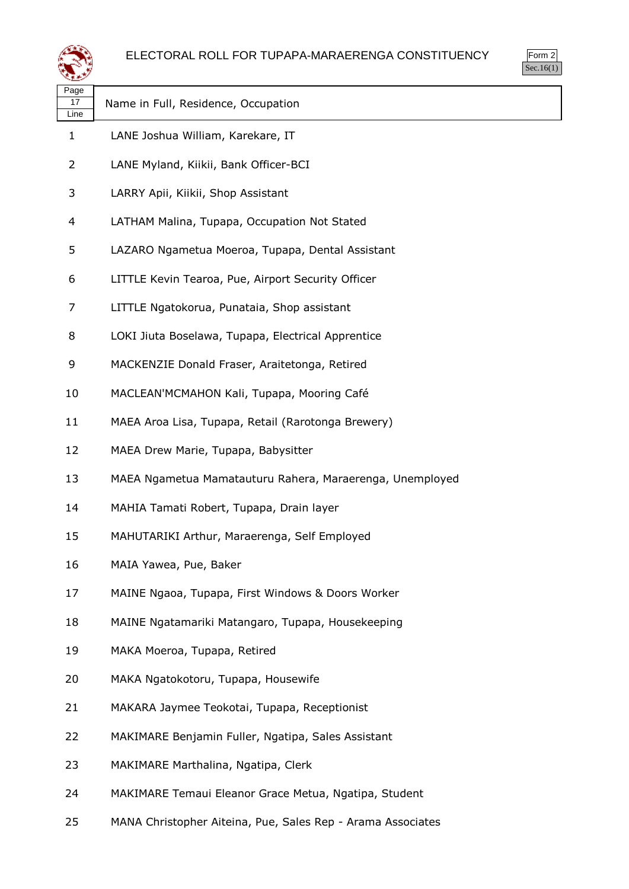# ELECTORAL ROLL FOR TUPAPA-MARAERENGA CONSTITUENCY

Form 2
Sec.16(1)

| Page 17 Line | Name in Full, Residence, Occupation |
|---|---|
| 1 | LANE Joshua William, Karekare, IT |
| 2 | LANE Myland, Kiikii, Bank Officer-BCI |
| 3 | LARRY Apii, Kiikii, Shop Assistant |
| 4 | LATHAM Malina, Tupapa, Occupation Not Stated |
| 5 | LAZARO Ngametua Moeroa, Tupapa, Dental Assistant |
| 6 | LITTLE Kevin Tearoa, Pue, Airport Security Officer |
| 7 | LITTLE Ngatokorua, Punataia, Shop assistant |
| 8 | LOKI Jiuta Boselawa, Tupapa, Electrical Apprentice |
| 9 | MACKENZIE Donald Fraser, Araitetonga, Retired |
| 10 | MACLEAN'MCMAHON Kali, Tupapa, Mooring Café |
| 11 | MAEA Aroa Lisa, Tupapa, Retail (Rarotonga Brewery) |
| 12 | MAEA Drew Marie, Tupapa, Babysitter |
| 13 | MAEA Ngametua Mamatauturu Rahera, Maraerenga, Unemployed |
| 14 | MAHIA Tamati Robert, Tupapa, Drain layer |
| 15 | MAHUTARIKI Arthur, Maraerenga, Self Employed |
| 16 | MAIA Yawea, Pue, Baker |
| 17 | MAINE Ngaoa, Tupapa, First Windows & Doors Worker |
| 18 | MAINE Ngatamariki Matangaro, Tupapa, Housekeeping |
| 19 | MAKA Moeroa, Tupapa, Retired |
| 20 | MAKA Ngatokotoru, Tupapa, Housewife |
| 21 | MAKARA Jaymee Teokotai, Tupapa, Receptionist |
| 22 | MAKIMARE Benjamin Fuller, Ngatipa, Sales Assistant |
| 23 | MAKIMARE Marthalina, Ngatipa, Clerk |
| 24 | MAKIMARE Temaui Eleanor Grace Metua, Ngatipa, Student |
| 25 | MANA Christopher Aiteina, Pue, Sales Rep - Arama Associates |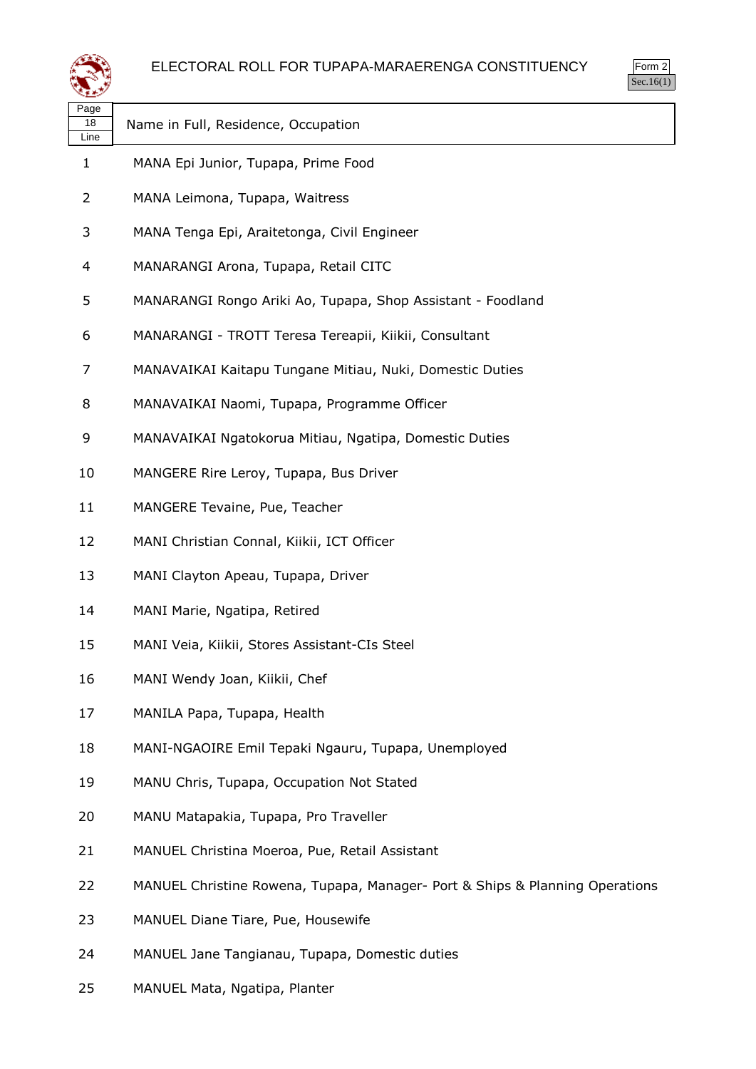# ELECTORAL ROLL FOR TUPAPA-MARAERENGA CONSTITUENCY

Form 2
Sec.16(1)

| Page 18 Line | Name in Full, Residence, Occupation |
|---|---|
| 1 | MANA Epi Junior, Tupapa, Prime Food |
| 2 | MANA Leimona, Tupapa, Waitress |
| 3 | MANA Tenga Epi, Araitetonga, Civil Engineer |
| 4 | MANARANGI Arona, Tupapa, Retail CITC |
| 5 | MANARANGI Rongo Ariki Ao, Tupapa, Shop Assistant - Foodland |
| 6 | MANARANGI - TROTT Teresa Tereapii, Kiikii, Consultant |
| 7 | MANAVAIKAI Kaitapu Tungane Mitiau, Nuki, Domestic Duties |
| 8 | MANAVAIKAI Naomi, Tupapa, Programme Officer |
| 9 | MANAVAIKAI Ngatokorua Mitiau, Ngatipa, Domestic Duties |
| 10 | MANGERE Rire Leroy, Tupapa, Bus Driver |
| 11 | MANGERE Tevaine, Pue, Teacher |
| 12 | MANI Christian Connal, Kiikii, ICT Officer |
| 13 | MANI Clayton Apeau, Tupapa, Driver |
| 14 | MANI Marie, Ngatipa, Retired |
| 15 | MANI Veia, Kiikii, Stores Assistant-CIs Steel |
| 16 | MANI Wendy Joan, Kiikii, Chef |
| 17 | MANILA Papa, Tupapa, Health |
| 18 | MANI-NGAOIRE Emil Tepaki Ngauru, Tupapa, Unemployed |
| 19 | MANU Chris, Tupapa, Occupation Not Stated |
| 20 | MANU Matapakia, Tupapa, Pro Traveller |
| 21 | MANUEL Christina Moeroa, Pue, Retail Assistant |
| 22 | MANUEL Christine Rowena, Tupapa, Manager- Port & Ships & Planning Operations |
| 23 | MANUEL Diane Tiare, Pue, Housewife |
| 24 | MANUEL Jane Tangianau, Tupapa, Domestic duties |
| 25 | MANUEL Mata, Ngatipa, Planter |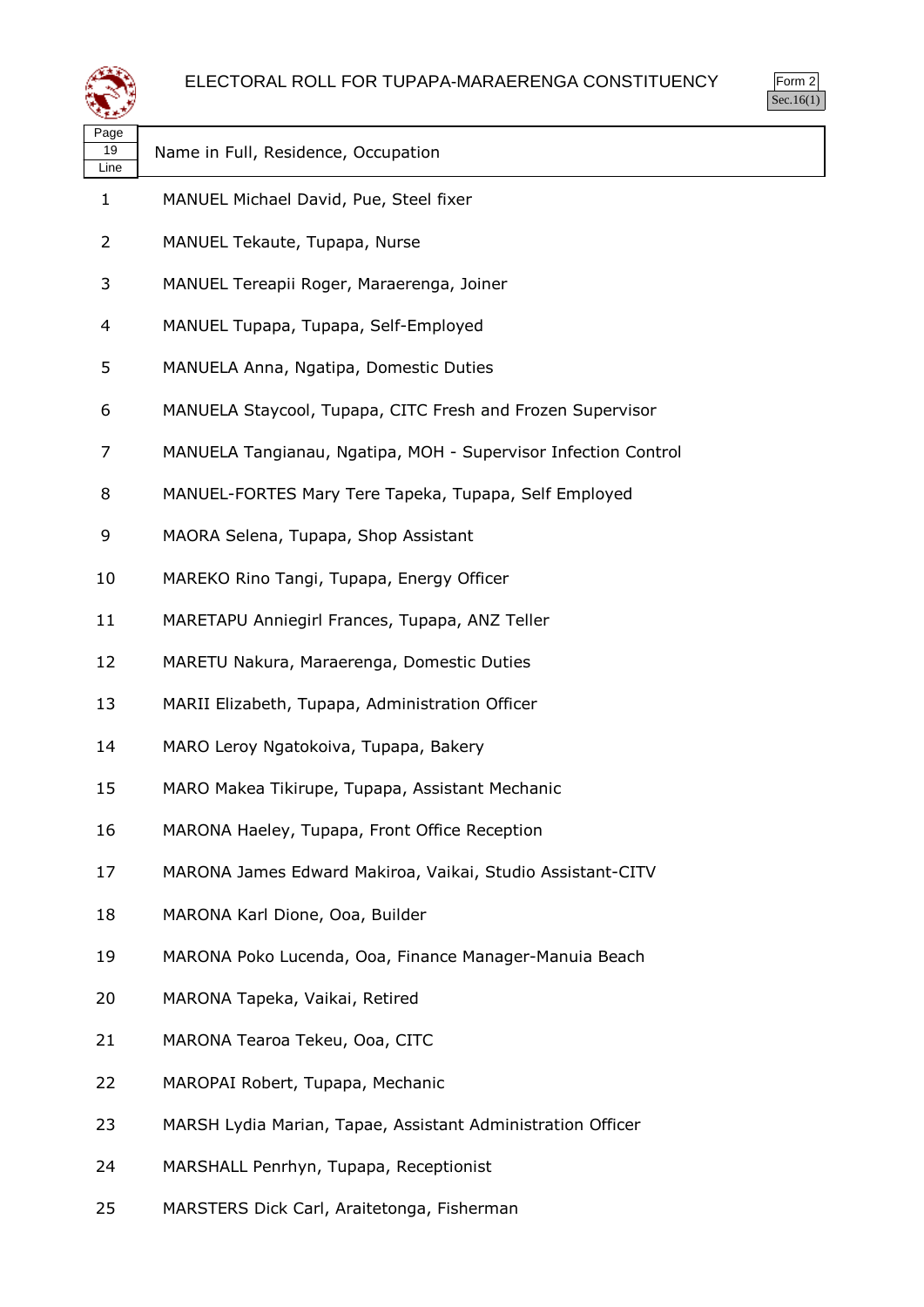# ELECTORAL ROLL FOR TUPAPA-MARAERENGA CONSTITUENCY

Form 2
Sec.16(1)

| Page 19 Line | Name in Full, Residence, Occupation |
|---|---|
| 1 | MANUEL Michael David, Pue, Steel fixer |
| 2 | MANUEL Tekaute, Tupapa, Nurse |
| 3 | MANUEL Tereapii Roger, Maraerenga, Joiner |
| 4 | MANUEL Tupapa, Tupapa, Self-Employed |
| 5 | MANUELA Anna, Ngatipa, Domestic Duties |
| 6 | MANUELA Staycool, Tupapa, CITC Fresh and Frozen Supervisor |
| 7 | MANUELA Tangianau, Ngatipa, MOH - Supervisor Infection Control |
| 8 | MANUEL-FORTES Mary Tere Tapeka, Tupapa, Self Employed |
| 9 | MAORA Selena, Tupapa, Shop Assistant |
| 10 | MAREKO Rino Tangi, Tupapa, Energy Officer |
| 11 | MARETAPU Anniegirl Frances, Tupapa, ANZ Teller |
| 12 | MARETU Nakura, Maraerenga, Domestic Duties |
| 13 | MARII Elizabeth, Tupapa, Administration Officer |
| 14 | MARO Leroy Ngatokoiva, Tupapa, Bakery |
| 15 | MARO Makea Tikirupe, Tupapa, Assistant Mechanic |
| 16 | MARONA Haeley, Tupapa, Front Office Reception |
| 17 | MARONA James Edward Makiroa, Vaikai, Studio Assistant-CITV |
| 18 | MARONA Karl Dione, Ooa, Builder |
| 19 | MARONA Poko Lucenda, Ooa, Finance Manager-Manuia Beach |
| 20 | MARONA Tapeka, Vaikai, Retired |
| 21 | MARONA Tearoa Tekeu, Ooa, CITC |
| 22 | MAROPAI Robert, Tupapa, Mechanic |
| 23 | MARSH Lydia Marian, Tapae, Assistant Administration Officer |
| 24 | MARSHALL Penrhyn, Tupapa, Receptionist |
| 25 | MARSTERS Dick Carl, Araitetonga, Fisherman |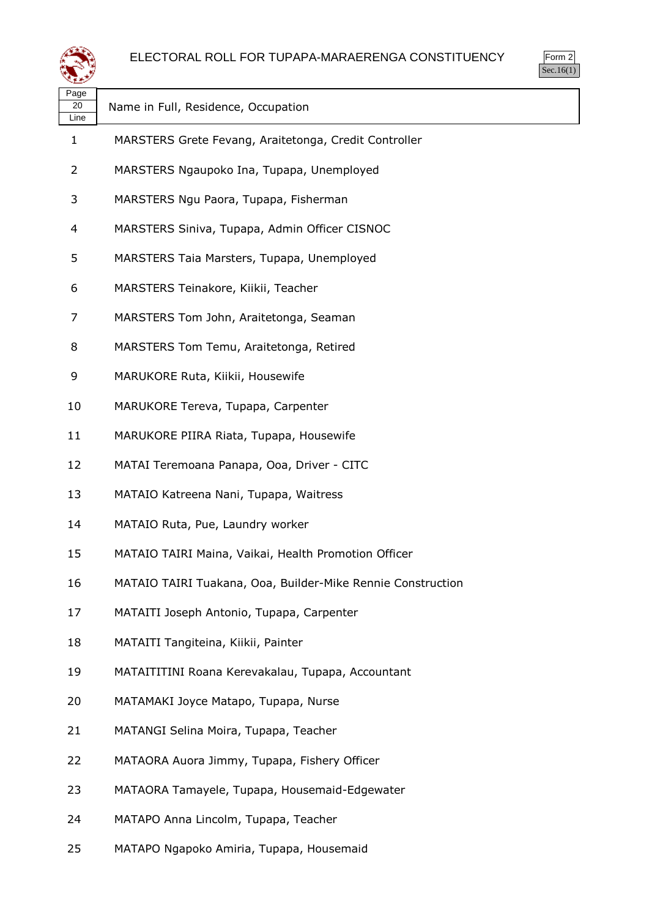# ELECTORAL ROLL FOR TUPAPA-MARAERENGA CONSTITUENCY

Form 2
Sec.16(1)

| Page 20 Line | Name in Full, Residence, Occupation |
|---|---|
| 1 | MARSTERS Grete Fevang, Araitetonga, Credit Controller |
| 2 | MARSTERS Ngaupoko Ina, Tupapa, Unemployed |
| 3 | MARSTERS Ngu Paora, Tupapa, Fisherman |
| 4 | MARSTERS Siniva, Tupapa, Admin Officer CISNOC |
| 5 | MARSTERS Taia Marsters, Tupapa, Unemployed |
| 6 | MARSTERS Teinakore, Kiikii, Teacher |
| 7 | MARSTERS Tom John, Araitetonga, Seaman |
| 8 | MARSTERS Tom Temu, Araitetonga, Retired |
| 9 | MARUKORE Ruta, Kiikii, Housewife |
| 10 | MARUKORE Tereva, Tupapa, Carpenter |
| 11 | MARUKORE PIIRA Riata, Tupapa, Housewife |
| 12 | MATAI Teremoana Panapa, Ooa, Driver - CITC |
| 13 | MATAIO Katreena Nani, Tupapa, Waitress |
| 14 | MATAIO Ruta, Pue, Laundry worker |
| 15 | MATAIO TAIRI Maina, Vaikai, Health Promotion Officer |
| 16 | MATAIO TAIRI Tuakana, Ooa, Builder-Mike Rennie Construction |
| 17 | MATAITI Joseph Antonio, Tupapa, Carpenter |
| 18 | MATAITI Tangiteina, Kiikii, Painter |
| 19 | MATAITITINI Roana Kerevakalau, Tupapa, Accountant |
| 20 | MATAMAKI Joyce Matapo, Tupapa, Nurse |
| 21 | MATANGI Selina Moira, Tupapa, Teacher |
| 22 | MATAORA Auora Jimmy, Tupapa, Fishery Officer |
| 23 | MATAORA Tamayele, Tupapa, Housemaid-Edgewater |
| 24 | MATAPO Anna Lincolm, Tupapa, Teacher |
| 25 | MATAPO Ngapoko Amiria, Tupapa, Housemaid |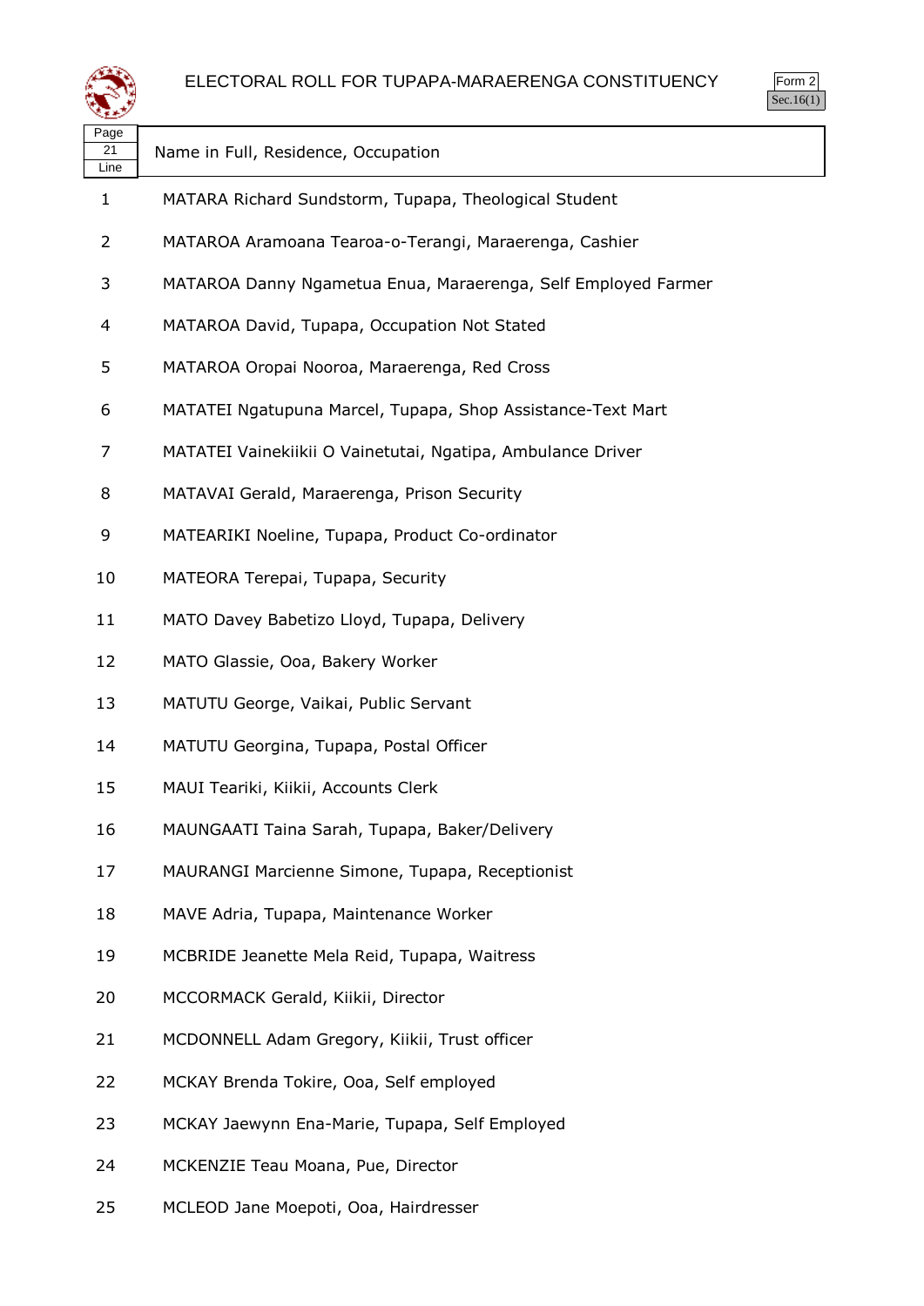# ELECTORAL ROLL FOR TUPAPA-MARAERENGA CONSTITUENCY

Form 2
Sec.16(1)

| Page 21 Line | Name in Full, Residence, Occupation |
|---|---|
| 1 | MATARA Richard Sundstorm, Tupapa, Theological Student |
| 2 | MATAROA Aramoana Tearoa-o-Terangi, Maraerenga, Cashier |
| 3 | MATAROA Danny Ngametua Enua, Maraerenga, Self Employed Farmer |
| 4 | MATAROA David, Tupapa, Occupation Not Stated |
| 5 | MATAROA Oropai Nooroa, Maraerenga, Red Cross |
| 6 | MATATEI Ngatupuna Marcel, Tupapa, Shop Assistance-Text Mart |
| 7 | MATATEI Vainekiikii O Vainetutai, Ngatipa, Ambulance Driver |
| 8 | MATAVAI Gerald, Maraerenga, Prison Security |
| 9 | MATEARIKI Noeline, Tupapa, Product Co-ordinator |
| 10 | MATEORA Terepai, Tupapa, Security |
| 11 | MATO Davey Babetizo Lloyd, Tupapa, Delivery |
| 12 | MATO Glassie, Ooa, Bakery Worker |
| 13 | MATUTU George, Vaikai, Public Servant |
| 14 | MATUTU Georgina, Tupapa, Postal Officer |
| 15 | MAUI Teariki, Kiikii, Accounts Clerk |
| 16 | MAUNGAATI Taina Sarah, Tupapa, Baker/Delivery |
| 17 | MAURANGI Marcienne Simone, Tupapa, Receptionist |
| 18 | MAVE Adria, Tupapa, Maintenance Worker |
| 19 | MCBRIDE Jeanette Mela Reid, Tupapa, Waitress |
| 20 | MCCORMACK Gerald, Kiikii, Director |
| 21 | MCDONNELL Adam Gregory, Kiikii, Trust officer |
| 22 | MCKAY Brenda Tokire, Ooa, Self employed |
| 23 | MCKAY Jaewynn Ena-Marie, Tupapa, Self Employed |
| 24 | MCKENZIE Teau Moana, Pue, Director |
| 25 | MCLEOD Jane Moepoti, Ooa, Hairdresser |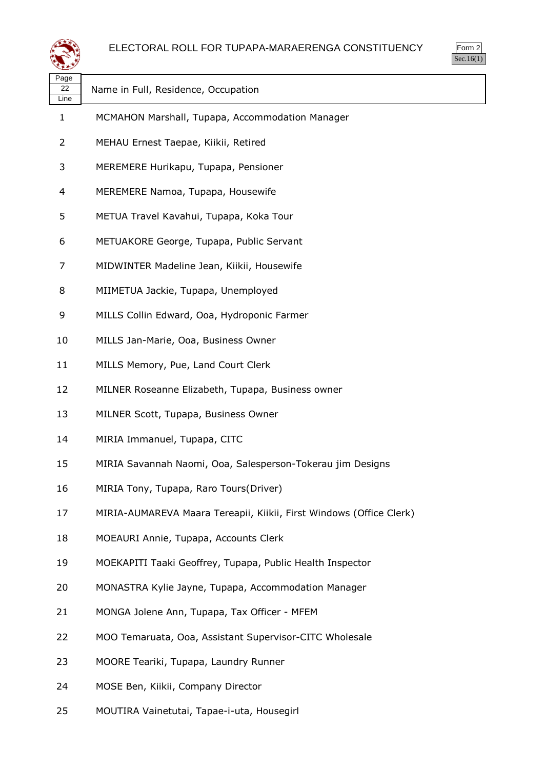# ELECTORAL ROLL FOR TUPAPA-MARAERENGA CONSTITUENCY

Form 2
Sec.16(1)

| Page 22 Line | Name in Full, Residence, Occupation |
|---|---|
| 1 | MCMAHON Marshall, Tupapa, Accommodation Manager |
| 2 | MEHAU Ernest Taepae, Kiikii, Retired |
| 3 | MEREMERE Hurikapu, Tupapa, Pensioner |
| 4 | MEREMERE Namoa, Tupapa, Housewife |
| 5 | METUA Travel Kavahui, Tupapa, Koka Tour |
| 6 | METUAKORE George, Tupapa, Public Servant |
| 7 | MIDWINTER Madeline Jean, Kiikii, Housewife |
| 8 | MIIMETUA Jackie, Tupapa, Unemployed |
| 9 | MILLS Collin Edward, Ooa, Hydroponic Farmer |
| 10 | MILLS Jan-Marie, Ooa, Business Owner |
| 11 | MILLS Memory, Pue, Land Court Clerk |
| 12 | MILNER Roseanne Elizabeth, Tupapa, Business owner |
| 13 | MILNER Scott, Tupapa, Business Owner |
| 14 | MIRIA Immanuel, Tupapa, CITC |
| 15 | MIRIA Savannah Naomi, Ooa, Salesperson-Tokerau jim Designs |
| 16 | MIRIA Tony, Tupapa, Raro Tours(Driver) |
| 17 | MIRIA-AUMAREVA Maara Tereapii, Kiikii, First Windows (Office Clerk) |
| 18 | MOEAURI Annie, Tupapa, Accounts Clerk |
| 19 | MOEKAPITI Taaki Geoffrey, Tupapa, Public Health Inspector |
| 20 | MONASTRA Kylie Jayne, Tupapa, Accommodation Manager |
| 21 | MONGA Jolene Ann, Tupapa, Tax Officer - MFEM |
| 22 | MOO Temaruata, Ooa, Assistant Supervisor-CITC Wholesale |
| 23 | MOORE Teariki, Tupapa, Laundry Runner |
| 24 | MOSE Ben, Kiikii, Company Director |
| 25 | MOUTIRA Vainetutai, Tapae-i-uta, Housegirl |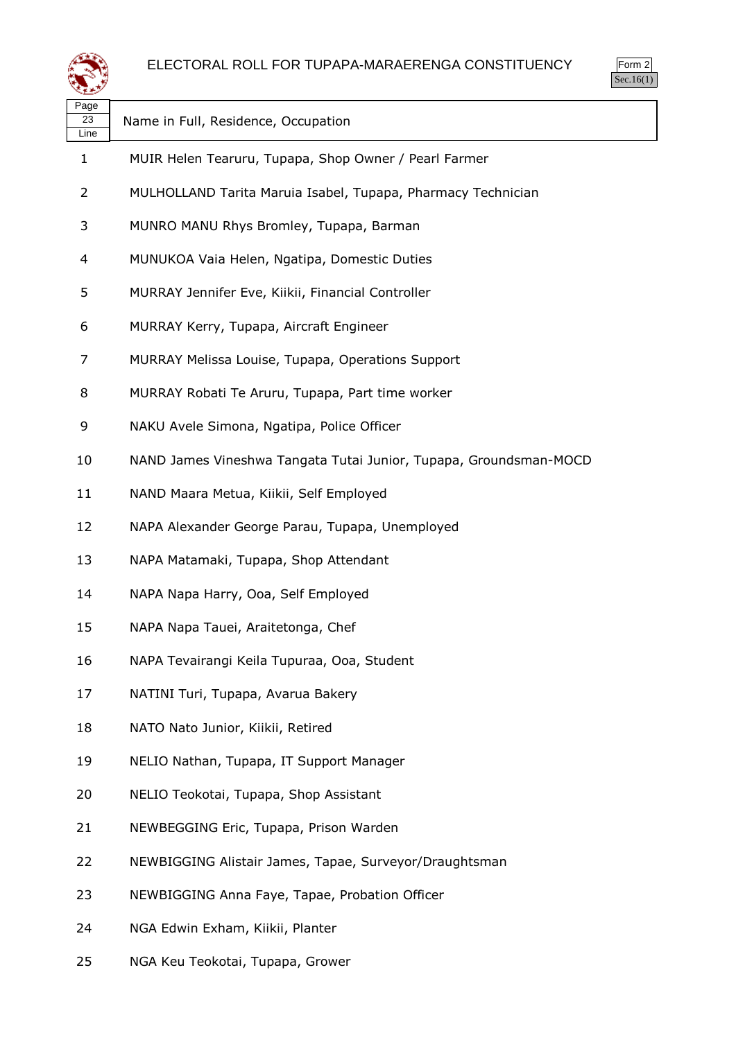# ELECTORAL ROLL FOR TUPAPA-MARAERENGA CONSTITUENCY

Form 2
Sec.16(1)

| Page 23 Line | Name in Full, Residence, Occupation |
| --- | --- |
| 1 | MUIR Helen Tearuru, Tupapa, Shop Owner / Pearl Farmer |
| 2 | MULHOLLAND Tarita Maruia Isabel, Tupapa, Pharmacy Technician |
| 3 | MUNRO MANU Rhys Bromley, Tupapa, Barman |
| 4 | MUNUKOA Vaia Helen, Ngatipa, Domestic Duties |
| 5 | MURRAY Jennifer Eve, Kiikii, Financial Controller |
| 6 | MURRAY Kerry, Tupapa, Aircraft Engineer |
| 7 | MURRAY Melissa Louise, Tupapa, Operations Support |
| 8 | MURRAY Robati Te Aruru, Tupapa, Part time worker |
| 9 | NAKU Avele Simona, Ngatipa, Police Officer |
| 10 | NAND James Vineshwa Tangata Tutai Junior, Tupapa, Groundsman-MOCD |
| 11 | NAND Maara Metua, Kiikii, Self Employed |
| 12 | NAPA Alexander George Parau, Tupapa, Unemployed |
| 13 | NAPA Matamaki, Tupapa, Shop Attendant |
| 14 | NAPA Napa Harry, Ooa, Self Employed |
| 15 | NAPA Napa Tauei, Araitetonga, Chef |
| 16 | NAPA Tevairangi Keila Tupuraa, Ooa, Student |
| 17 | NATINI Turi, Tupapa, Avarua Bakery |
| 18 | NATO Nato Junior, Kiikii, Retired |
| 19 | NELIO Nathan, Tupapa, IT Support Manager |
| 20 | NELIO Teokotai, Tupapa, Shop Assistant |
| 21 | NEWBEGGING Eric, Tupapa, Prison Warden |
| 22 | NEWBIGGING Alistair James, Tapae, Surveyor/Draughtsman |
| 23 | NEWBIGGING Anna Faye, Tapae, Probation Officer |
| 24 | NGA Edwin Exham, Kiikii, Planter |
| 25 | NGA Keu Teokotai, Tupapa, Grower |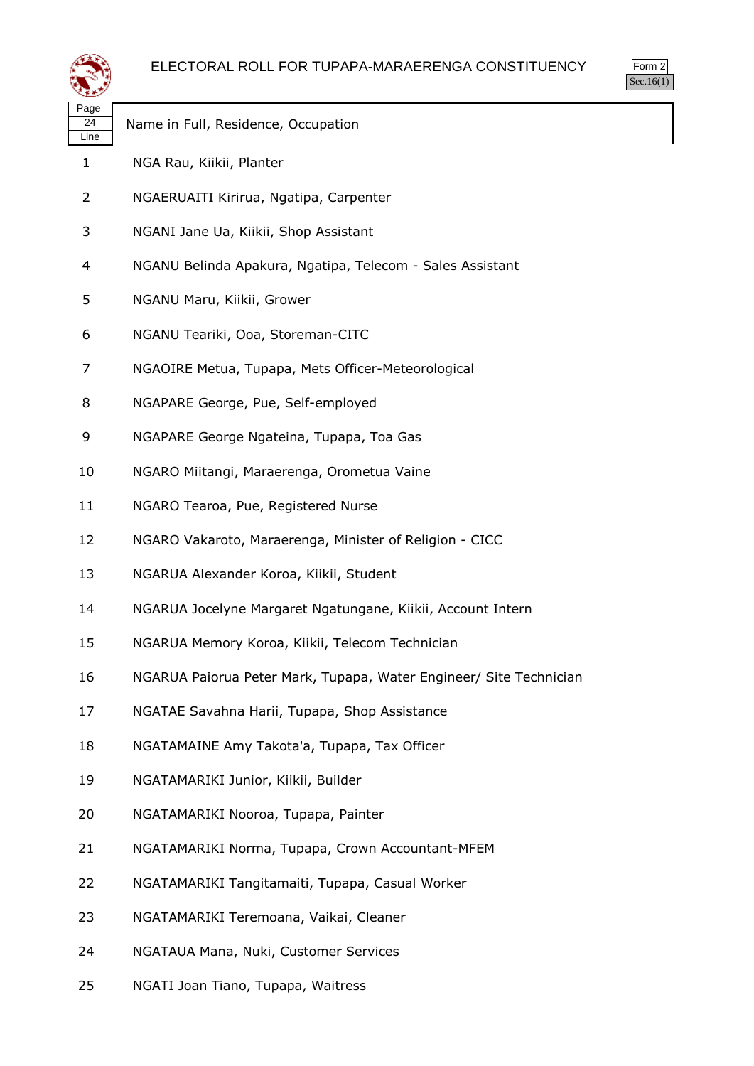# ELECTORAL ROLL FOR TUPAPA-MARAERENGA CONSTITUENCY

Form 2
Sec.16(1)

| Page 24 Line | Name in Full, Residence, Occupation |
|---|---|
| 1 | NGA Rau, Kiikii, Planter |
| 2 | NGAERUAITI Kirirua, Ngatipa, Carpenter |
| 3 | NGANI Jane Ua, Kiikii, Shop Assistant |
| 4 | NGANU Belinda Apakura, Ngatipa, Telecom - Sales Assistant |
| 5 | NGANU Maru, Kiikii, Grower |
| 6 | NGANU Teariki, Ooa, Storeman-CITC |
| 7 | NGAOIRE Metua, Tupapa, Mets Officer-Meteorological |
| 8 | NGAPARE George, Pue, Self-employed |
| 9 | NGAPARE George Ngateina, Tupapa, Toa Gas |
| 10 | NGARO Miitangi, Maraerenga, Orometua Vaine |
| 11 | NGARO Tearoa, Pue, Registered Nurse |
| 12 | NGARO Vakaroto, Maraerenga, Minister of Religion - CICC |
| 13 | NGARUA Alexander Koroa, Kiikii, Student |
| 14 | NGARUA Jocelyne Margaret Ngatungane, Kiikii, Account Intern |
| 15 | NGARUA Memory Koroa, Kiikii, Telecom Technician |
| 16 | NGARUA Paiorua Peter Mark, Tupapa, Water Engineer/ Site Technician |
| 17 | NGATAE Savahna Harii, Tupapa, Shop Assistance |
| 18 | NGATAMAINE Amy Takota'a, Tupapa, Tax Officer |
| 19 | NGATAMARIKI Junior, Kiikii, Builder |
| 20 | NGATAMARIKI Nooroa, Tupapa, Painter |
| 21 | NGATAMARIKI Norma, Tupapa, Crown Accountant-MFEM |
| 22 | NGATAMARIKI Tangitamaiti, Tupapa, Casual Worker |
| 23 | NGATAMARIKI Teremoana, Vaikai, Cleaner |
| 24 | NGATAUA Mana, Nuki, Customer Services |
| 25 | NGATI Joan Tiano, Tupapa, Waitress |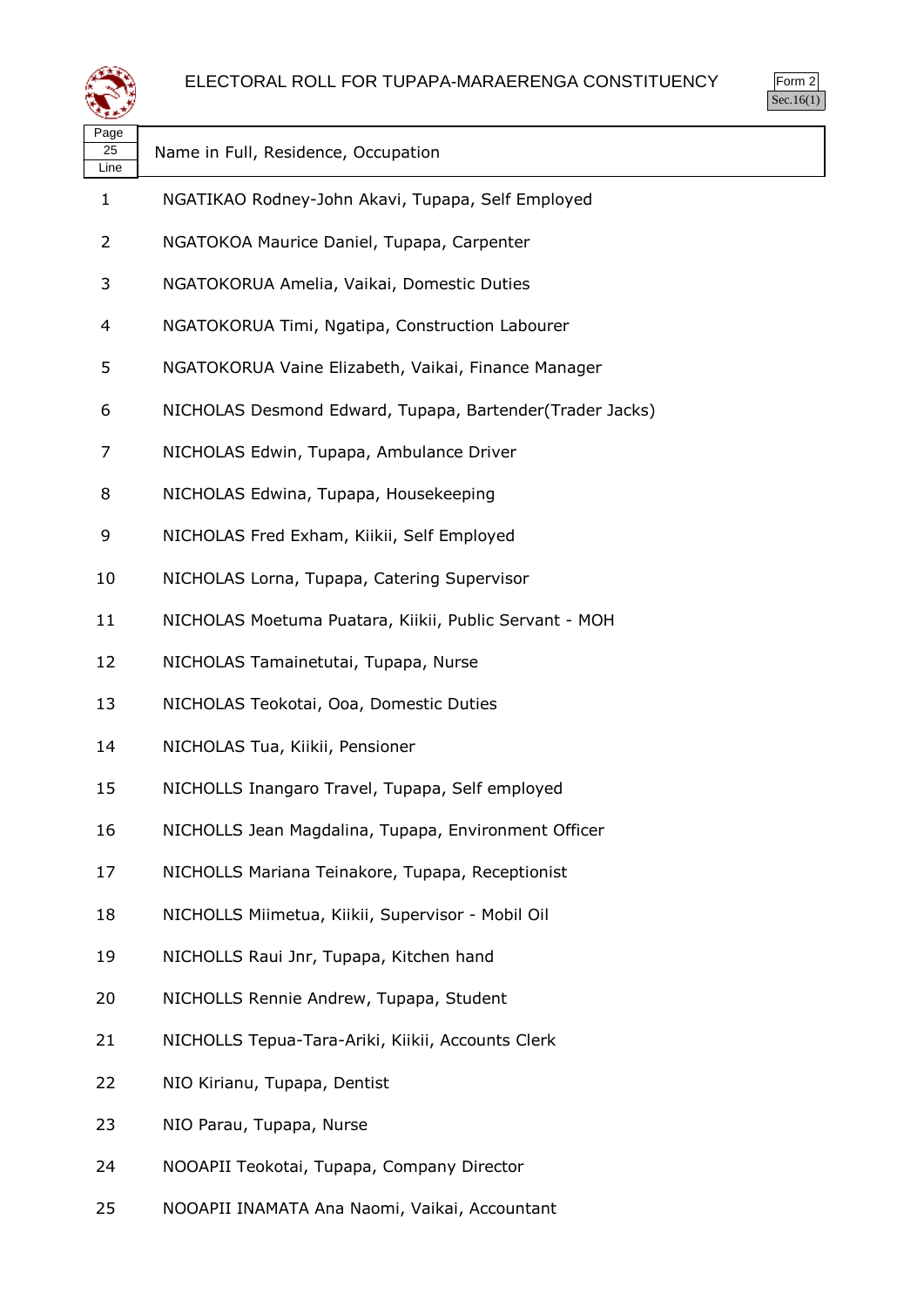# ELECTORAL ROLL FOR TUPAPA-MARAERENGA CONSTITUENCY

Form 2
Sec.16(1)

| Page 25 Line | Name in Full, Residence, Occupation |
|---|---|
| 1 | NGATIKAO Rodney-John Akavi, Tupapa, Self Employed |
| 2 | NGATOKOA Maurice Daniel, Tupapa, Carpenter |
| 3 | NGATOKORUA Amelia, Vaikai, Domestic Duties |
| 4 | NGATOKORUA Timi, Ngatipa, Construction Labourer |
| 5 | NGATOKORUA Vaine Elizabeth, Vaikai, Finance Manager |
| 6 | NICHOLAS Desmond Edward, Tupapa, Bartender(Trader Jacks) |
| 7 | NICHOLAS Edwin, Tupapa, Ambulance Driver |
| 8 | NICHOLAS Edwina, Tupapa, Housekeeping |
| 9 | NICHOLAS Fred Exham, Kiikii, Self Employed |
| 10 | NICHOLAS Lorna, Tupapa, Catering Supervisor |
| 11 | NICHOLAS Moetuma Puatara, Kiikii, Public Servant - MOH |
| 12 | NICHOLAS Tamainetutai, Tupapa, Nurse |
| 13 | NICHOLAS Teokotai, Ooa, Domestic Duties |
| 14 | NICHOLAS Tua, Kiikii, Pensioner |
| 15 | NICHOLLS Inangaro Travel, Tupapa, Self employed |
| 16 | NICHOLLS Jean Magdalina, Tupapa, Environment Officer |
| 17 | NICHOLLS Mariana Teinakore, Tupapa, Receptionist |
| 18 | NICHOLLS Miimetua, Kiikii, Supervisor - Mobil Oil |
| 19 | NICHOLLS Raui Jnr, Tupapa, Kitchen hand |
| 20 | NICHOLLS Rennie Andrew, Tupapa, Student |
| 21 | NICHOLLS Tepua-Tara-Ariki, Kiikii, Accounts Clerk |
| 22 | NIO Kirianu, Tupapa, Dentist |
| 23 | NIO Parau, Tupapa, Nurse |
| 24 | NOOAPII Teokotai, Tupapa, Company Director |
| 25 | NOOAPII INAMATA Ana Naomi, Vaikai, Accountant |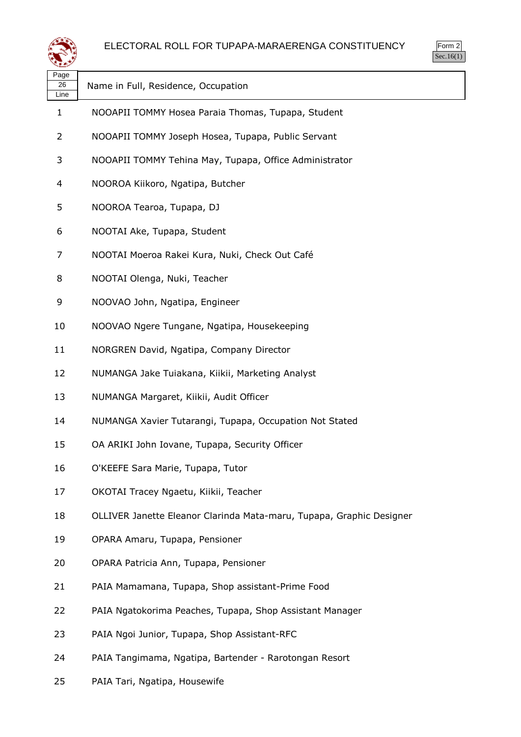# ELECTORAL ROLL FOR TUPAPA-MARAERENGA CONSTITUENCY

Form 2
Sec.16(1)

Page 26

| Line | Name in Full, Residence, Occupation |
|---|---|
| 1 | NOOAPII TOMMY Hosea Paraia Thomas, Tupapa, Student |
| 2 | NOOAPII TOMMY Joseph Hosea, Tupapa, Public Servant |
| 3 | NOOAPII TOMMY Tehina May, Tupapa, Office Administrator |
| 4 | NOOROA Kiikoro, Ngatipa, Butcher |
| 5 | NOOROA Tearoa, Tupapa, DJ |
| 6 | NOOTAI Ake, Tupapa, Student |
| 7 | NOOTAI Moeroa Rakei Kura, Nuki, Check Out Café |
| 8 | NOOTAI Olenga, Nuki, Teacher |
| 9 | NOOVAO John, Ngatipa, Engineer |
| 10 | NOOVAO Ngere Tungane, Ngatipa, Housekeeping |
| 11 | NORGREN David, Ngatipa, Company Director |
| 12 | NUMANGA Jake Tuiakana, Kiikii, Marketing Analyst |
| 13 | NUMANGA Margaret, Kiikii, Audit Officer |
| 14 | NUMANGA Xavier Tutarangi, Tupapa, Occupation Not Stated |
| 15 | OA ARIKI John Iovane, Tupapa, Security Officer |
| 16 | O'KEEFE Sara Marie, Tupapa, Tutor |
| 17 | OKOTAI Tracey Ngaetu, Kiikii, Teacher |
| 18 | OLLIVER Janette Eleanor Clarinda Mata-maru, Tupapa, Graphic Designer |
| 19 | OPARA Amaru, Tupapa, Pensioner |
| 20 | OPARA Patricia Ann, Tupapa, Pensioner |
| 21 | PAIA Mamamana, Tupapa, Shop assistant-Prime Food |
| 22 | PAIA Ngatokorima Peaches, Tupapa, Shop Assistant Manager |
| 23 | PAIA Ngoi Junior, Tupapa, Shop Assistant-RFC |
| 24 | PAIA Tangimama, Ngatipa, Bartender - Rarotongan Resort |
| 25 | PAIA Tari, Ngatipa, Housewife |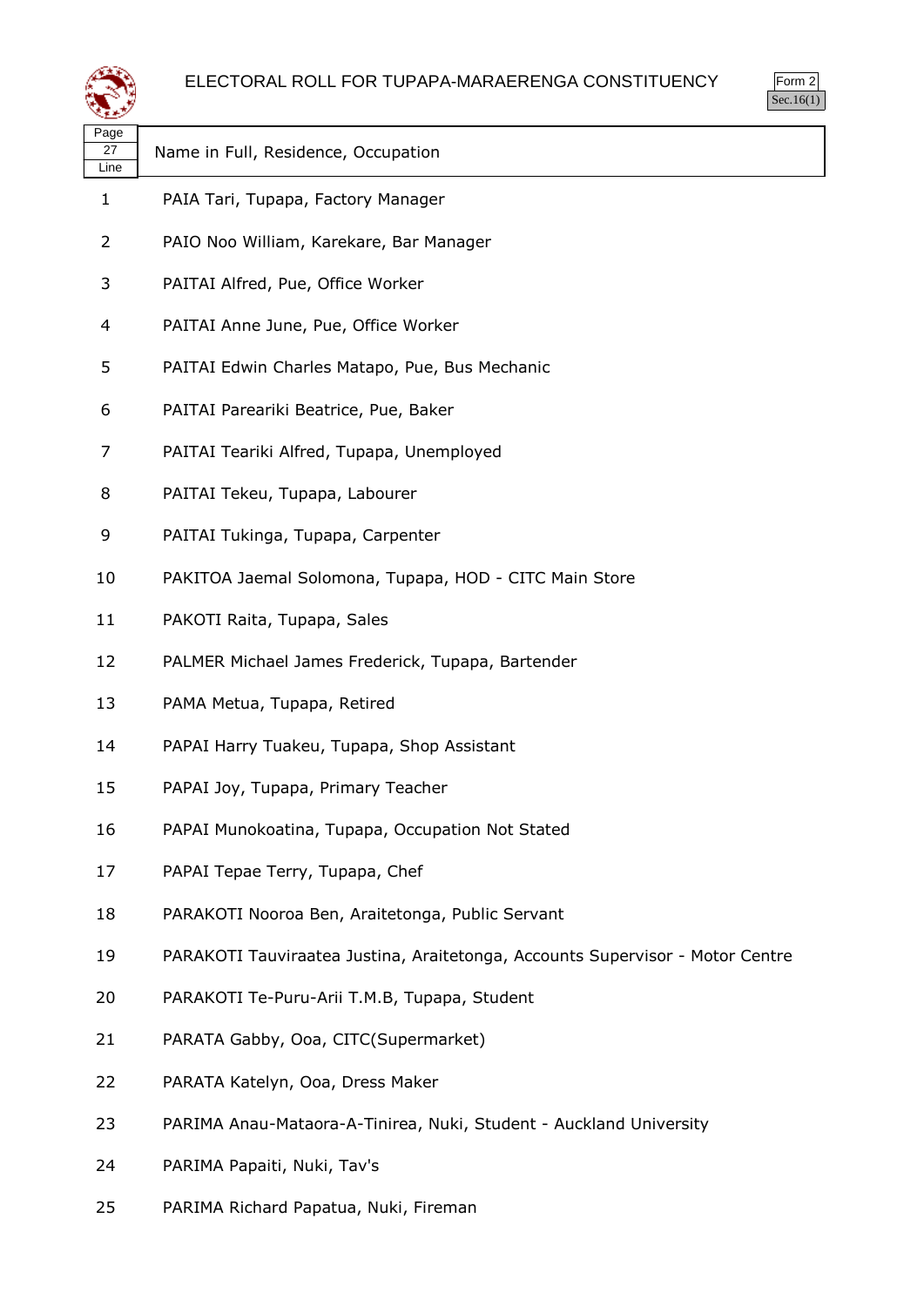# ELECTORAL ROLL FOR TUPAPA-MARAERENGA CONSTITUENCY

Form 2
Sec.16(1)

| Page 27 Line | Name in Full, Residence, Occupation |
|---|---|
| 1 | PAIA Tari, Tupapa, Factory Manager |
| 2 | PAIO Noo William, Karekare, Bar Manager |
| 3 | PAITAI Alfred, Pue, Office Worker |
| 4 | PAITAI Anne June, Pue, Office Worker |
| 5 | PAITAI Edwin Charles Matapo, Pue, Bus Mechanic |
| 6 | PAITAI Pareariki Beatrice, Pue, Baker |
| 7 | PAITAI Teariki Alfred, Tupapa, Unemployed |
| 8 | PAITAI Tekeu, Tupapa, Labourer |
| 9 | PAITAI Tukinga, Tupapa, Carpenter |
| 10 | PAKITOA Jaemal Solomona, Tupapa, HOD - CITC Main Store |
| 11 | PAKOTI Raita, Tupapa, Sales |
| 12 | PALMER Michael James Frederick, Tupapa, Bartender |
| 13 | PAMA Metua, Tupapa, Retired |
| 14 | PAPAI Harry Tuakeu, Tupapa, Shop Assistant |
| 15 | PAPAI Joy, Tupapa, Primary Teacher |
| 16 | PAPAI Munokoatina, Tupapa, Occupation Not Stated |
| 17 | PAPAI Tepae Terry, Tupapa, Chef |
| 18 | PARAKOTI Nooroa Ben, Araitetonga, Public Servant |
| 19 | PARAKOTI Tauviraatea Justina, Araitetonga, Accounts Supervisor - Motor Centre |
| 20 | PARAKOTI Te-Puru-Arii T.M.B, Tupapa, Student |
| 21 | PARATA Gabby, Ooa, CITC(Supermarket) |
| 22 | PARATA Katelyn, Ooa, Dress Maker |
| 23 | PARIMA Anau-Mataora-A-Tinirea, Nuki, Student - Auckland University |
| 24 | PARIMA Papaiti, Nuki, Tav's |
| 25 | PARIMA Richard Papatua, Nuki, Fireman |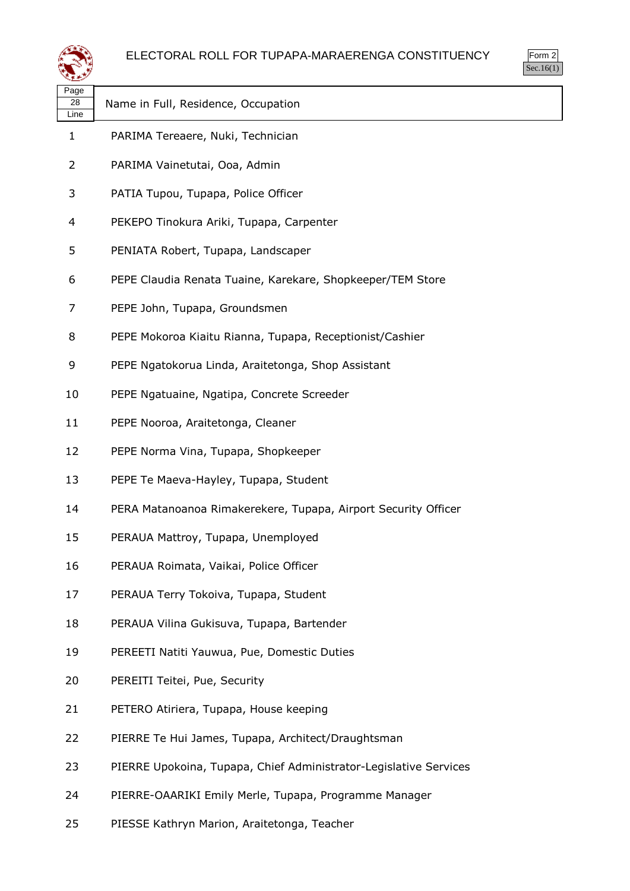ELECTORAL ROLL FOR TUPAPA-MARAERENGA CONSTITUENCY

Form 2
Sec.16(1)

| Page 28 Line | Name in Full, Residence, Occupation |
|---|---|
| 1 | PARIMA Tereaere, Nuki, Technician |
| 2 | PARIMA Vainetutai, Ooa, Admin |
| 3 | PATIA Tupou, Tupapa, Police Officer |
| 4 | PEKEPO Tinokura Ariki, Tupapa, Carpenter |
| 5 | PENIATA Robert, Tupapa, Landscaper |
| 6 | PEPE Claudia Renata Tuaine, Karekare, Shopkeeper/TEM Store |
| 7 | PEPE John, Tupapa, Groundsmen |
| 8 | PEPE Mokoroa Kiaitu Rianna, Tupapa, Receptionist/Cashier |
| 9 | PEPE Ngatokorua Linda, Araitetonga, Shop Assistant |
| 10 | PEPE Ngatuaine, Ngatipa, Concrete Screeder |
| 11 | PEPE Nooroa, Araitetonga, Cleaner |
| 12 | PEPE Norma Vina, Tupapa, Shopkeeper |
| 13 | PEPE Te Maeva-Hayley, Tupapa, Student |
| 14 | PERA Matanoanoa Rimakerekere, Tupapa, Airport Security Officer |
| 15 | PERAUA Mattroy, Tupapa, Unemployed |
| 16 | PERAUA Roimata, Vaikai, Police Officer |
| 17 | PERAUA Terry Tokoiva, Tupapa, Student |
| 18 | PERAUA Vilina Gukisuva, Tupapa, Bartender |
| 19 | PEREETI Natiti Yauwua, Pue, Domestic Duties |
| 20 | PEREITI Teitei, Pue, Security |
| 21 | PETERO Atiriera, Tupapa, House keeping |
| 22 | PIERRE Te Hui James, Tupapa, Architect/Draughtsman |
| 23 | PIERRE Upokoina, Tupapa, Chief Administrator-Legislative Services |
| 24 | PIERRE-OAARIKI Emily Merle, Tupapa, Programme Manager |
| 25 | PIESSE Kathryn Marion, Araitetonga, Teacher |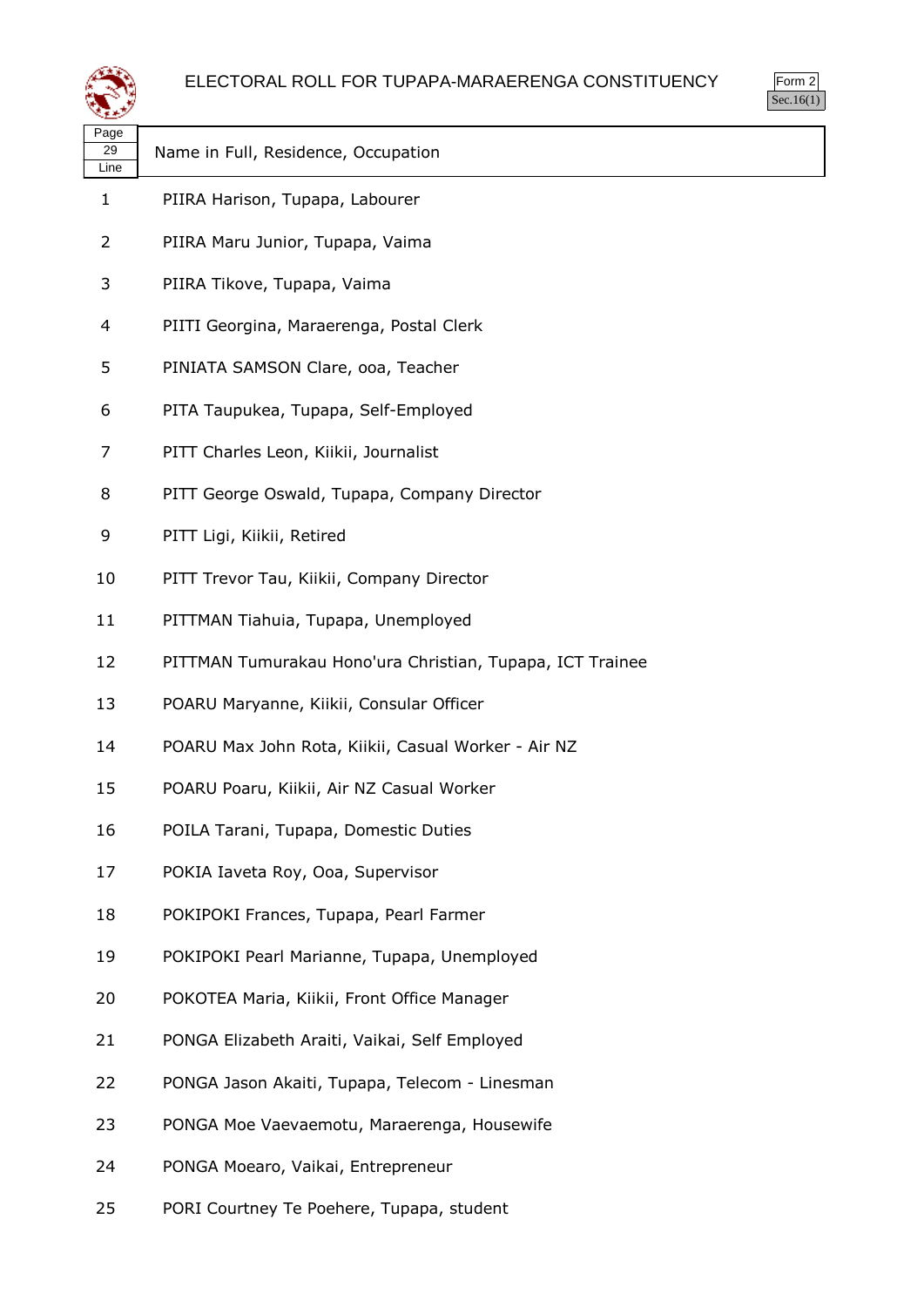# ELECTORAL ROLL FOR TUPAPA-MARAERENGA CONSTITUENCY

Form 2
Sec.16(1)

| Page 29 Line | Name in Full, Residence, Occupation |
|---|---|
| 1 | PIIRA Harison, Tupapa, Labourer |
| 2 | PIIRA Maru Junior, Tupapa, Vaima |
| 3 | PIIRA Tikove, Tupapa, Vaima |
| 4 | PIITI Georgina, Maraerenga, Postal Clerk |
| 5 | PINIATA SAMSON Clare, ooa, Teacher |
| 6 | PITA Taupukea, Tupapa, Self-Employed |
| 7 | PITT Charles Leon, Kiikii, Journalist |
| 8 | PITT George Oswald, Tupapa, Company Director |
| 9 | PITT Ligi, Kiikii, Retired |
| 10 | PITT Trevor Tau, Kiikii, Company Director |
| 11 | PITTMAN Tiahuia, Tupapa, Unemployed |
| 12 | PITTMAN Tumurakau Hono'ura Christian, Tupapa, ICT Trainee |
| 13 | POARU Maryanne, Kiikii, Consular Officer |
| 14 | POARU Max John Rota, Kiikii, Casual Worker - Air NZ |
| 15 | POARU Poaru, Kiikii, Air NZ Casual Worker |
| 16 | POILA Tarani, Tupapa, Domestic Duties |
| 17 | POKIA Iaveta Roy, Ooa, Supervisor |
| 18 | POKIPOKI Frances, Tupapa, Pearl Farmer |
| 19 | POKIPOKI Pearl Marianne, Tupapa, Unemployed |
| 20 | POKOTEA Maria, Kiikii, Front Office Manager |
| 21 | PONGA Elizabeth Araiti, Vaikai, Self Employed |
| 22 | PONGA Jason Akaiti, Tupapa, Telecom - Linesman |
| 23 | PONGA Moe Vaevaemotu, Maraerenga, Housewife |
| 24 | PONGA Moearo, Vaikai, Entrepreneur |
| 25 | PORI Courtney Te Poehere, Tupapa, student |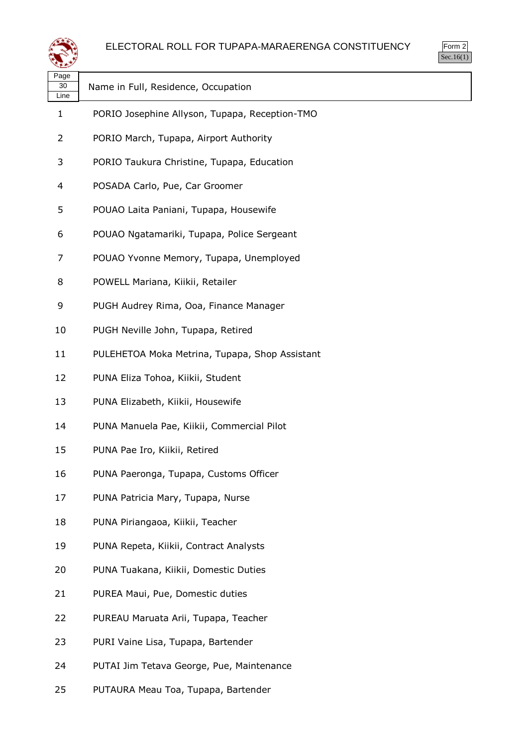# ELECTORAL ROLL FOR TUPAPA-MARAERENGA CONSTITUENCY

Form 2
Sec.16(1)

| Page 30 Line | Name in Full, Residence, Occupation |
|---|---|
| 1 | PORIO Josephine Allyson, Tupapa, Reception-TMO |
| 2 | PORIO March, Tupapa, Airport Authority |
| 3 | PORIO Taukura Christine, Tupapa, Education |
| 4 | POSADA Carlo, Pue, Car Groomer |
| 5 | POUAO Laita Paniani, Tupapa, Housewife |
| 6 | POUAO Ngatamariki, Tupapa, Police Sergeant |
| 7 | POUAO Yvonne Memory, Tupapa, Unemployed |
| 8 | POWELL Mariana, Kiikii, Retailer |
| 9 | PUGH Audrey Rima, Ooa, Finance Manager |
| 10 | PUGH Neville John, Tupapa, Retired |
| 11 | PULEHETOA Moka Metrina, Tupapa, Shop Assistant |
| 12 | PUNA Eliza Tohoa, Kiikii, Student |
| 13 | PUNA Elizabeth, Kiikii, Housewife |
| 14 | PUNA Manuela Pae, Kiikii, Commercial Pilot |
| 15 | PUNA Pae Iro, Kiikii, Retired |
| 16 | PUNA Paeronga, Tupapa, Customs Officer |
| 17 | PUNA Patricia Mary, Tupapa, Nurse |
| 18 | PUNA Piriangaoa, Kiikii, Teacher |
| 19 | PUNA Repeta, Kiikii, Contract Analysts |
| 20 | PUNA Tuakana, Kiikii, Domestic Duties |
| 21 | PUREA Maui, Pue, Domestic duties |
| 22 | PUREAU Maruata Arii, Tupapa, Teacher |
| 23 | PURI Vaine Lisa, Tupapa, Bartender |
| 24 | PUTAI Jim Tetava George, Pue, Maintenance |
| 25 | PUTAURA Meau Toa, Tupapa, Bartender |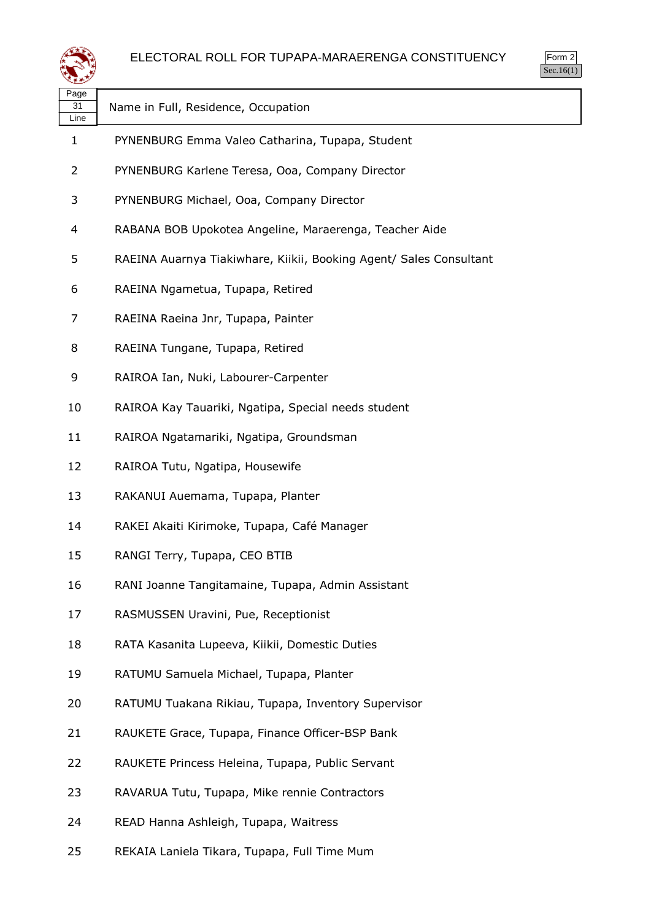# ELECTORAL ROLL FOR TUPAPA-MARAERENGA CONSTITUENCY

Form 2
Sec.16(1)

| Page 31 Line | Name in Full, Residence, Occupation |
|---|---|
| 1 | PYNENBURG Emma Valeo Catharina, Tupapa, Student |
| 2 | PYNENBURG Karlene Teresa, Ooa, Company Director |
| 3 | PYNENBURG Michael, Ooa, Company Director |
| 4 | RABANA BOB Upokotea Angeline, Maraerenga, Teacher Aide |
| 5 | RAEINA Auarnya Tiakiwhare, Kiikii, Booking Agent/ Sales Consultant |
| 6 | RAEINA Ngametua, Tupapa, Retired |
| 7 | RAEINA Raeina Jnr, Tupapa, Painter |
| 8 | RAEINA Tungane, Tupapa, Retired |
| 9 | RAIROA Ian, Nuki, Labourer-Carpenter |
| 10 | RAIROA Kay Tauariki, Ngatipa, Special needs student |
| 11 | RAIROA Ngatamariki, Ngatipa, Groundsman |
| 12 | RAIROA Tutu, Ngatipa, Housewife |
| 13 | RAKANUI Auemama, Tupapa, Planter |
| 14 | RAKEI Akaiti Kirimoke, Tupapa, Café Manager |
| 15 | RANGI Terry, Tupapa, CEO BTIB |
| 16 | RANI Joanne Tangitamaine, Tupapa, Admin Assistant |
| 17 | RASMUSSEN Uravini, Pue, Receptionist |
| 18 | RATA Kasanita Lupeeva, Kiikii, Domestic Duties |
| 19 | RATUMU Samuela Michael, Tupapa, Planter |
| 20 | RATUMU Tuakana Rikiau, Tupapa, Inventory Supervisor |
| 21 | RAUKETE Grace, Tupapa, Finance Officer-BSP Bank |
| 22 | RAUKETE Princess Heleina, Tupapa, Public Servant |
| 23 | RAVARUA Tutu, Tupapa, Mike rennie Contractors |
| 24 | READ Hanna Ashleigh, Tupapa, Waitress |
| 25 | REKAIA Laniela Tikara, Tupapa, Full Time Mum |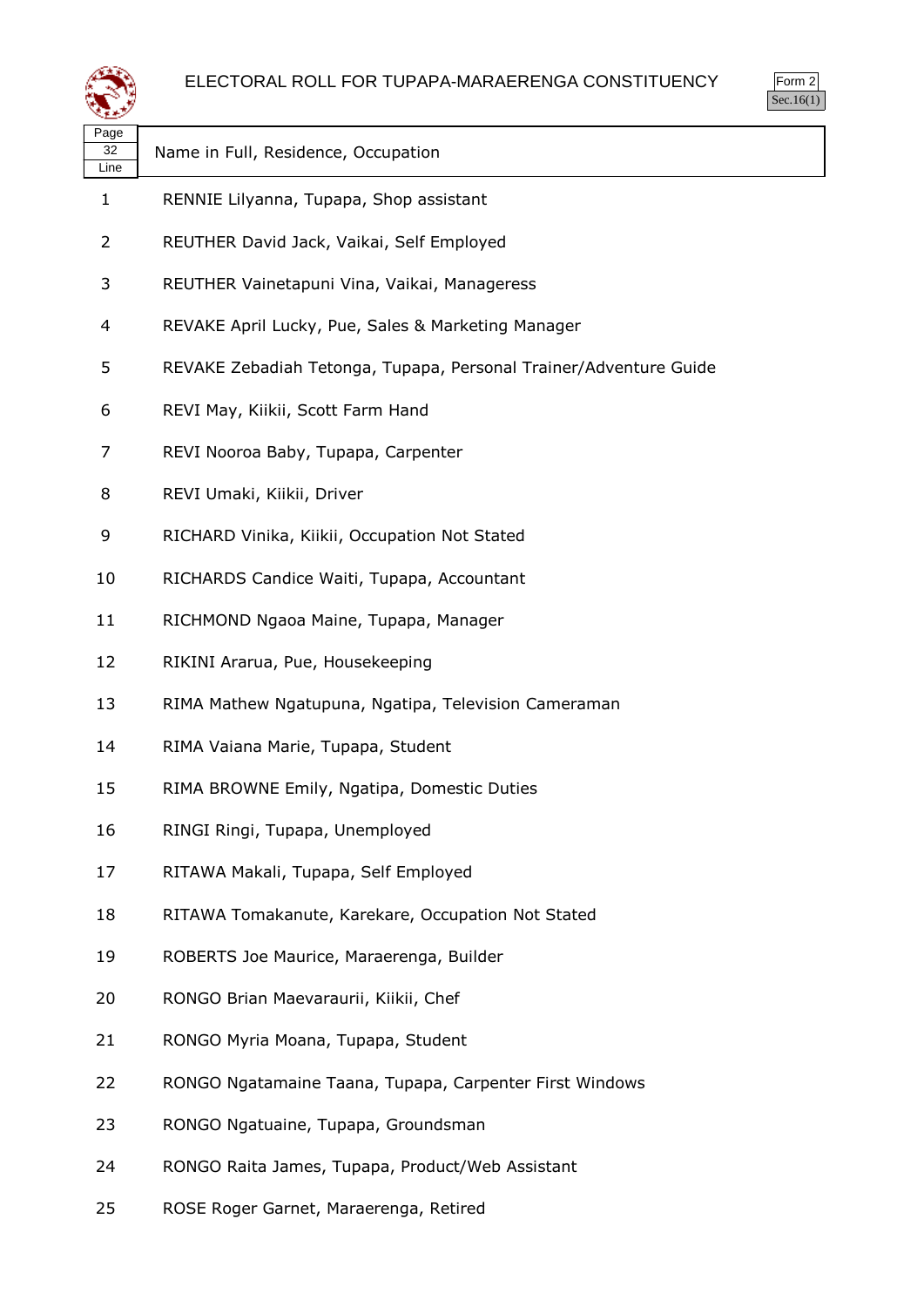# ELECTORAL ROLL FOR TUPAPA-MARAERENGA CONSTITUENCY

Form 2
Sec.16(1)

| Page 32 Line | Name in Full, Residence, Occupation |
| --- | --- |
| 1 | RENNIE Lilyanna, Tupapa, Shop assistant |
| 2 | REUTHER David Jack, Vaikai, Self Employed |
| 3 | REUTHER Vainetapuni Vina, Vaikai, Manageress |
| 4 | REVAKE April Lucky, Pue, Sales & Marketing Manager |
| 5 | REVAKE Zebadiah Tetonga, Tupapa, Personal Trainer/Adventure Guide |
| 6 | REVI May, Kiikii, Scott Farm Hand |
| 7 | REVI Nooroa Baby, Tupapa, Carpenter |
| 8 | REVI Umaki, Kiikii, Driver |
| 9 | RICHARD Vinika, Kiikii, Occupation Not Stated |
| 10 | RICHARDS Candice Waiti, Tupapa, Accountant |
| 11 | RICHMOND Ngaoa Maine, Tupapa, Manager |
| 12 | RIKINI Ararua, Pue, Housekeeping |
| 13 | RIMA Mathew Ngatupuna, Ngatipa, Television Cameraman |
| 14 | RIMA Vaiana Marie, Tupapa, Student |
| 15 | RIMA BROWNE Emily, Ngatipa, Domestic Duties |
| 16 | RINGI Ringi, Tupapa, Unemployed |
| 17 | RITAWA Makali, Tupapa, Self Employed |
| 18 | RITAWA Tomakanute, Karekare, Occupation Not Stated |
| 19 | ROBERTS Joe Maurice, Maraerenga, Builder |
| 20 | RONGO Brian Maevaraurii, Kiikii, Chef |
| 21 | RONGO Myria Moana, Tupapa, Student |
| 22 | RONGO Ngatamaine Taana, Tupapa, Carpenter First Windows |
| 23 | RONGO Ngatuaine, Tupapa, Groundsman |
| 24 | RONGO Raita James, Tupapa, Product/Web Assistant |
| 25 | ROSE Roger Garnet, Maraerenga, Retired |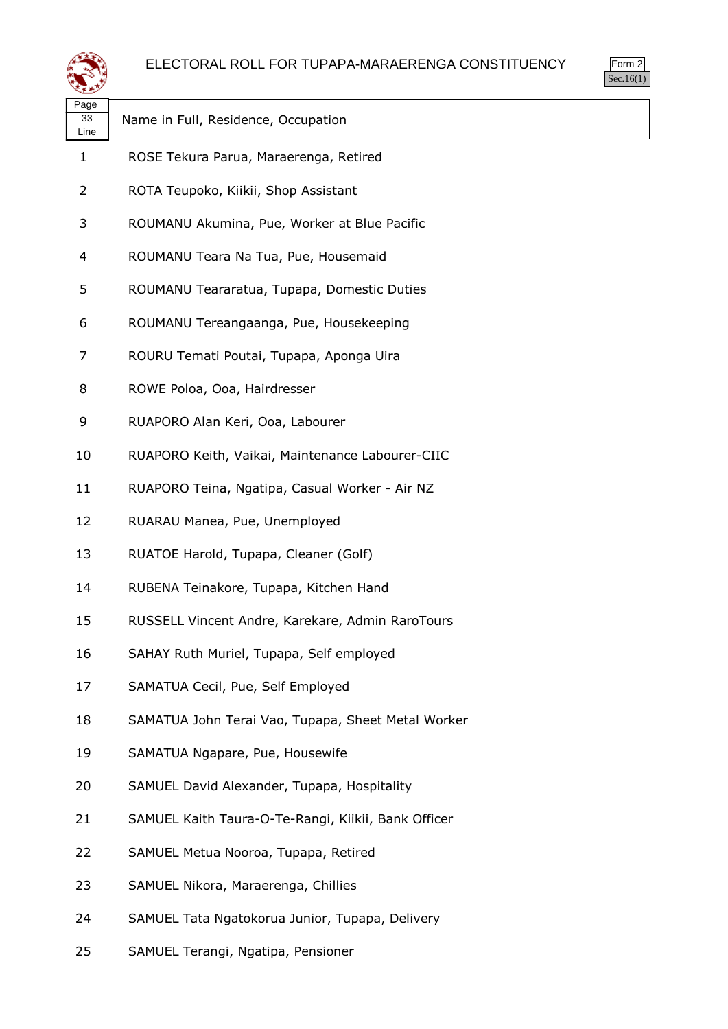# ELECTORAL ROLL FOR TUPAPA-MARAERENGA CONSTITUENCY

Form 2
Sec.16(1)

| Page 33 Line | Name in Full, Residence, Occupation |
|---|---|
| 1 | ROSE Tekura Parua, Maraerenga, Retired |
| 2 | ROTA Teupoko, Kiikii, Shop Assistant |
| 3 | ROUMANU Akumina, Pue, Worker at Blue Pacific |
| 4 | ROUMANU Teara Na Tua, Pue, Housemaid |
| 5 | ROUMANU Teararatua, Tupapa, Domestic Duties |
| 6 | ROUMANU Tereangaanga, Pue, Housekeeping |
| 7 | ROURU Temati Poutai, Tupapa, Aponga Uira |
| 8 | ROWE Poloa, Ooa, Hairdresser |
| 9 | RUAPORO Alan Keri, Ooa, Labourer |
| 10 | RUAPORO Keith, Vaikai, Maintenance Labourer-CIIC |
| 11 | RUAPORO Teina, Ngatipa, Casual Worker - Air NZ |
| 12 | RUARAU Manea, Pue, Unemployed |
| 13 | RUATOE Harold, Tupapa, Cleaner (Golf) |
| 14 | RUBENA Teinakore, Tupapa, Kitchen Hand |
| 15 | RUSSELL Vincent Andre, Karekare, Admin RaroTours |
| 16 | SAHAY Ruth Muriel, Tupapa, Self employed |
| 17 | SAMATUA Cecil, Pue, Self Employed |
| 18 | SAMATUA John Terai Vao, Tupapa, Sheet Metal Worker |
| 19 | SAMATUA Ngapare, Pue, Housewife |
| 20 | SAMUEL David Alexander, Tupapa, Hospitality |
| 21 | SAMUEL Kaith Taura-O-Te-Rangi, Kiikii, Bank Officer |
| 22 | SAMUEL Metua Nooroa, Tupapa, Retired |
| 23 | SAMUEL Nikora, Maraerenga, Chillies |
| 24 | SAMUEL Tata Ngatokorua Junior, Tupapa, Delivery |
| 25 | SAMUEL Terangi, Ngatipa, Pensioner |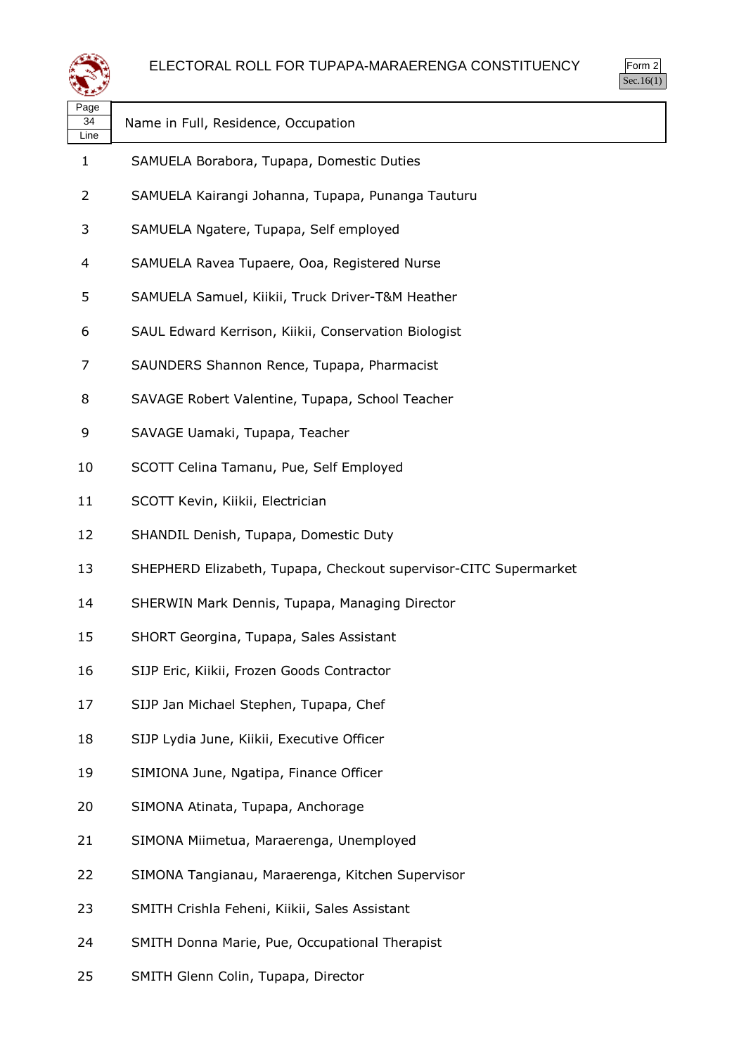# ELECTORAL ROLL FOR TUPAPA-MARAERENGA CONSTITUENCY

Form 2
Sec.16(1)

| Page 34 Line | Name in Full, Residence, Occupation |
|---|---|
| 1 | SAMUELA Borabora, Tupapa, Domestic Duties |
| 2 | SAMUELA Kairangi Johanna, Tupapa, Punanga Tauturu |
| 3 | SAMUELA Ngatere, Tupapa, Self employed |
| 4 | SAMUELA Ravea Tupaere, Ooa, Registered Nurse |
| 5 | SAMUELA Samuel, Kiikii, Truck Driver-T&M Heather |
| 6 | SAUL Edward Kerrison, Kiikii, Conservation Biologist |
| 7 | SAUNDERS Shannon Rence, Tupapa, Pharmacist |
| 8 | SAVAGE Robert Valentine, Tupapa, School Teacher |
| 9 | SAVAGE Uamaki, Tupapa, Teacher |
| 10 | SCOTT Celina Tamanu, Pue, Self Employed |
| 11 | SCOTT Kevin, Kiikii, Electrician |
| 12 | SHANDIL Denish, Tupapa, Domestic Duty |
| 13 | SHEPHERD Elizabeth, Tupapa, Checkout supervisor-CITC Supermarket |
| 14 | SHERWIN Mark Dennis, Tupapa, Managing Director |
| 15 | SHORT Georgina, Tupapa, Sales Assistant |
| 16 | SIJP Eric, Kiikii, Frozen Goods Contractor |
| 17 | SIJP Jan Michael Stephen, Tupapa, Chef |
| 18 | SIJP Lydia June, Kiikii, Executive Officer |
| 19 | SIMIONA June, Ngatipa, Finance Officer |
| 20 | SIMONA Atinata, Tupapa, Anchorage |
| 21 | SIMONA Miimetua, Maraerenga, Unemployed |
| 22 | SIMONA Tangianau, Maraerenga, Kitchen Supervisor |
| 23 | SMITH Crishla Feheni, Kiikii, Sales Assistant |
| 24 | SMITH Donna Marie, Pue, Occupational Therapist |
| 25 | SMITH Glenn Colin, Tupapa, Director |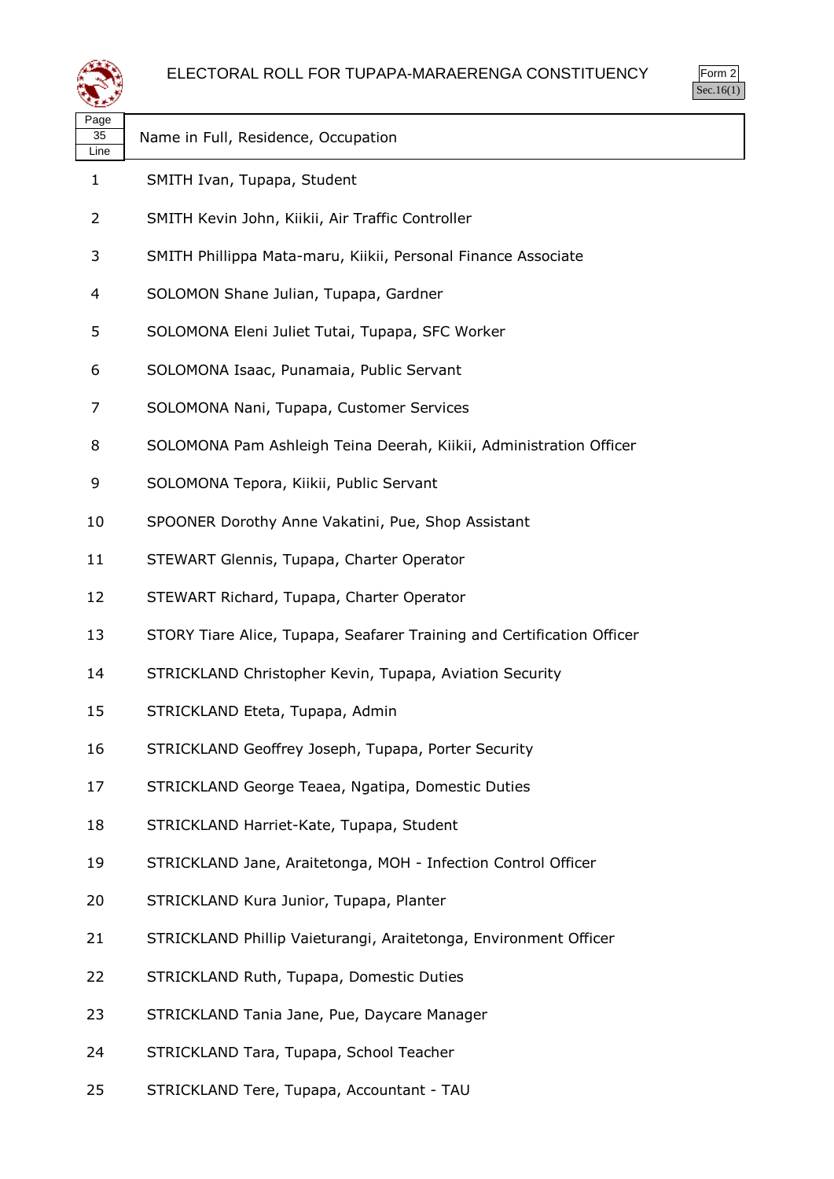# ELECTORAL ROLL FOR TUPAPA-MARAERENGA CONSTITUENCY

Form 2
Sec.16(1)

| Page 35 Line | Name in Full, Residence, Occupation |
|---|---|
| 1 | SMITH Ivan, Tupapa, Student |
| 2 | SMITH Kevin John, Kiikii, Air Traffic Controller |
| 3 | SMITH Phillippa Mata-maru, Kiikii, Personal Finance Associate |
| 4 | SOLOMON Shane Julian, Tupapa, Gardner |
| 5 | SOLOMONA Eleni Juliet Tutai, Tupapa, SFC Worker |
| 6 | SOLOMONA Isaac, Punamaia, Public Servant |
| 7 | SOLOMONA Nani, Tupapa, Customer Services |
| 8 | SOLOMONA Pam Ashleigh Teina Deerah, Kiikii, Administration Officer |
| 9 | SOLOMONA Tepora, Kiikii, Public Servant |
| 10 | SPOONER Dorothy Anne Vakatini, Pue, Shop Assistant |
| 11 | STEWART Glennis, Tupapa, Charter Operator |
| 12 | STEWART Richard, Tupapa, Charter Operator |
| 13 | STORY Tiare Alice, Tupapa, Seafarer Training and Certification Officer |
| 14 | STRICKLAND Christopher Kevin, Tupapa, Aviation Security |
| 15 | STRICKLAND Eteta, Tupapa, Admin |
| 16 | STRICKLAND Geoffrey Joseph, Tupapa, Porter Security |
| 17 | STRICKLAND George Teaea, Ngatipa, Domestic Duties |
| 18 | STRICKLAND Harriet-Kate, Tupapa, Student |
| 19 | STRICKLAND Jane, Araitetonga, MOH - Infection Control Officer |
| 20 | STRICKLAND Kura Junior, Tupapa, Planter |
| 21 | STRICKLAND Phillip Vaieturangi, Araitetonga, Environment Officer |
| 22 | STRICKLAND Ruth, Tupapa, Domestic Duties |
| 23 | STRICKLAND Tania Jane, Pue, Daycare Manager |
| 24 | STRICKLAND Tara, Tupapa, School Teacher |
| 25 | STRICKLAND Tere, Tupapa, Accountant - TAU |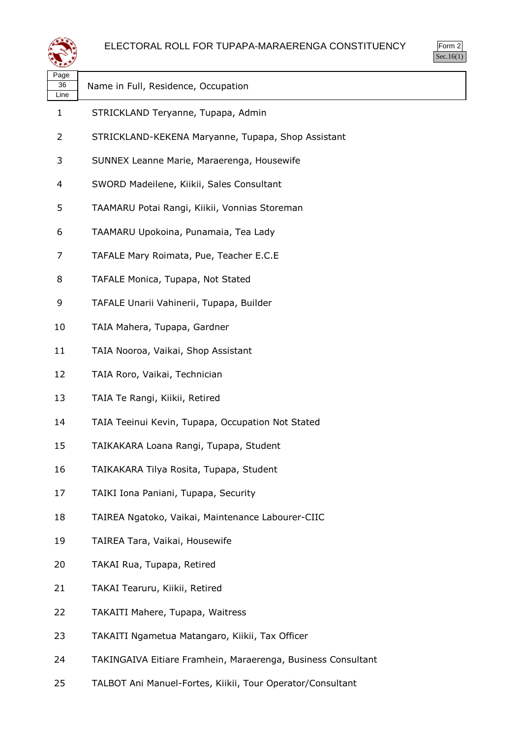# ELECTORAL ROLL FOR TUPAPA-MARAERENGA CONSTITUENCY

Form 2
Sec.16(1)

| Page 36 Line | Name in Full, Residence, Occupation |
|---|---|
| 1 | STRICKLAND Teryanne, Tupapa, Admin |
| 2 | STRICKLAND-KEKENA Maryanne, Tupapa, Shop Assistant |
| 3 | SUNNEX Leanne Marie, Maraerenga, Housewife |
| 4 | SWORD Madeilene, Kiikii, Sales Consultant |
| 5 | TAAMARU Potai Rangi, Kiikii, Vonnias Storeman |
| 6 | TAAMARU Upokoina, Punamaia, Tea Lady |
| 7 | TAFALE Mary Roimata, Pue, Teacher E.C.E |
| 8 | TAFALE Monica, Tupapa, Not Stated |
| 9 | TAFALE Unarii Vahinerii, Tupapa, Builder |
| 10 | TAIA Mahera, Tupapa, Gardner |
| 11 | TAIA Nooroa, Vaikai, Shop Assistant |
| 12 | TAIA Roro, Vaikai, Technician |
| 13 | TAIA Te Rangi, Kiikii, Retired |
| 14 | TAIA Teeinui Kevin, Tupapa, Occupation Not Stated |
| 15 | TAIKAKARA Loana Rangi, Tupapa, Student |
| 16 | TAIKAKARA Tilya Rosita, Tupapa, Student |
| 17 | TAIKI Iona Paniani, Tupapa, Security |
| 18 | TAIREA Ngatoko, Vaikai, Maintenance Labourer-CIIC |
| 19 | TAIREA Tara, Vaikai, Housewife |
| 20 | TAKAI Rua, Tupapa, Retired |
| 21 | TAKAI Tearuru, Kiikii, Retired |
| 22 | TAKAITI Mahere, Tupapa, Waitress |
| 23 | TAKAITI Ngametua Matangaro, Kiikii, Tax Officer |
| 24 | TAKINGAIVA Eitiare Framhein, Maraerenga, Business Consultant |
| 25 | TALBOT Ani Manuel-Fortes, Kiikii, Tour Operator/Consultant |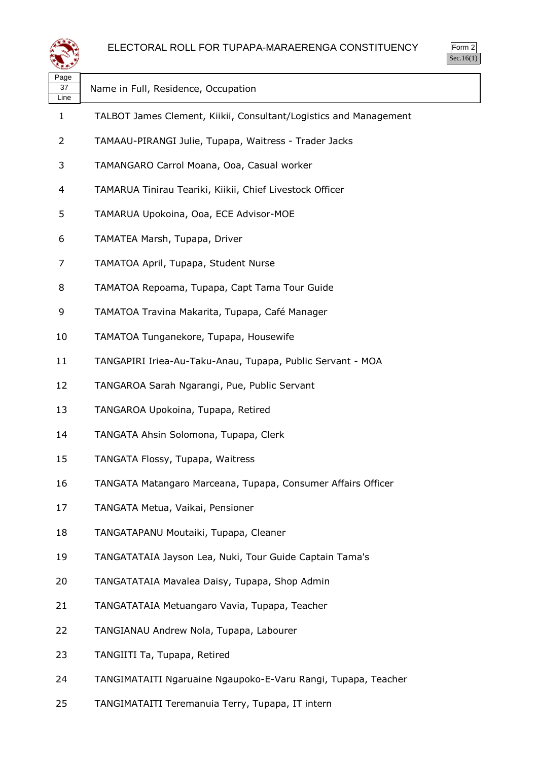# ELECTORAL ROLL FOR TUPAPA-MARAERENGA CONSTITUENCY

Form 2
Sec.16(1)

| Page 37 Line | Name in Full, Residence, Occupation |
|---|---|
| 1 | TALBOT James Clement, Kiikii, Consultant/Logistics and Management |
| 2 | TAMAAU-PIRANGI Julie, Tupapa, Waitress - Trader Jacks |
| 3 | TAMANGARO Carrol Moana, Ooa, Casual worker |
| 4 | TAMARUA Tinirau Teariki, Kiikii, Chief Livestock Officer |
| 5 | TAMARUA Upokoina, Ooa, ECE Advisor-MOE |
| 6 | TAMATEA Marsh, Tupapa, Driver |
| 7 | TAMATOA April, Tupapa, Student Nurse |
| 8 | TAMATOA Repoama, Tupapa, Capt Tama Tour Guide |
| 9 | TAMATOA Travina Makarita, Tupapa, Café Manager |
| 10 | TAMATOA Tunganekore, Tupapa, Housewife |
| 11 | TANGAPIRI Iriea-Au-Taku-Anau, Tupapa, Public Servant - MOA |
| 12 | TANGAROA Sarah Ngarangi, Pue, Public Servant |
| 13 | TANGAROA Upokoina, Tupapa, Retired |
| 14 | TANGATA Ahsin Solomona, Tupapa, Clerk |
| 15 | TANGATA Flossy, Tupapa, Waitress |
| 16 | TANGATA Matangaro Marceana, Tupapa, Consumer Affairs Officer |
| 17 | TANGATA Metua, Vaikai, Pensioner |
| 18 | TANGATAPANU Moutaiki, Tupapa, Cleaner |
| 19 | TANGATATAIA Jayson Lea, Nuki, Tour Guide Captain Tama's |
| 20 | TANGATATAIA Mavalea Daisy, Tupapa, Shop Admin |
| 21 | TANGATATAIA Metuangaro Vavia, Tupapa, Teacher |
| 22 | TANGIANAU Andrew Nola, Tupapa, Labourer |
| 23 | TANGIITI Ta, Tupapa, Retired |
| 24 | TANGIMATAITI Ngaruaine Ngaupoko-E-Varu Rangi, Tupapa, Teacher |
| 25 | TANGIMATAITI Teremanuia Terry, Tupapa, IT intern |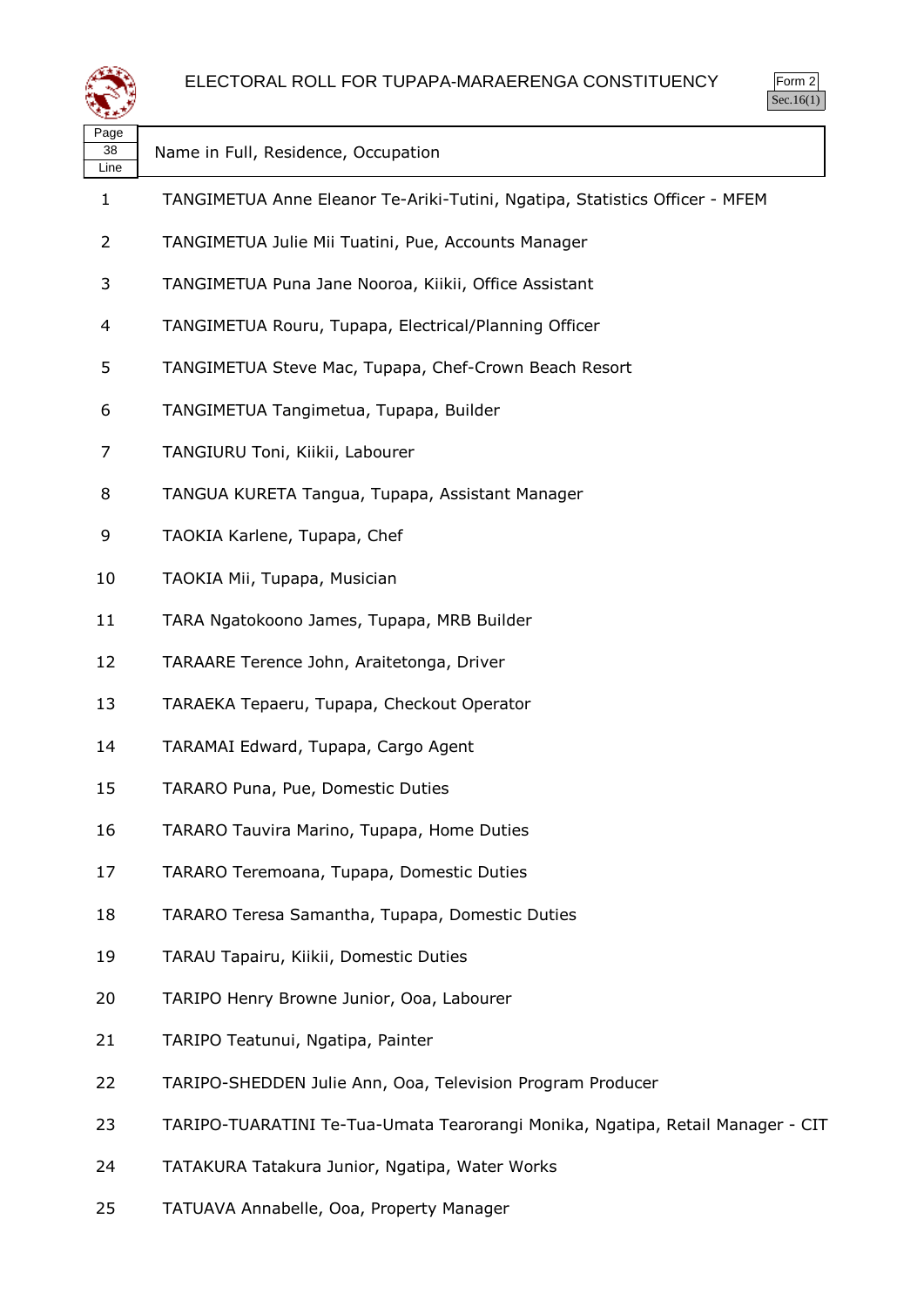# ELECTORAL ROLL FOR TUPAPA-MARAERENGA CONSTITUENCY

Form 2
Sec.16(1)

| Page 38 Line | Name in Full, Residence, Occupation |
|---|---|
| 1 | TANGIMETUA Anne Eleanor Te-Ariki-Tutini, Ngatipa, Statistics Officer - MFEM |
| 2 | TANGIMETUA Julie Mii Tuatini, Pue, Accounts Manager |
| 3 | TANGIMETUA Puna Jane Nooroa, Kiikii, Office Assistant |
| 4 | TANGIMETUA Rouru, Tupapa, Electrical/Planning Officer |
| 5 | TANGIMETUA Steve Mac, Tupapa, Chef-Crown Beach Resort |
| 6 | TANGIMETUA Tangimetua, Tupapa, Builder |
| 7 | TANGIURU Toni, Kiikii, Labourer |
| 8 | TANGUA KURETA Tangua, Tupapa, Assistant Manager |
| 9 | TAOKIA Karlene, Tupapa, Chef |
| 10 | TAOKIA Mii, Tupapa, Musician |
| 11 | TARA Ngatokoono James, Tupapa, MRB Builder |
| 12 | TARAARE Terence John, Araitetonga, Driver |
| 13 | TARAEKA Tepaeru, Tupapa, Checkout Operator |
| 14 | TARAMAI Edward, Tupapa, Cargo Agent |
| 15 | TARARO Puna, Pue, Domestic Duties |
| 16 | TARARO Tauvira Marino, Tupapa, Home Duties |
| 17 | TARARO Teremoana, Tupapa, Domestic Duties |
| 18 | TARARO Teresa Samantha, Tupapa, Domestic Duties |
| 19 | TARAU Tapairu, Kiikii, Domestic Duties |
| 20 | TARIPO Henry Browne Junior, Ooa, Labourer |
| 21 | TARIPO Teatunui, Ngatipa, Painter |
| 22 | TARIPO-SHEDDEN Julie Ann, Ooa, Television Program Producer |
| 23 | TARIPO-TUARATINI Te-Tua-Umata Tearorangi Monika, Ngatipa, Retail Manager - CIT |
| 24 | TATAKURA Tatakura Junior, Ngatipa, Water Works |
| 25 | TATUAVA Annabelle, Ooa, Property Manager |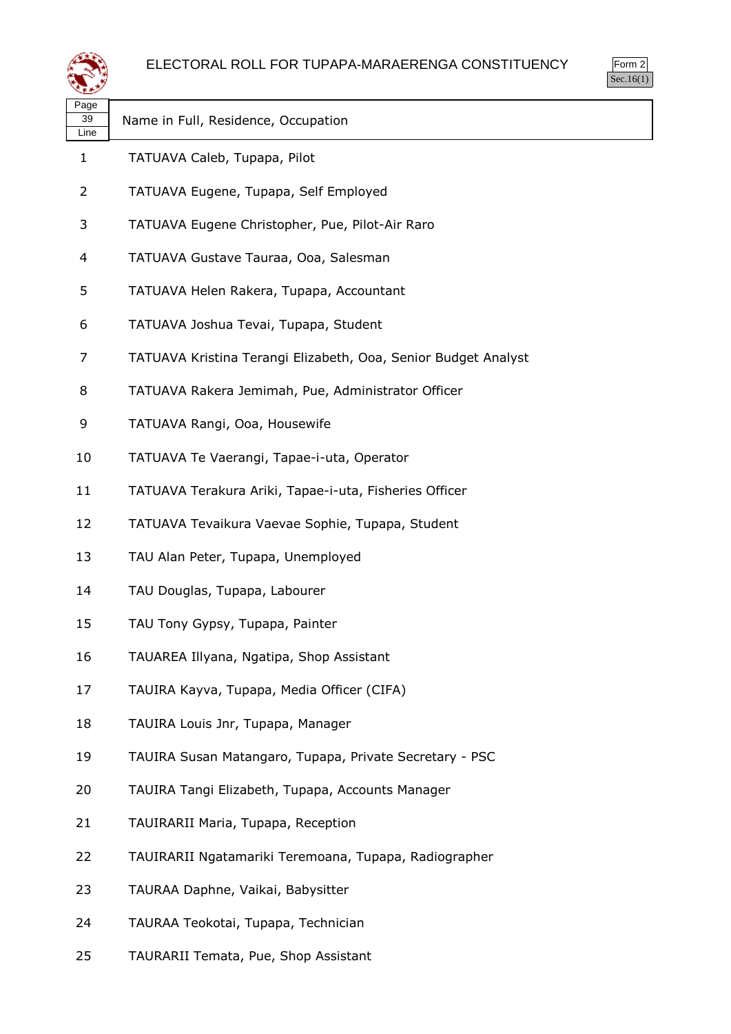# ELECTORAL ROLL FOR TUPAPA-MARAERENGA CONSTITUENCY

Form 2
Sec.16(1)

| Page 39 Line | Name in Full, Residence, Occupation |
|---|---|
| 1 | TATUAVA Caleb, Tupapa, Pilot |
| 2 | TATUAVA Eugene, Tupapa, Self Employed |
| 3 | TATUAVA Eugene Christopher, Pue, Pilot-Air Raro |
| 4 | TATUAVA Gustave Tauraa, Ooa, Salesman |
| 5 | TATUAVA Helen Rakera, Tupapa, Accountant |
| 6 | TATUAVA Joshua Tevai, Tupapa, Student |
| 7 | TATUAVA Kristina Terangi Elizabeth, Ooa, Senior Budget Analyst |
| 8 | TATUAVA Rakera Jemimah, Pue, Administrator Officer |
| 9 | TATUAVA Rangi, Ooa, Housewife |
| 10 | TATUAVA Te Vaerangi, Tapae-i-uta, Operator |
| 11 | TATUAVA Terakura Ariki, Tapae-i-uta, Fisheries Officer |
| 12 | TATUAVA Tevaikura Vaevae Sophie, Tupapa, Student |
| 13 | TAU Alan Peter, Tupapa, Unemployed |
| 14 | TAU Douglas, Tupapa, Labourer |
| 15 | TAU Tony Gypsy, Tupapa, Painter |
| 16 | TAUAREA Illyana, Ngatipa, Shop Assistant |
| 17 | TAUIRA Kayva, Tupapa, Media Officer (CIFA) |
| 18 | TAUIRA Louis Jnr, Tupapa, Manager |
| 19 | TAUIRA Susan Matangaro, Tupapa, Private Secretary - PSC |
| 20 | TAUIRA Tangi Elizabeth, Tupapa, Accounts Manager |
| 21 | TAUIRARII Maria, Tupapa, Reception |
| 22 | TAUIRARII Ngatamariki Teremoana, Tupapa, Radiographer |
| 23 | TAURAA Daphne, Vaikai, Babysitter |
| 24 | TAURAA Teokotai, Tupapa, Technician |
| 25 | TAURARII Temata, Pue, Shop Assistant |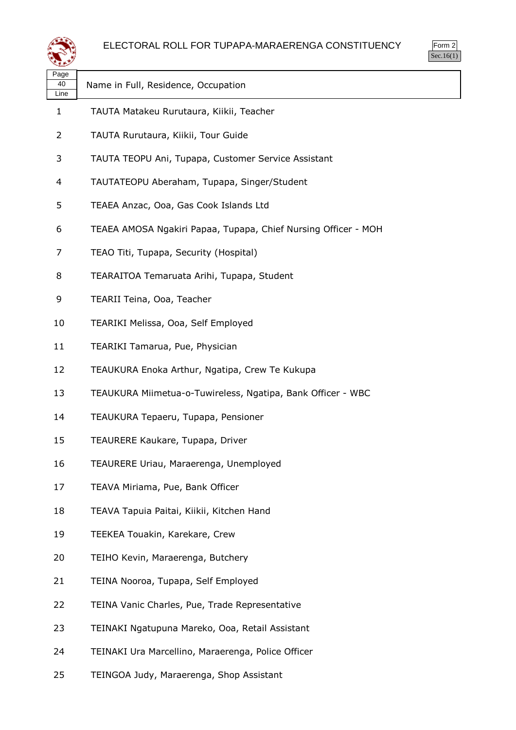# ELECTORAL ROLL FOR TUPAPA-MARAERENGA CONSTITUENCY

Form 2
Sec.16(1)

| Page 40 Line | Name in Full, Residence, Occupation |
| --- | --- |
| 1 | TAUTA Matakeu Rurutaura, Kiikii, Teacher |
| 2 | TAUTA Rurutaura, Kiikii, Tour Guide |
| 3 | TAUTA TEOPU Ani, Tupapa, Customer Service Assistant |
| 4 | TAUTATEOPU Aberaham, Tupapa, Singer/Student |
| 5 | TEAEA Anzac, Ooa, Gas Cook Islands Ltd |
| 6 | TEAEA AMOSA Ngakiri Papaa, Tupapa, Chief Nursing Officer - MOH |
| 7 | TEAO Titi, Tupapa, Security (Hospital) |
| 8 | TEARAITOA Temaruata Arihi, Tupapa, Student |
| 9 | TEARII Teina, Ooa, Teacher |
| 10 | TEARIKI Melissa, Ooa, Self Employed |
| 11 | TEARIKI Tamarua, Pue, Physician |
| 12 | TEAUKURA Enoka Arthur, Ngatipa, Crew Te Kukupa |
| 13 | TEAUKURA Miimetua-o-Tuwireless, Ngatipa, Bank Officer - WBC |
| 14 | TEAUKURA Tepaeru, Tupapa, Pensioner |
| 15 | TEAURERE Kaukare, Tupapa, Driver |
| 16 | TEAURERE Uriau, Maraerenga, Unemployed |
| 17 | TEAVA Miriama, Pue, Bank Officer |
| 18 | TEAVA Tapuia Paitai, Kiikii, Kitchen Hand |
| 19 | TEEKEA Touakin, Karekare, Crew |
| 20 | TEIHO Kevin, Maraerenga, Butchery |
| 21 | TEINA Nooroa, Tupapa, Self Employed |
| 22 | TEINA Vanic Charles, Pue, Trade Representative |
| 23 | TEINAKI Ngatupuna Mareko, Ooa, Retail Assistant |
| 24 | TEINAKI Ura Marcellino, Maraerenga, Police Officer |
| 25 | TEINGOA Judy, Maraerenga, Shop Assistant |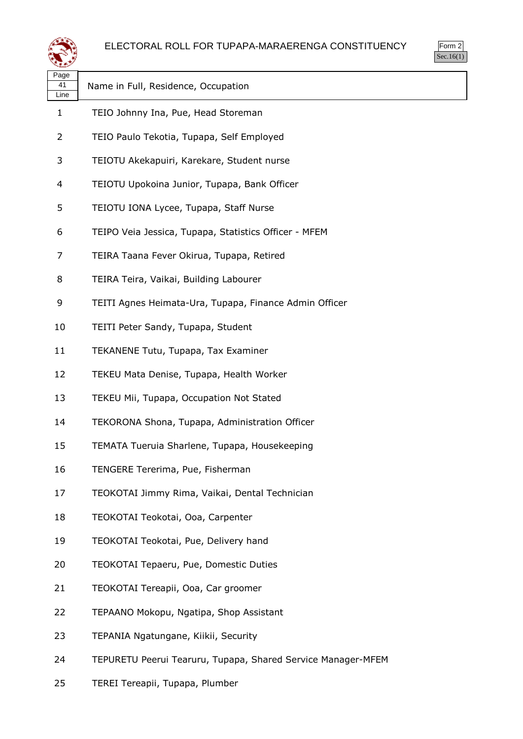# ELECTORAL ROLL FOR TUPAPA-MARAERENGA CONSTITUENCY

Form 2
Sec.16(1)

| Page 41 Line | Name in Full, Residence, Occupation |
|---|---|
| 1 | TEIO Johnny Ina, Pue, Head Storeman |
| 2 | TEIO Paulo Tekotia, Tupapa, Self Employed |
| 3 | TEIOTU Akekapuiri, Karekare, Student nurse |
| 4 | TEIOTU Upokoina Junior, Tupapa, Bank Officer |
| 5 | TEIOTU IONA Lycee, Tupapa, Staff Nurse |
| 6 | TEIPO Veia Jessica, Tupapa, Statistics Officer - MFEM |
| 7 | TEIRA Taana Fever Okirua, Tupapa, Retired |
| 8 | TEIRA Teira, Vaikai, Building Labourer |
| 9 | TEITI Agnes Heimata-Ura, Tupapa, Finance Admin Officer |
| 10 | TEITI Peter Sandy, Tupapa, Student |
| 11 | TEKANENE Tutu, Tupapa, Tax Examiner |
| 12 | TEKEU Mata Denise, Tupapa, Health Worker |
| 13 | TEKEU Mii, Tupapa, Occupation Not Stated |
| 14 | TEKORONA Shona, Tupapa, Administration Officer |
| 15 | TEMATA Tueruia Sharlene, Tupapa, Housekeeping |
| 16 | TENGERE Tererima, Pue, Fisherman |
| 17 | TEOKOTAI Jimmy Rima, Vaikai, Dental Technician |
| 18 | TEOKOTAI Teokotai, Ooa, Carpenter |
| 19 | TEOKOTAI Teokotai, Pue, Delivery hand |
| 20 | TEOKOTAI Tepaeru, Pue, Domestic Duties |
| 21 | TEOKOTAI Tereapii, Ooa, Car groomer |
| 22 | TEPAANO Mokopu, Ngatipa, Shop Assistant |
| 23 | TEPANIA Ngatungane, Kiikii, Security |
| 24 | TEPURETU Peerui Tearuru, Tupapa, Shared Service Manager-MFEM |
| 25 | TEREI Tereapii, Tupapa, Plumber |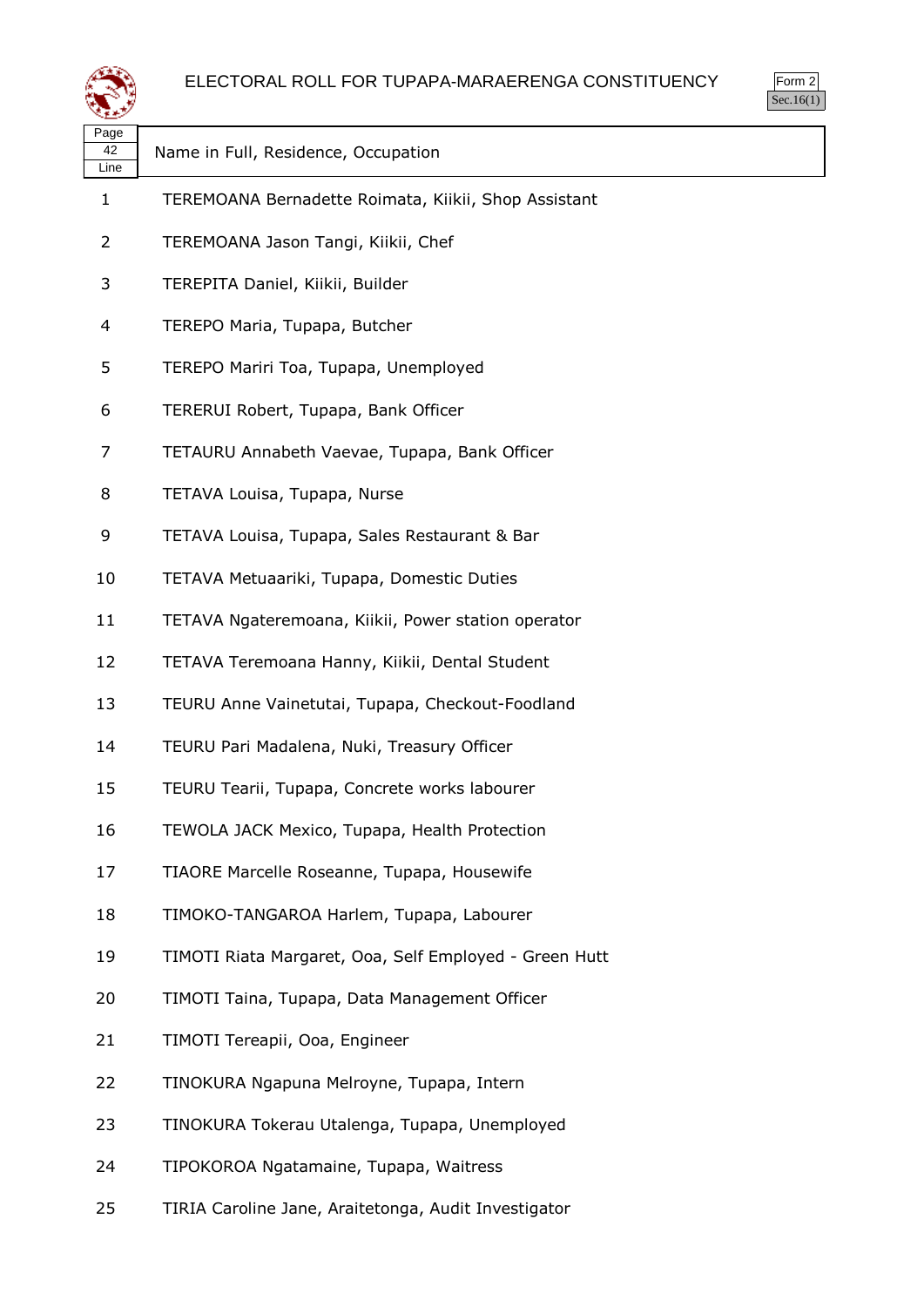# ELECTORAL ROLL FOR TUPAPA-MARAERENGA CONSTITUENCY

Form 2
Sec.16(1)

| Page 42 Line | Name in Full, Residence, Occupation |
|---|---|
| 1 | TEREMOANA Bernadette Roimata, Kiikii, Shop Assistant |
| 2 | TEREMOANA Jason Tangi, Kiikii, Chef |
| 3 | TEREPITA Daniel, Kiikii, Builder |
| 4 | TEREPO Maria, Tupapa, Butcher |
| 5 | TEREPO Mariri Toa, Tupapa, Unemployed |
| 6 | TERERUI Robert, Tupapa, Bank Officer |
| 7 | TETAURU Annabeth Vaevae, Tupapa, Bank Officer |
| 8 | TETAVA Louisa, Tupapa, Nurse |
| 9 | TETAVA Louisa, Tupapa, Sales Restaurant & Bar |
| 10 | TETAVA Metuaariki, Tupapa, Domestic Duties |
| 11 | TETAVA Ngateremoana, Kiikii, Power station operator |
| 12 | TETAVA Teremoana Hanny, Kiikii, Dental Student |
| 13 | TEURU Anne Vainetutai, Tupapa, Checkout-Foodland |
| 14 | TEURU Pari Madalena, Nuki, Treasury Officer |
| 15 | TEURU Tearii, Tupapa, Concrete works labourer |
| 16 | TEWOLA JACK Mexico, Tupapa, Health Protection |
| 17 | TIAORE Marcelle Roseanne, Tupapa, Housewife |
| 18 | TIMOKO-TANGAROA Harlem, Tupapa, Labourer |
| 19 | TIMOTI Riata Margaret, Ooa, Self Employed - Green Hutt |
| 20 | TIMOTI Taina, Tupapa, Data Management Officer |
| 21 | TIMOTI Tereapii, Ooa, Engineer |
| 22 | TINOKURA Ngapuna Melroyne, Tupapa, Intern |
| 23 | TINOKURA Tokerau Utalenga, Tupapa, Unemployed |
| 24 | TIPOKOROA Ngatamaine, Tupapa, Waitress |
| 25 | TIRIA Caroline Jane, Araitetonga, Audit Investigator |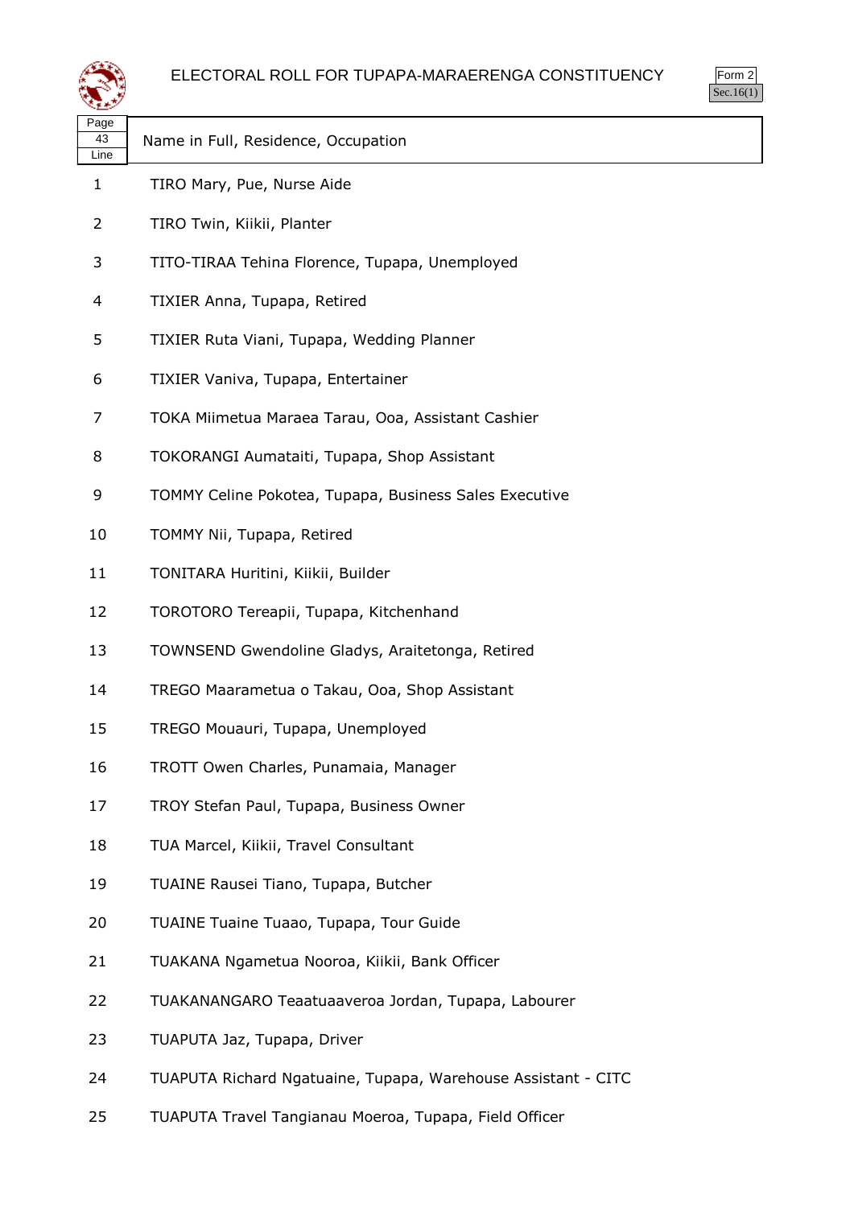# ELECTORAL ROLL FOR TUPAPA-MARAERENGA CONSTITUENCY

Form 2
Sec.16(1)

| Page 43 Line | Name in Full, Residence, Occupation |
|---|---|
| 1 | TIRO Mary, Pue, Nurse Aide |
| 2 | TIRO Twin, Kiikii, Planter |
| 3 | TITO-TIRAA Tehina Florence, Tupapa, Unemployed |
| 4 | TIXIER Anna, Tupapa, Retired |
| 5 | TIXIER Ruta Viani, Tupapa, Wedding Planner |
| 6 | TIXIER Vaniva, Tupapa, Entertainer |
| 7 | TOKA Miimetua Maraea Tarau, Ooa, Assistant Cashier |
| 8 | TOKORANGI Aumataiti, Tupapa, Shop Assistant |
| 9 | TOMMY Celine Pokotea, Tupapa, Business Sales Executive |
| 10 | TOMMY Nii, Tupapa, Retired |
| 11 | TONITARA Huritini, Kiikii, Builder |
| 12 | TOROTORO Tereapii, Tupapa, Kitchenhand |
| 13 | TOWNSEND Gwendoline Gladys, Araitetonga, Retired |
| 14 | TREGO Maarametua o Takau, Ooa, Shop Assistant |
| 15 | TREGO Mouauri, Tupapa, Unemployed |
| 16 | TROTT Owen Charles, Punamaia, Manager |
| 17 | TROY Stefan Paul, Tupapa, Business Owner |
| 18 | TUA Marcel, Kiikii, Travel Consultant |
| 19 | TUAINE Rausei Tiano, Tupapa, Butcher |
| 20 | TUAINE Tuaine Tuaao, Tupapa, Tour Guide |
| 21 | TUAKANA Ngametua Nooroa, Kiikii, Bank Officer |
| 22 | TUAKANANGARO Teaatuaaveroa Jordan, Tupapa, Labourer |
| 23 | TUAPUTA Jaz, Tupapa, Driver |
| 24 | TUAPUTA Richard Ngatuaine, Tupapa, Warehouse Assistant - CITC |
| 25 | TUAPUTA Travel Tangianau Moeroa, Tupapa, Field Officer |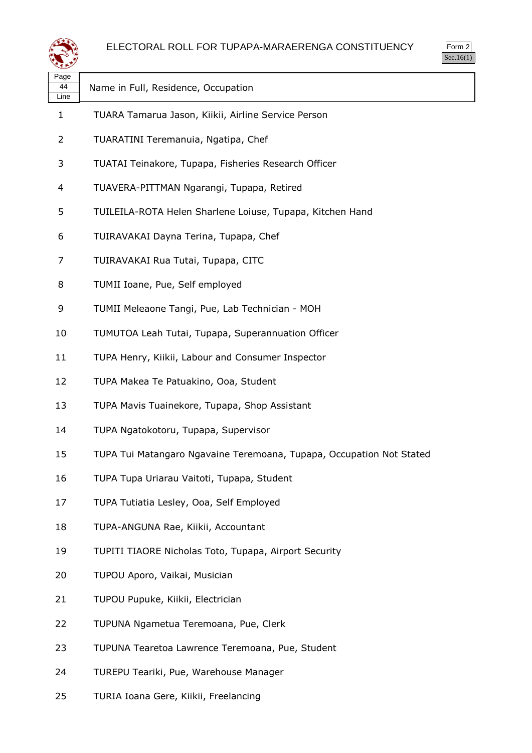# ELECTORAL ROLL FOR TUPAPA-MARAERENGA CONSTITUENCY

Form 2
Sec.16(1)

| Page 44 Line | Name in Full, Residence, Occupation |
|---|---|
| 1 | TUARA Tamarua Jason, Kiikii, Airline Service Person |
| 2 | TUARATINI Teremanuia, Ngatipa, Chef |
| 3 | TUATAI Teinakore, Tupapa, Fisheries Research Officer |
| 4 | TUAVERA-PITTMAN Ngarangi, Tupapa, Retired |
| 5 | TUILEILA-ROTA Helen Sharlene Loiuse, Tupapa, Kitchen Hand |
| 6 | TUIRAVAKAI Dayna Terina, Tupapa, Chef |
| 7 | TUIRAVAKAI Rua Tutai, Tupapa, CITC |
| 8 | TUMII Ioane, Pue, Self employed |
| 9 | TUMII Meleaone Tangi, Pue, Lab Technician - MOH |
| 10 | TUMUTOA Leah Tutai, Tupapa, Superannuation Officer |
| 11 | TUPA Henry, Kiikii, Labour and Consumer Inspector |
| 12 | TUPA Makea Te Patuakino, Ooa, Student |
| 13 | TUPA Mavis Tuainekore, Tupapa, Shop Assistant |
| 14 | TUPA Ngatokotoru, Tupapa, Supervisor |
| 15 | TUPA Tui Matangaro Ngavaine Teremoana, Tupapa, Occupation Not Stated |
| 16 | TUPA Tupa Uriarau Vaitoti, Tupapa, Student |
| 17 | TUPA Tutiatia Lesley, Ooa, Self Employed |
| 18 | TUPA-ANGUNA Rae, Kiikii, Accountant |
| 19 | TUPITI TIAORE Nicholas Toto, Tupapa, Airport Security |
| 20 | TUPOU Aporo, Vaikai, Musician |
| 21 | TUPOU Pupuke, Kiikii, Electrician |
| 22 | TUPUNA Ngametua Teremoana, Pue, Clerk |
| 23 | TUPUNA Tearetoa Lawrence Teremoana, Pue, Student |
| 24 | TUREPU Teariki, Pue, Warehouse Manager |
| 25 | TURIA Ioana Gere, Kiikii, Freelancing |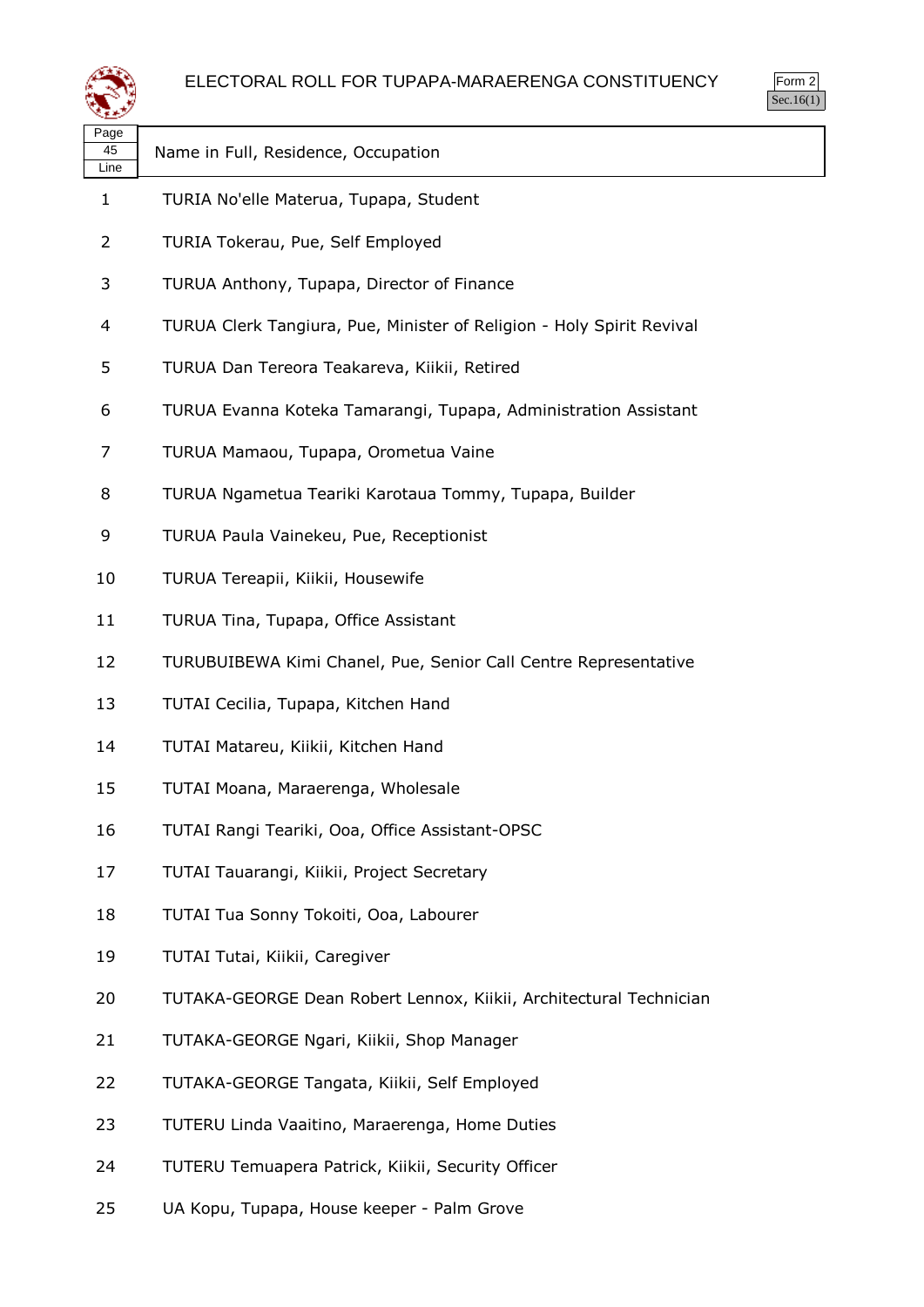# ELECTORAL ROLL FOR TUPAPA-MARAERENGA CONSTITUENCY

Form 2
Sec.16(1)

| Page 45 Line | Name in Full, Residence, Occupation |
|---|---|
| 1 | TURIA No'elle Materua, Tupapa, Student |
| 2 | TURIA Tokerau, Pue, Self Employed |
| 3 | TURUA Anthony, Tupapa, Director of Finance |
| 4 | TURUA Clerk Tangiura, Pue, Minister of Religion - Holy Spirit Revival |
| 5 | TURUA Dan Tereora Teakareva, Kiikii, Retired |
| 6 | TURUA Evanna Koteka Tamarangi, Tupapa, Administration Assistant |
| 7 | TURUA Mamaou, Tupapa, Orometua Vaine |
| 8 | TURUA Ngametua Teariki Karotaua Tommy, Tupapa, Builder |
| 9 | TURUA Paula Vainekeu, Pue, Receptionist |
| 10 | TURUA Tereapii, Kiikii, Housewife |
| 11 | TURUA Tina, Tupapa, Office Assistant |
| 12 | TURUBUIBEWA Kimi Chanel, Pue, Senior Call Centre Representative |
| 13 | TUTAI Cecilia, Tupapa, Kitchen Hand |
| 14 | TUTAI Matareu, Kiikii, Kitchen Hand |
| 15 | TUTAI Moana, Maraerenga, Wholesale |
| 16 | TUTAI Rangi Teariki, Ooa, Office Assistant-OPSC |
| 17 | TUTAI Tauarangi, Kiikii, Project Secretary |
| 18 | TUTAI Tua Sonny Tokoiti, Ooa, Labourer |
| 19 | TUTAI Tutai, Kiikii, Caregiver |
| 20 | TUTAKA-GEORGE Dean Robert Lennox, Kiikii, Architectural Technician |
| 21 | TUTAKA-GEORGE Ngari, Kiikii, Shop Manager |
| 22 | TUTAKA-GEORGE Tangata, Kiikii, Self Employed |
| 23 | TUTERU Linda Vaaitino, Maraerenga, Home Duties |
| 24 | TUTERU Temuapera Patrick, Kiikii, Security Officer |
| 25 | UA Kopu, Tupapa, House keeper - Palm Grove |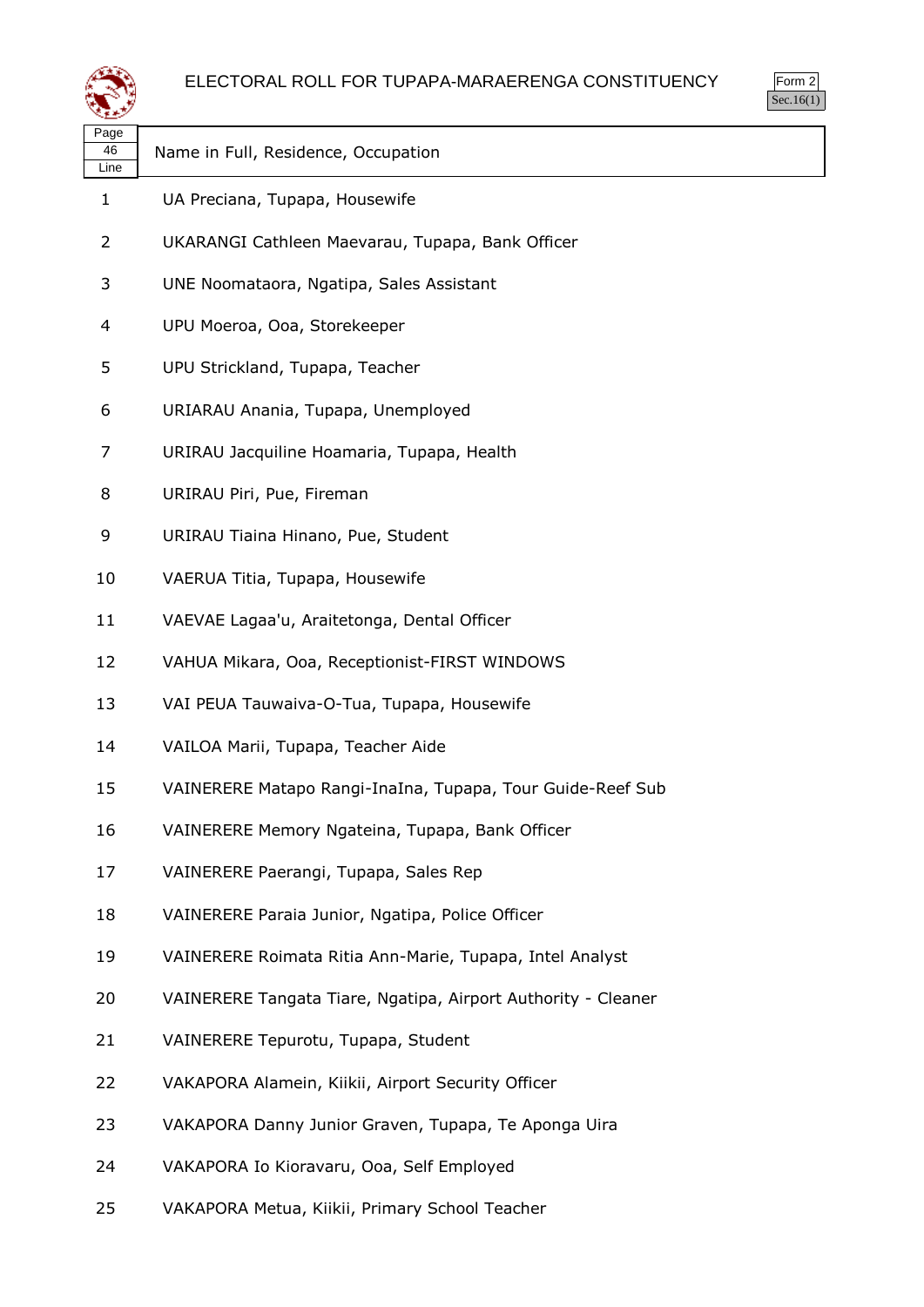# ELECTORAL ROLL FOR TUPAPA-MARAERENGA CONSTITUENCY

Form 2
Sec.16(1)

| Page 46 Line | Name in Full, Residence, Occupation |
|---|---|
| 1 | UA Preciana, Tupapa, Housewife |
| 2 | UKARANGI Cathleen Maevarau, Tupapa, Bank Officer |
| 3 | UNE Noomataora, Ngatipa, Sales Assistant |
| 4 | UPU Moeroa, Ooa, Storekeeper |
| 5 | UPU Strickland, Tupapa, Teacher |
| 6 | URIARAU Anania, Tupapa, Unemployed |
| 7 | URIRAU Jacquiline Hoamaria, Tupapa, Health |
| 8 | URIRAU Piri, Pue, Fireman |
| 9 | URIRAU Tiaina Hinano, Pue, Student |
| 10 | VAERUA Titia, Tupapa, Housewife |
| 11 | VAEVAE Lagaa'u, Araitetonga, Dental Officer |
| 12 | VAHUA Mikara, Ooa, Receptionist-FIRST WINDOWS |
| 13 | VAI PEUA Tauwaiva-O-Tua, Tupapa, Housewife |
| 14 | VAILOA Marii, Tupapa, Teacher Aide |
| 15 | VAINERERE Matapo Rangi-InaIna, Tupapa, Tour Guide-Reef Sub |
| 16 | VAINERERE Memory Ngateina, Tupapa, Bank Officer |
| 17 | VAINERERE Paerangi, Tupapa, Sales Rep |
| 18 | VAINERERE Paraia Junior, Ngatipa, Police Officer |
| 19 | VAINERERE Roimata Ritia Ann-Marie, Tupapa, Intel Analyst |
| 20 | VAINERERE Tangata Tiare, Ngatipa, Airport Authority - Cleaner |
| 21 | VAINERERE Tepurotu, Tupapa, Student |
| 22 | VAKAPORA Alamein, Kiikii, Airport Security Officer |
| 23 | VAKAPORA Danny Junior Graven, Tupapa, Te Aponga Uira |
| 24 | VAKAPORA Io Kioravaru, Ooa, Self Employed |
| 25 | VAKAPORA Metua, Kiikii, Primary School Teacher |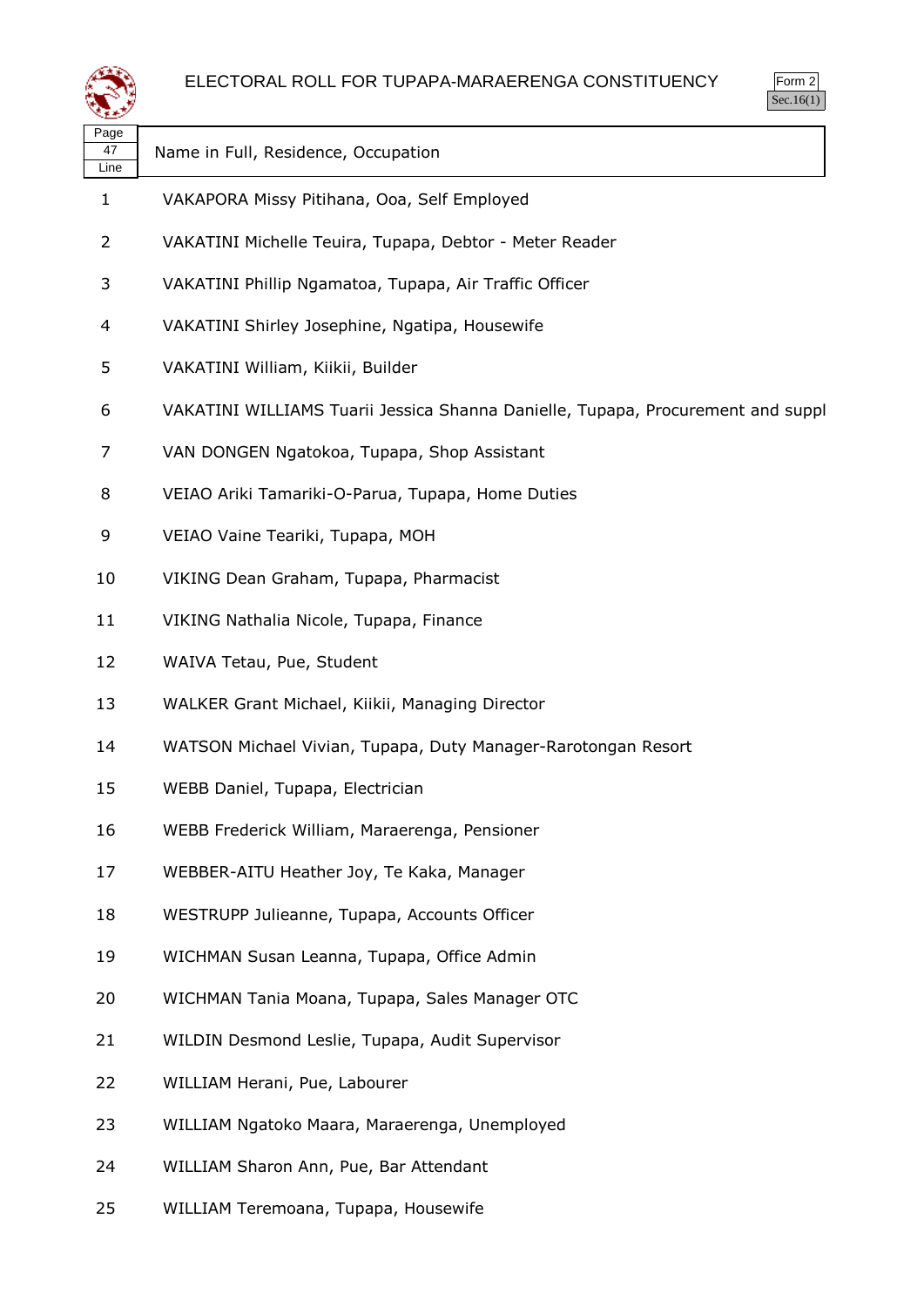# ELECTORAL ROLL FOR TUPAPA-MARAERENGA CONSTITUENCY

Form 2
Sec.16(1)

Page 47

| Line | Name in Full, Residence, Occupation |
|---|---|
| 1 | VAKAPORA Missy Pitihana, Ooa, Self Employed |
| 2 | VAKATINI Michelle Teuira, Tupapa, Debtor - Meter Reader |
| 3 | VAKATINI Phillip Ngamatoa, Tupapa, Air Traffic Officer |
| 4 | VAKATINI Shirley Josephine, Ngatipa, Housewife |
| 5 | VAKATINI William, Kiikii, Builder |
| 6 | VAKATINI WILLIAMS Tuarii Jessica Shanna Danielle, Tupapa, Procurement and suppl |
| 7 | VAN DONGEN Ngatokoa, Tupapa, Shop Assistant |
| 8 | VEIAO Ariki Tamariki-O-Parua, Tupapa, Home Duties |
| 9 | VEIAO Vaine Teariki, Tupapa, MOH |
| 10 | VIKING Dean Graham, Tupapa, Pharmacist |
| 11 | VIKING Nathalia Nicole, Tupapa, Finance |
| 12 | WAIVA Tetau, Pue, Student |
| 13 | WALKER Grant Michael, Kiikii, Managing Director |
| 14 | WATSON Michael Vivian, Tupapa, Duty Manager-Rarotongan Resort |
| 15 | WEBB Daniel, Tupapa, Electrician |
| 16 | WEBB Frederick William, Maraerenga, Pensioner |
| 17 | WEBBER-AITU Heather Joy, Te Kaka, Manager |
| 18 | WESTRUPP Julieanne, Tupapa, Accounts Officer |
| 19 | WICHMAN Susan Leanna, Tupapa, Office Admin |
| 20 | WICHMAN Tania Moana, Tupapa, Sales Manager OTC |
| 21 | WILDIN Desmond Leslie, Tupapa, Audit Supervisor |
| 22 | WILLIAM Herani, Pue, Labourer |
| 23 | WILLIAM Ngatoko Maara, Maraerenga, Unemployed |
| 24 | WILLIAM Sharon Ann, Pue, Bar Attendant |
| 25 | WILLIAM Teremoana, Tupapa, Housewife |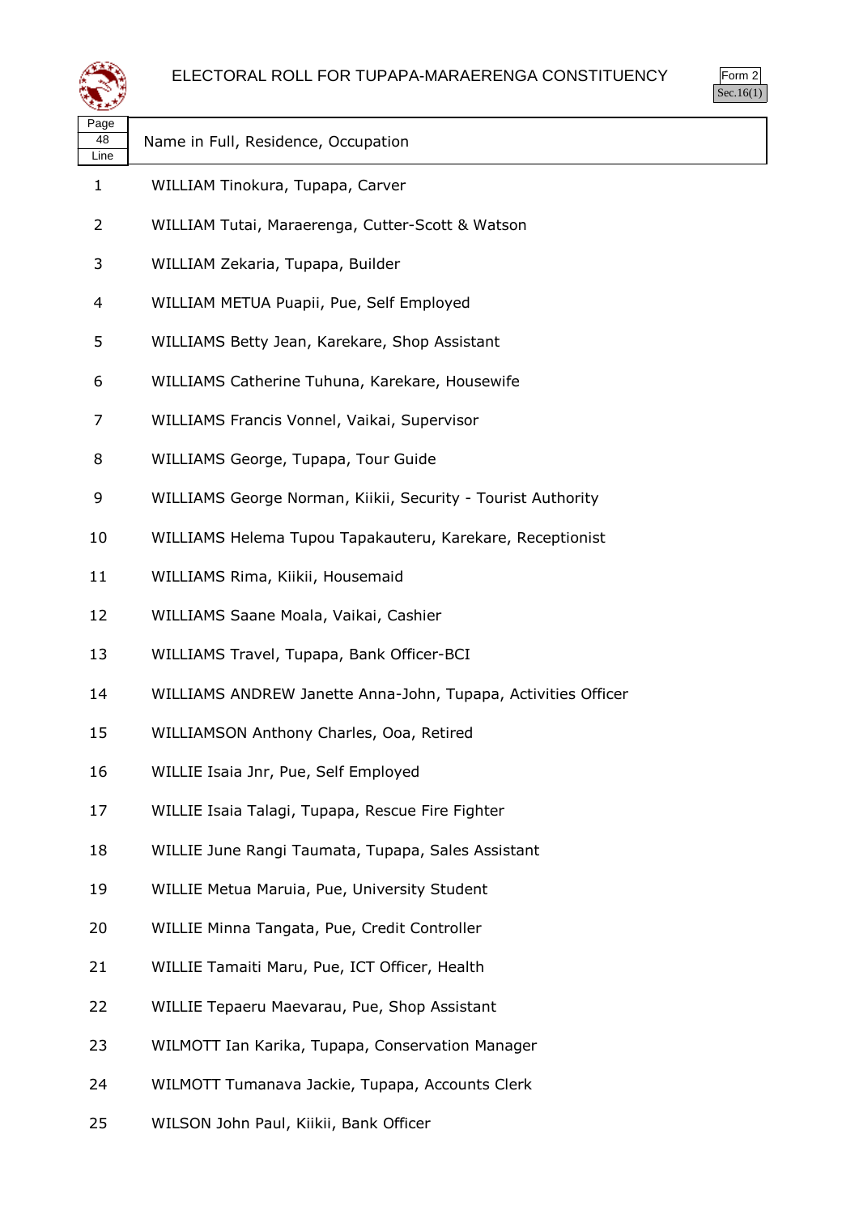# ELECTORAL ROLL FOR TUPAPA-MARAERENGA CONSTITUENCY

Form 2
Sec.16(1)

| Page 48 Line | Name in Full, Residence, Occupation |
|---|---|
| 1 | WILLIAM Tinokura, Tupapa, Carver |
| 2 | WILLIAM Tutai, Maraerenga, Cutter-Scott & Watson |
| 3 | WILLIAM Zekaria, Tupapa, Builder |
| 4 | WILLIAM METUA Puapii, Pue, Self Employed |
| 5 | WILLIAMS Betty Jean, Karekare, Shop Assistant |
| 6 | WILLIAMS Catherine Tuhuna, Karekare, Housewife |
| 7 | WILLIAMS Francis Vonnel, Vaikai, Supervisor |
| 8 | WILLIAMS George, Tupapa, Tour Guide |
| 9 | WILLIAMS George Norman, Kiikii, Security - Tourist Authority |
| 10 | WILLIAMS Helema Tupou Tapakauteru, Karekare, Receptionist |
| 11 | WILLIAMS Rima, Kiikii, Housemaid |
| 12 | WILLIAMS Saane Moala, Vaikai, Cashier |
| 13 | WILLIAMS Travel, Tupapa, Bank Officer-BCI |
| 14 | WILLIAMS ANDREW Janette Anna-John, Tupapa, Activities Officer |
| 15 | WILLIAMSON Anthony Charles, Ooa, Retired |
| 16 | WILLIE Isaia Jnr, Pue, Self Employed |
| 17 | WILLIE Isaia Talagi, Tupapa, Rescue Fire Fighter |
| 18 | WILLIE June Rangi Taumata, Tupapa, Sales Assistant |
| 19 | WILLIE Metua Maruia, Pue, University Student |
| 20 | WILLIE Minna Tangata, Pue, Credit Controller |
| 21 | WILLIE Tamaiti Maru, Pue, ICT Officer, Health |
| 22 | WILLIE Tepaeru Maevarau, Pue, Shop Assistant |
| 23 | WILMOTT Ian Karika, Tupapa, Conservation Manager |
| 24 | WILMOTT Tumanava Jackie, Tupapa, Accounts Clerk |
| 25 | WILSON John Paul, Kiikii, Bank Officer |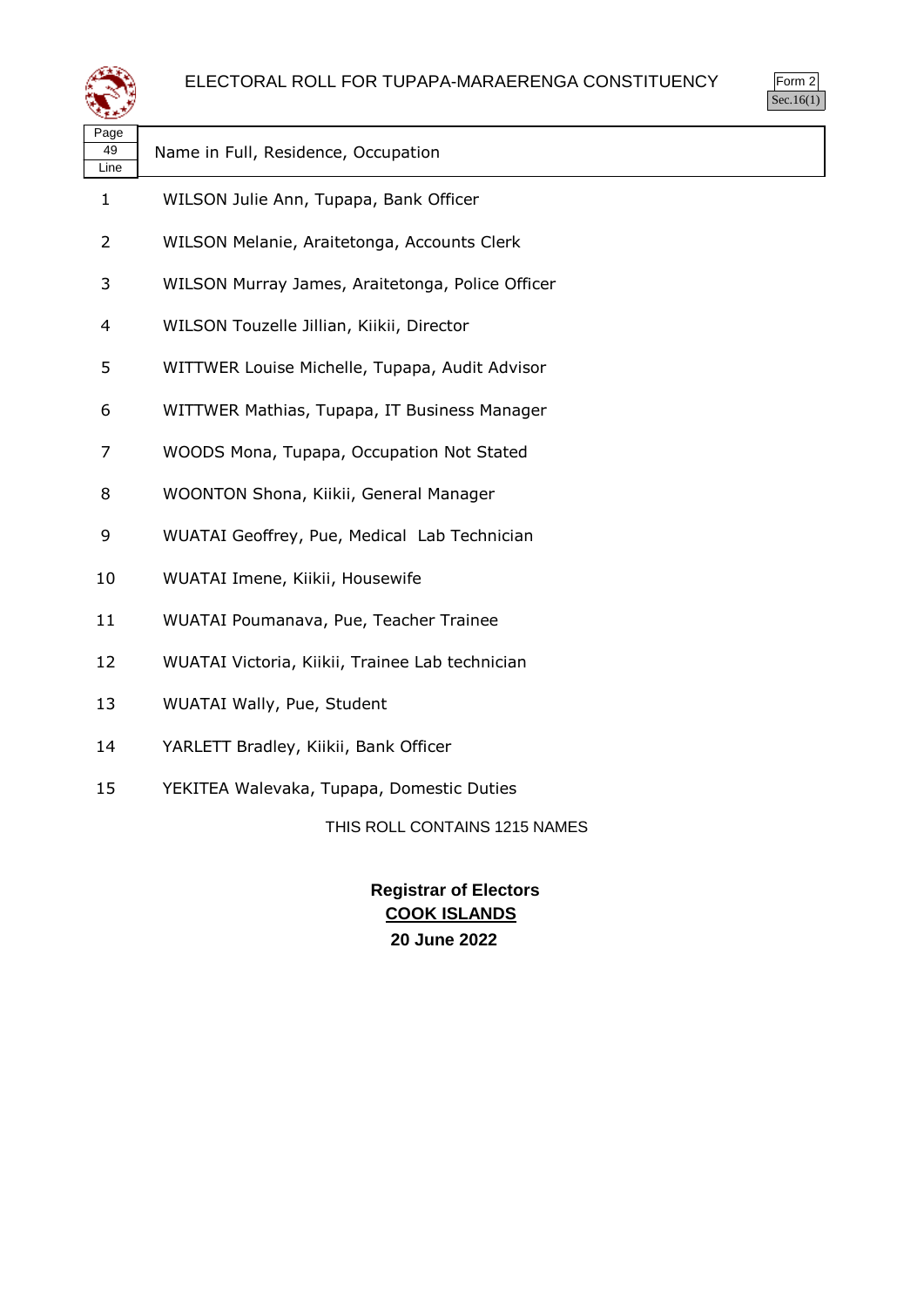ELECTORAL ROLL FOR TUPAPA-MARAERENGA CONSTITUENCY

Form 2
Sec.16(1)

| Page 49 Line | Name in Full, Residence, Occupation |
|---|---|
| 1 | WILSON Julie Ann, Tupapa, Bank Officer |
| 2 | WILSON Melanie, Araitetonga, Accounts Clerk |
| 3 | WILSON Murray James, Araitetonga, Police Officer |
| 4 | WILSON Touzelle Jillian, Kiikii, Director |
| 5 | WITTWER Louise Michelle, Tupapa, Audit Advisor |
| 6 | WITTWER Mathias, Tupapa, IT Business Manager |
| 7 | WOODS Mona, Tupapa, Occupation Not Stated |
| 8 | WOONTON Shona, Kiikii, General Manager |
| 9 | WUATAI Geoffrey, Pue, Medical Lab Technician |
| 10 | WUATAI Imene, Kiikii, Housewife |
| 11 | WUATAI Poumanava, Pue, Teacher Trainee |
| 12 | WUATAI Victoria, Kiikii, Trainee Lab technician |
| 13 | WUATAI Wally, Pue, Student |
| 14 | YARLETT Bradley, Kiikii, Bank Officer |
| 15 | YEKITEA Walevaka, Tupapa, Domestic Duties |

THIS ROLL CONTAINS 1215 NAMES

**Registrar of Electors**
**COOK ISLANDS**
**20 June 2022**